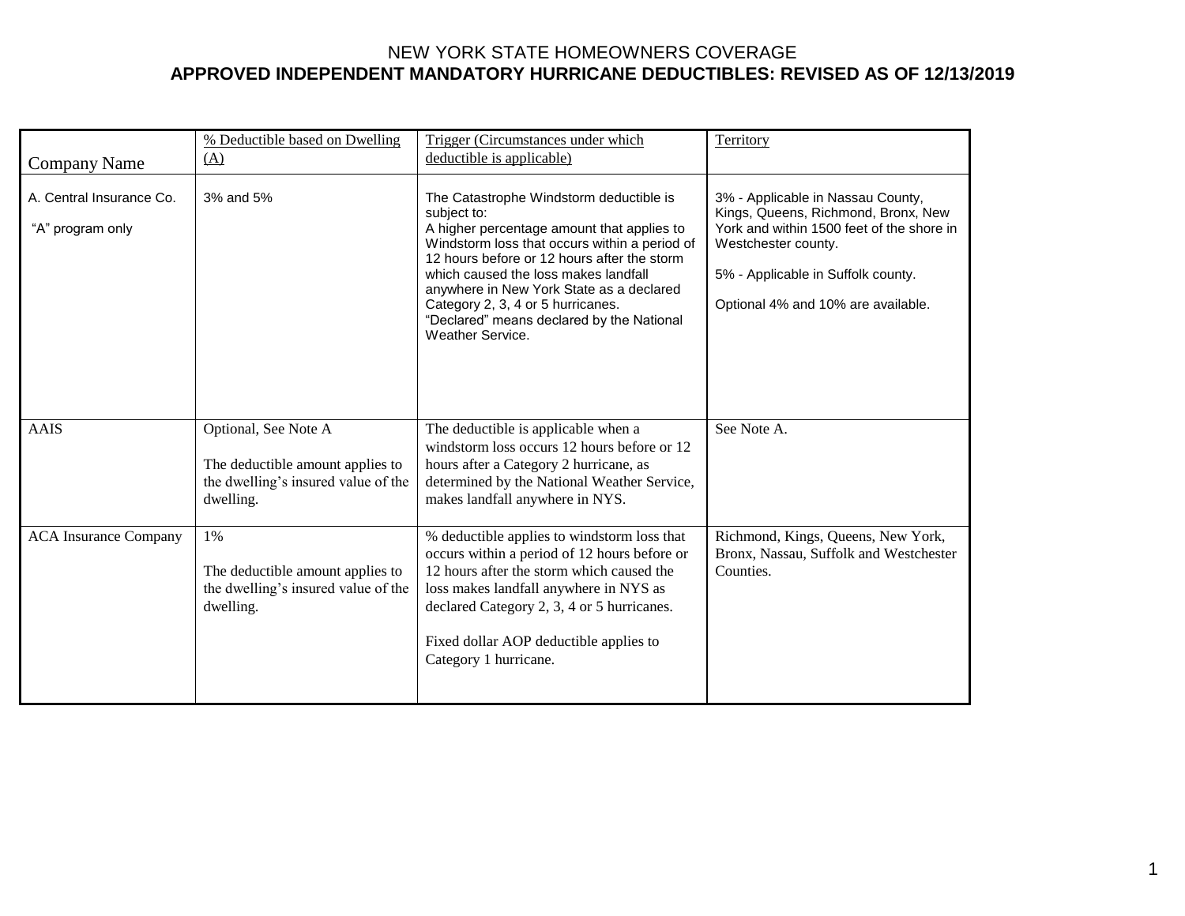# NEW YORK STATE HOMEOWNERS COVERAGE

## APPROVED INDEPENDENT MANDATORY HURRICANE DEDUCTIBLES: REVISED AS OF 12/13/2019

| Company Name | % Deductible based on Dwelling (A) | Trigger (Circumstances under which deductible is applicable) | Territory |
|---|---|---|---|
| A. Central Insurance Co.<br><br>"A" program only | 3% and 5% | The Catastrophe Windstorm deductible is subject to:<br>A higher percentage amount that applies to Windstorm loss that occurs within a period of 12 hours before or 12 hours after the storm which caused the loss makes landfall anywhere in New York State as a declared Category 2, 3, 4 or 5 hurricanes.<br>"Declared" means declared by the National Weather Service. | 3% - Applicable in Nassau County, Kings, Queens, Richmond, Bronx, New York and within 1500 feet of the shore in Westchester county.<br><br>5% - Applicable in Suffolk county.<br><br>Optional 4% and 10% are available. |
| AAIS | Optional, See Note A<br><br>The deductible amount applies to the dwelling's insured value of the dwelling. | The deductible is applicable when a windstorm loss occurs 12 hours before or 12 hours after a Category 2 hurricane, as determined by the National Weather Service, makes landfall anywhere in NYS. | See Note A. |
| ACA Insurance Company | 1%<br><br>The deductible amount applies to the dwelling's insured value of the dwelling. | % deductible applies to windstorm loss that occurs within a period of 12 hours before or 12 hours after the storm which caused the loss makes landfall anywhere in NYS as declared Category 2, 3, 4 or 5 hurricanes.<br><br>Fixed dollar AOP deductible applies to Category 1 hurricane. | Richmond, Kings, Queens, New York, Bronx, Nassau, Suffolk and Westchester Counties. |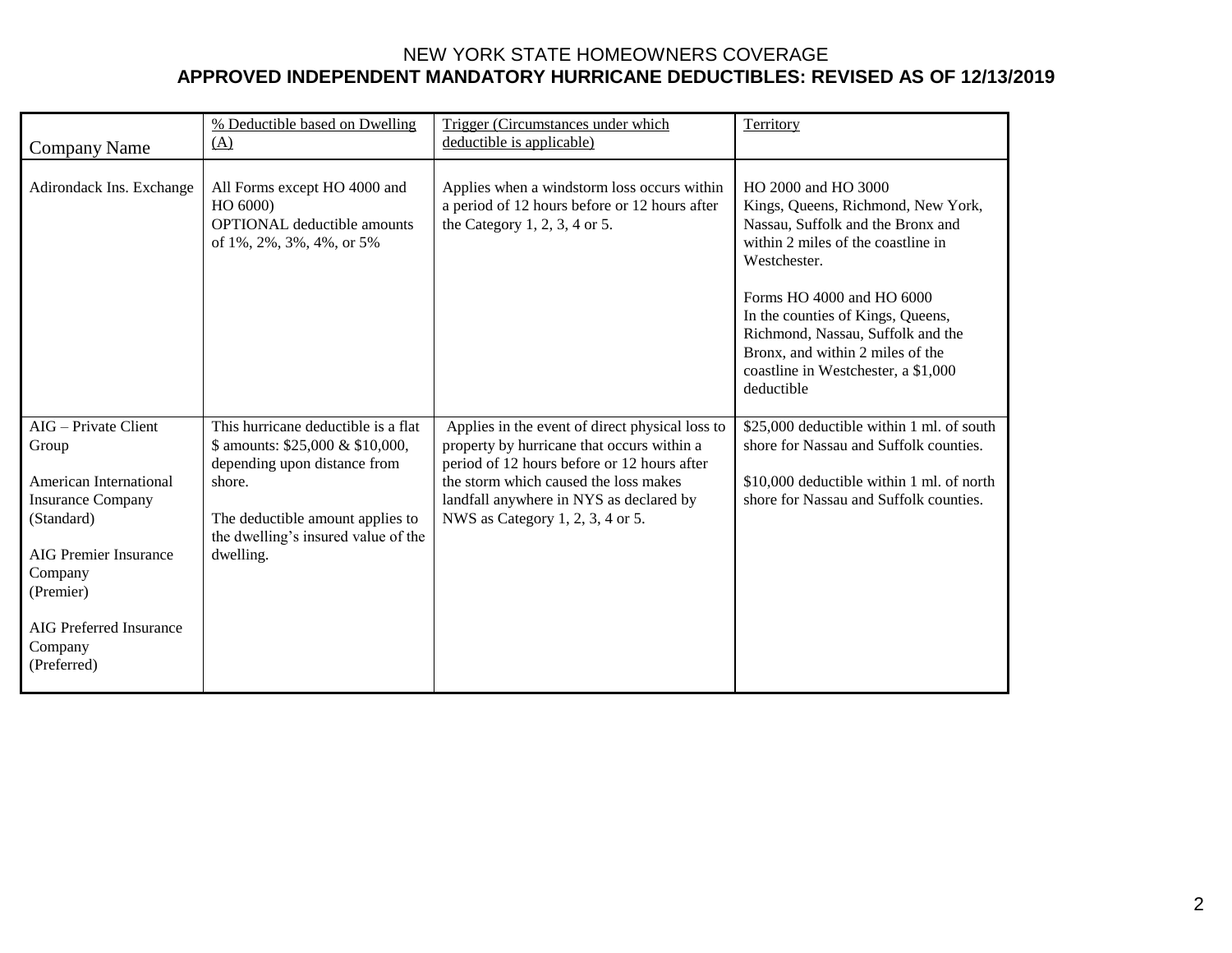NEW YORK STATE HOMEOWNERS COVERAGE

**APPROVED INDEPENDENT MANDATORY HURRICANE DEDUCTIBLES: REVISED AS OF 12/13/2019**

| Company Name | % Deductible based on Dwelling (A) | Trigger (Circumstances under which deductible is applicable) | Territory |
|---|---|---|---|
| Adirondack Ins. Exchange | All Forms except HO 4000 and HO 6000)<br>OPTIONAL deductible amounts of 1%, 2%, 3%, 4%, or 5% | Applies when a windstorm loss occurs within a period of 12 hours before or 12 hours after the Category 1, 2, 3, 4 or 5. | HO 2000 and HO 3000<br>Kings, Queens, Richmond, New York, Nassau, Suffolk and the Bronx and within 2 miles of the coastline in Westchester.<br><br>Forms HO 4000 and HO 6000<br>In the counties of Kings, Queens, Richmond, Nassau, Suffolk and the Bronx, and within 2 miles of the coastline in Westchester, a $1,000 deductible |
| AIG – Private Client Group<br><br>American International Insurance Company (Standard)<br><br>AIG Premier Insurance Company (Premier)<br><br>AIG Preferred Insurance Company (Preferred) | This hurricane deductible is a flat $ amounts: $25,000 & $10,000, depending upon distance from shore.<br><br>The deductible amount applies to the dwelling's insured value of the dwelling. | Applies in the event of direct physical loss to property by hurricane that occurs within a period of 12 hours before or 12 hours after the storm which caused the loss makes landfall anywhere in NYS as declared by NWS as Category 1, 2, 3, 4 or 5. | $25,000 deductible within 1 ml. of south shore for Nassau and Suffolk counties.<br><br>$10,000 deductible within 1 ml. of north shore for Nassau and Suffolk counties. |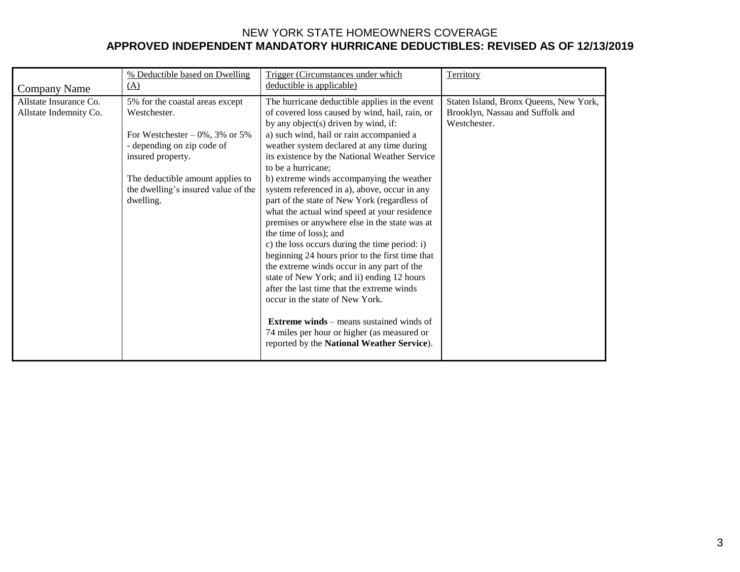# NEW YORK STATE HOMEOWNERS COVERAGE

## APPROVED INDEPENDENT MANDATORY HURRICANE DEDUCTIBLES: REVISED AS OF 12/13/2019

| Company Name | % Deductible based on Dwelling (A) | Trigger (Circumstances under which deductible is applicable) | Territory |
|---|---|---|---|
| Allstate Insurance Co.<br>Allstate Indemnity Co. | 5% for the coastal areas except Westchester.<br><br>For Westchester – 0%, 3% or 5% - depending on zip code of insured property.<br><br>The deductible amount applies to the dwelling's insured value of the dwelling. | The hurricane deductible applies in the event of covered loss caused by wind, hail, rain, or by any object(s) driven by wind, if:<br>a) such wind, hail or rain accompanied a weather system declared at any time during its existence by the National Weather Service to be a hurricane;<br>b) extreme winds accompanying the weather system referenced in a), above, occur in any part of the state of New York (regardless of what the actual wind speed at your residence premises or anywhere else in the state was at the time of loss); and<br>c) the loss occurs during the time period: i) beginning 24 hours prior to the first time that the extreme winds occur in any part of the state of New York; and ii) ending 12 hours after the last time that the extreme winds occur in the state of New York.<br><br>**Extreme winds** – means sustained winds of 74 miles per hour or higher (as measured or reported by the **National Weather Service**). | Staten Island, Bronx Queens, New York, Brooklyn, Nassau and Suffolk and Westchester. |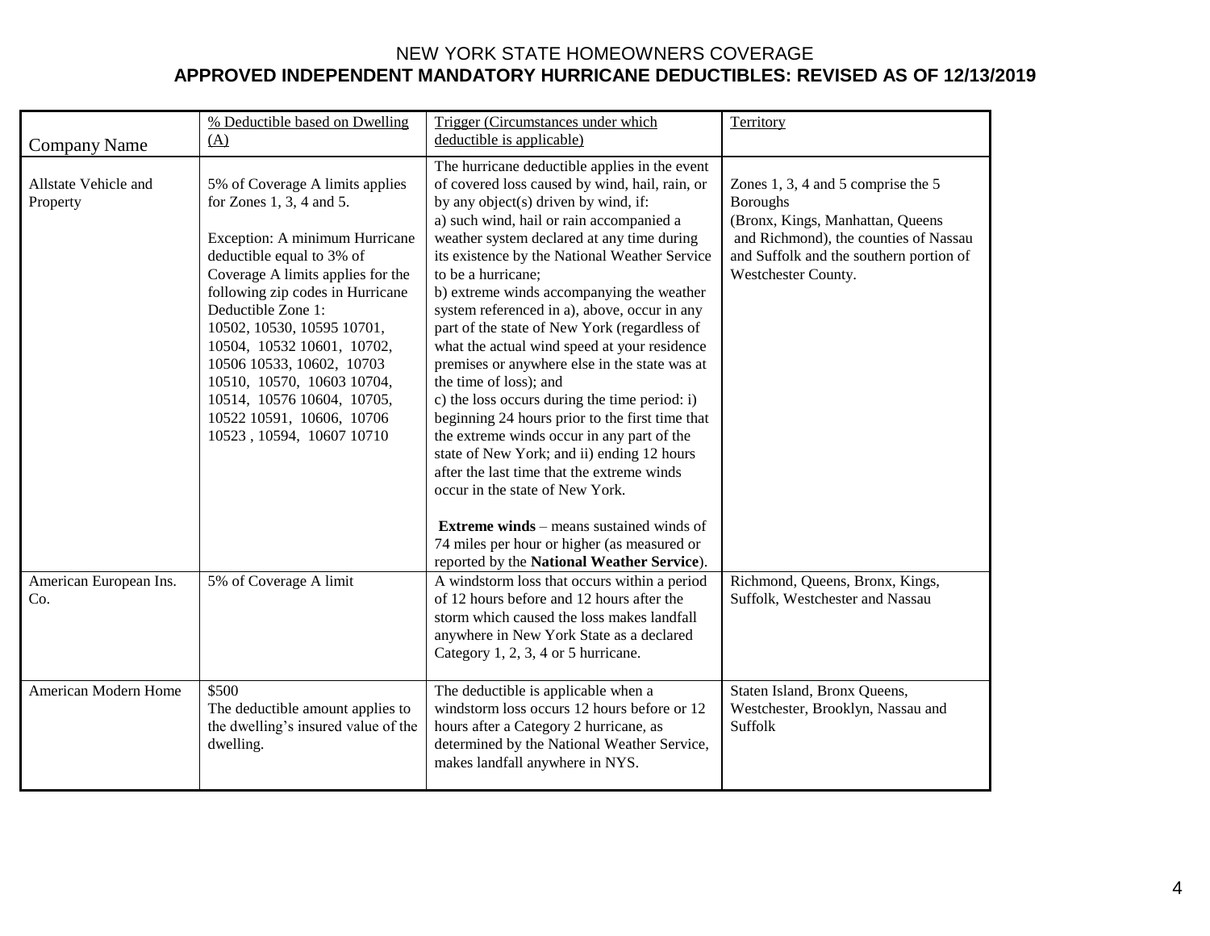# NEW YORK STATE HOMEOWNERS COVERAGE

## APPROVED INDEPENDENT MANDATORY HURRICANE DEDUCTIBLES: REVISED AS OF 12/13/2019

| Company Name | % Deductible based on Dwelling (A) | Trigger (Circumstances under which deductible is applicable) | Territory |
|---|---|---|---|
| Allstate Vehicle and Property | 5% of Coverage A limits applies for Zones 1, 3, 4 and 5.<br><br>Exception: A minimum Hurricane deductible equal to 3% of Coverage A limits applies for the following zip codes in Hurricane Deductible Zone 1:<br>10502, 10530, 10595 10701, 10504, 10532 10601, 10702, 10506 10533, 10602, 10703 10510, 10570, 10603 10704, 10514, 10576 10604, 10705, 10522 10591, 10606, 10706 10523 , 10594, 10607 10710 | The hurricane deductible applies in the event of covered loss caused by wind, hail, rain, or by any object(s) driven by wind, if:<br>a) such wind, hail or rain accompanied a weather system declared at any time during its existence by the National Weather Service to be a hurricane;<br>b) extreme winds accompanying the weather system referenced in a), above, occur in any part of the state of New York (regardless of what the actual wind speed at your residence premises or anywhere else in the state was at the time of loss); and<br>c) the loss occurs during the time period: i) beginning 24 hours prior to the first time that the extreme winds occur in any part of the state of New York; and ii) ending 12 hours after the last time that the extreme winds occur in the state of New York.<br><br>**Extreme winds** – means sustained winds of 74 miles per hour or higher (as measured or reported by the **National Weather Service**). | Zones 1, 3, 4 and 5 comprise the 5 Boroughs (Bronx, Kings, Manhattan, Queens and Richmond), the counties of Nassau and Suffolk and the southern portion of Westchester County. |
| American European Ins. Co. | 5% of Coverage A limit | A windstorm loss that occurs within a period of 12 hours before and 12 hours after the storm which caused the loss makes landfall anywhere in New York State as a declared Category 1, 2, 3, 4 or 5 hurricane. | Richmond, Queens, Bronx, Kings, Suffolk, Westchester and Nassau |
| American Modern Home | \$500<br>The deductible amount applies to the dwelling's insured value of the dwelling. | The deductible is applicable when a windstorm loss occurs 12 hours before or 12 hours after a Category 2 hurricane, as determined by the National Weather Service, makes landfall anywhere in NYS. | Staten Island, Bronx Queens, Westchester, Brooklyn, Nassau and Suffolk |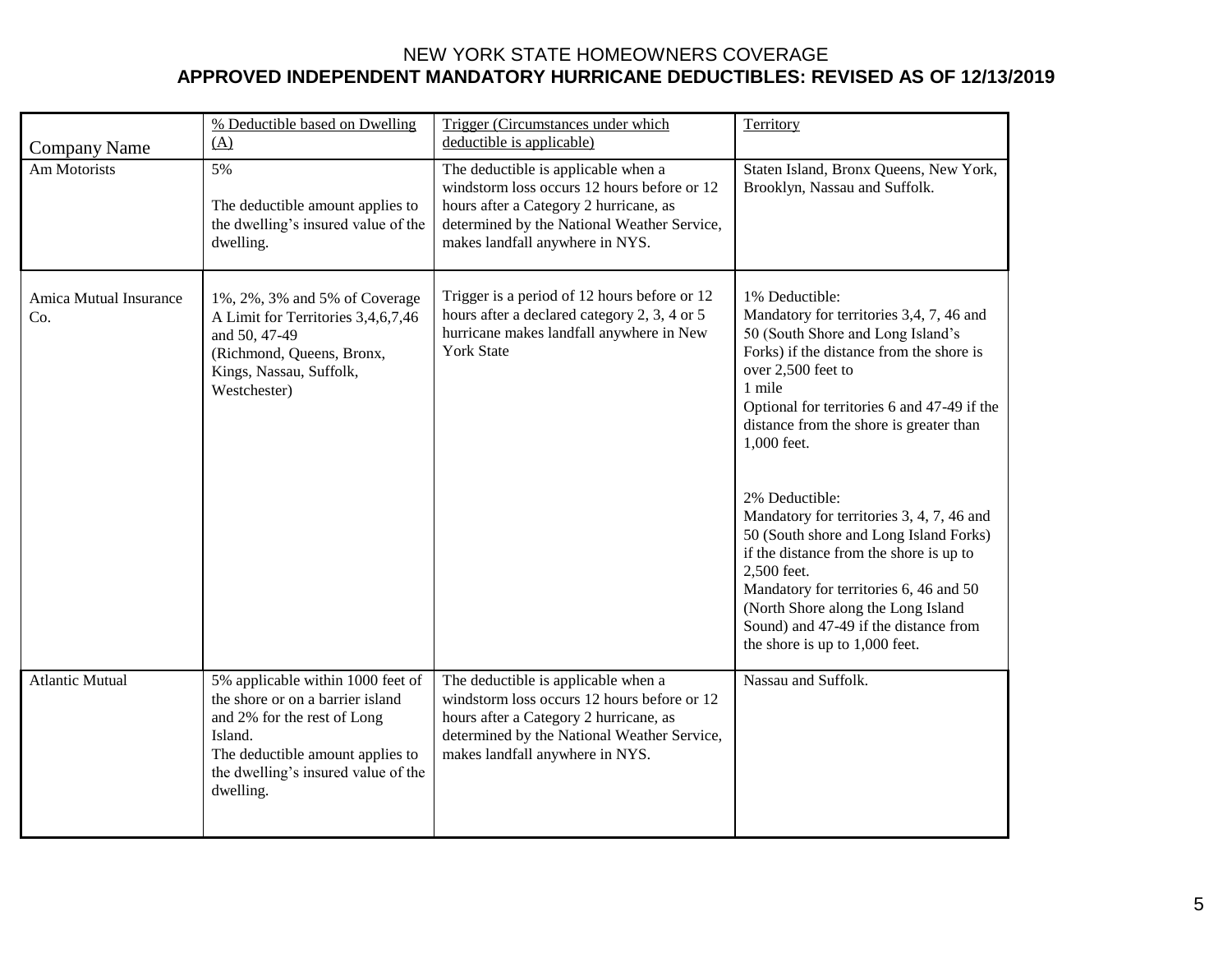# NEW YORK STATE HOMEOWNERS COVERAGE

## APPROVED INDEPENDENT MANDATORY HURRICANE DEDUCTIBLES: REVISED AS OF 12/13/2019

| Company Name | % Deductible based on Dwelling (A) | Trigger (Circumstances under which deductible is applicable) | Territory |
|---|---|---|---|
| Am Motorists | 5%<br><br>The deductible amount applies to the dwelling's insured value of the dwelling. | The deductible is applicable when a windstorm loss occurs 12 hours before or 12 hours after a Category 2 hurricane, as determined by the National Weather Service, makes landfall anywhere in NYS. | Staten Island, Bronx Queens, New York, Brooklyn, Nassau and Suffolk. |
| Amica Mutual Insurance Co. | 1%, 2%, 3% and 5% of Coverage A Limit for Territories 3,4,6,7,46 and 50, 47-49 (Richmond, Queens, Bronx, Kings, Nassau, Suffolk, Westchester) | Trigger is a period of 12 hours before or 12 hours after a declared category 2, 3, 4 or 5 hurricane makes landfall anywhere in New York State | 1% Deductible:<br>Mandatory for territories 3,4, 7, 46 and 50 (South Shore and Long Island's Forks) if the distance from the shore is over 2,500 feet to 1 mile<br>Optional for territories 6 and 47-49 if the distance from the shore is greater than 1,000 feet.<br><br>2% Deductible:<br>Mandatory for territories 3, 4, 7, 46 and 50 (South shore and Long Island Forks) if the distance from the shore is up to 2,500 feet.<br>Mandatory for territories 6, 46 and 50 (North Shore along the Long Island Sound) and 47-49 if the distance from the shore is up to 1,000 feet. |
| Atlantic Mutual | 5% applicable within 1000 feet of the shore or on a barrier island and 2% for the rest of Long Island.<br>The deductible amount applies to the dwelling's insured value of the dwelling. | The deductible is applicable when a windstorm loss occurs 12 hours before or 12 hours after a Category 2 hurricane, as determined by the National Weather Service, makes landfall anywhere in NYS. | Nassau and Suffolk. |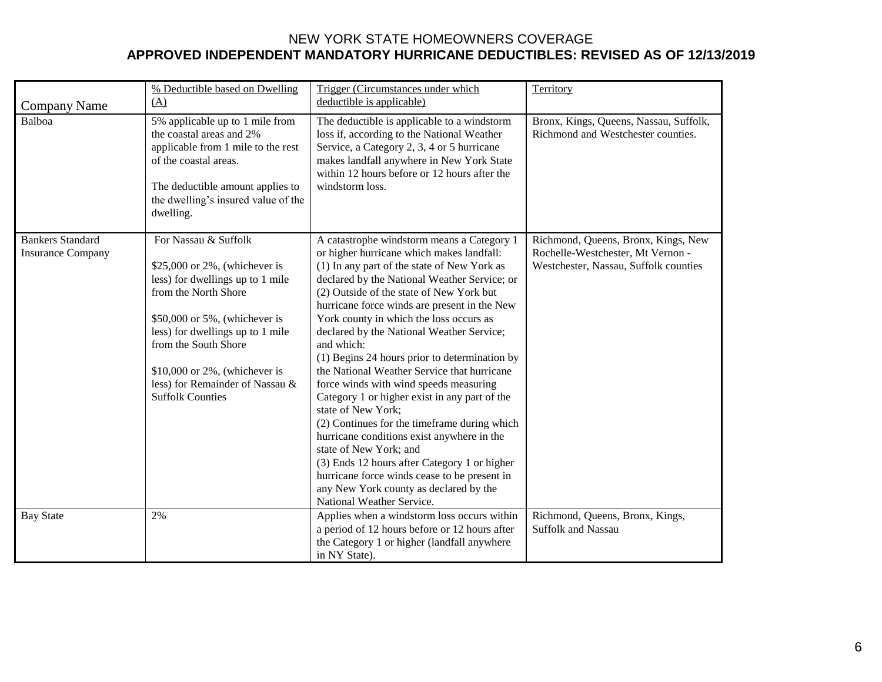# NEW YORK STATE HOMEOWNERS COVERAGE

## APPROVED INDEPENDENT MANDATORY HURRICANE DEDUCTIBLES: REVISED AS OF 12/13/2019

| Company Name | % Deductible based on Dwelling (A) | Trigger (Circumstances under which deductible is applicable) | Territory |
|---|---|---|---|
| Balboa | 5% applicable up to 1 mile from the coastal areas and 2% applicable from 1 mile to the rest of the coastal areas.<br><br>The deductible amount applies to the dwelling's insured value of the dwelling. | The deductible is applicable to a windstorm loss if, according to the National Weather Service, a Category 2, 3, 4 or 5 hurricane makes landfall anywhere in New York State within 12 hours before or 12 hours after the windstorm loss. | Bronx, Kings, Queens, Nassau, Suffolk, Richmond and Westchester counties. |
| Bankers Standard Insurance Company | For Nassau & Suffolk<br><br>$25,000 or 2%, (whichever is less) for dwellings up to 1 mile from the North Shore<br><br>$50,000 or 5%, (whichever is less) for dwellings up to 1 mile from the South Shore<br><br>$10,000 or 2%, (whichever is less) for Remainder of Nassau & Suffolk Counties | A catastrophe windstorm means a Category 1 or higher hurricane which makes landfall:<br>(1) In any part of the state of New York as declared by the National Weather Service; or<br>(2) Outside of the state of New York but hurricane force winds are present in the New York county in which the loss occurs as declared by the National Weather Service; and which:<br>(1) Begins 24 hours prior to determination by the National Weather Service that hurricane force winds with wind speeds measuring Category 1 or higher exist in any part of the state of New York;<br>(2) Continues for the timeframe during which hurricane conditions exist anywhere in the state of New York; and<br>(3) Ends 12 hours after Category 1 or higher hurricane force winds cease to be present in any New York county as declared by the National Weather Service. | Richmond, Queens, Bronx, Kings, New Rochelle-Westchester, Mt Vernon - Westchester, Nassau, Suffolk counties |
| Bay State | 2% | Applies when a windstorm loss occurs within a period of 12 hours before or 12 hours after the Category 1 or higher (landfall anywhere in NY State). | Richmond, Queens, Bronx, Kings, Suffolk and Nassau |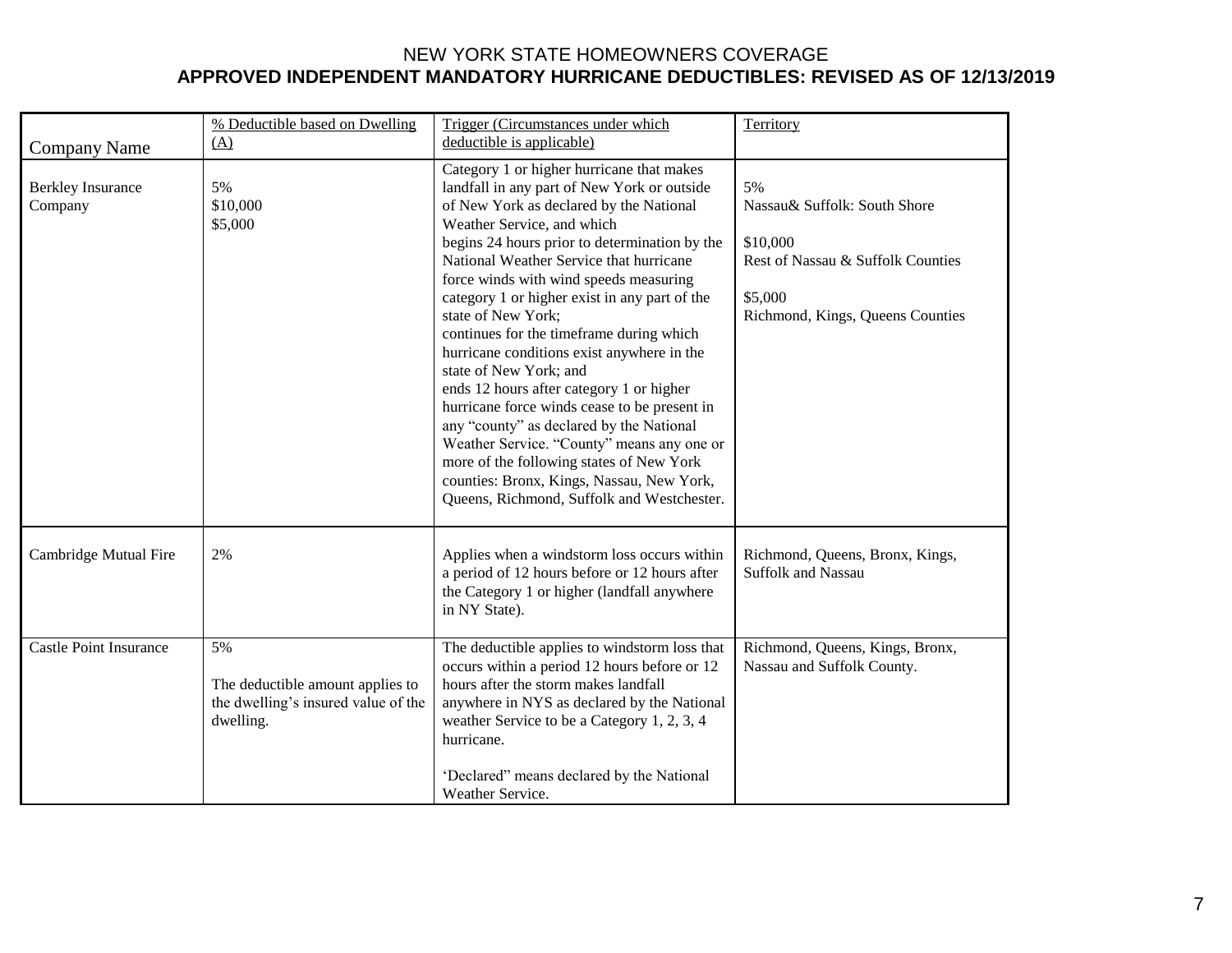# NEW YORK STATE HOMEOWNERS COVERAGE

## APPROVED INDEPENDENT MANDATORY HURRICANE DEDUCTIBLES: REVISED AS OF 12/13/2019

| Company Name | % Deductible based on Dwelling (A) | Trigger (Circumstances under which deductible is applicable) | Territory |
|---|---|---|---|
| Berkley Insurance Company | 5%<br>$10,000<br>$5,000 | Category 1 or higher hurricane that makes landfall in any part of New York or outside of New York as declared by the National Weather Service, and which begins 24 hours prior to determination by the National Weather Service that hurricane force winds with wind speeds measuring category 1 or higher exist in any part of the state of New York; continues for the timeframe during which hurricane conditions exist anywhere in the state of New York; and ends 12 hours after category 1 or higher hurricane force winds cease to be present in any "county" as declared by the National Weather Service. "County" means any one or more of the following states of New York counties: Bronx, Kings, Nassau, New York, Queens, Richmond, Suffolk and Westchester. | 5%<br>Nassau& Suffolk: South Shore<br><br>$10,000<br>Rest of Nassau & Suffolk Counties<br><br>$5,000<br>Richmond, Kings, Queens Counties |
| Cambridge Mutual Fire | 2% | Applies when a windstorm loss occurs within a period of 12 hours before or 12 hours after the Category 1 or higher (landfall anywhere in NY State). | Richmond, Queens, Bronx, Kings, Suffolk and Nassau |
| Castle Point Insurance | 5%<br><br>The deductible amount applies to the dwelling's insured value of the dwelling. | The deductible applies to windstorm loss that occurs within a period 12 hours before or 12 hours after the storm makes landfall anywhere in NYS as declared by the National weather Service to be a Category 1, 2, 3, 4 hurricane.<br><br>'Declared" means declared by the National Weather Service. | Richmond, Queens, Kings, Bronx, Nassau and Suffolk County. |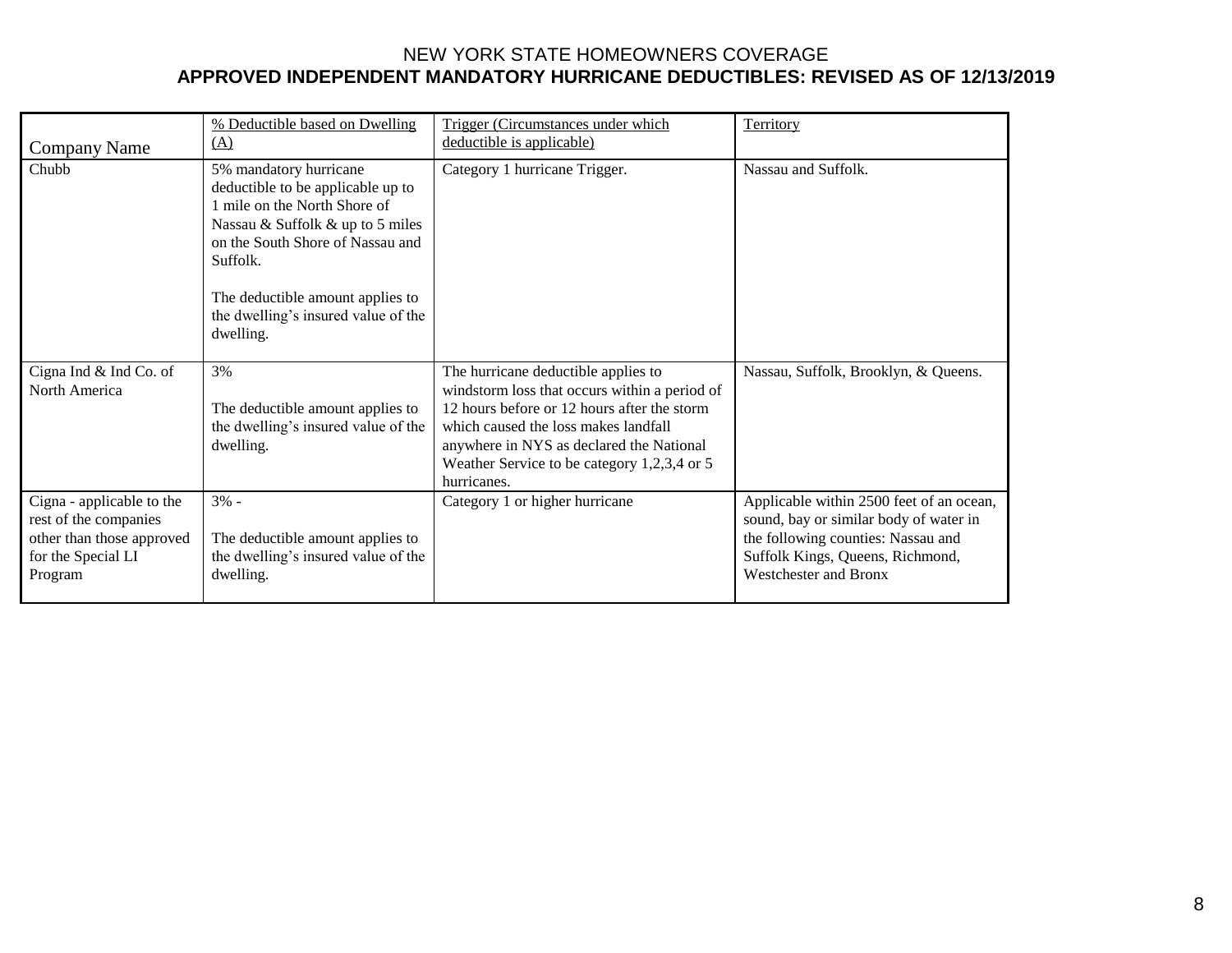# NEW YORK STATE HOMEOWNERS COVERAGE

## APPROVED INDEPENDENT MANDATORY HURRICANE DEDUCTIBLES: REVISED AS OF 12/13/2019

| Company Name | % Deductible based on Dwelling (A) | Trigger (Circumstances under which deductible is applicable) | Territory |
|---|---|---|---|
| Chubb | 5% mandatory hurricane deductible to be applicable up to 1 mile on the North Shore of Nassau & Suffolk & up to 5 miles on the South Shore of Nassau and Suffolk.<br><br>The deductible amount applies to the dwelling's insured value of the dwelling. | Category 1 hurricane Trigger. | Nassau and Suffolk. |
| Cigna Ind & Ind Co. of North America | 3%<br><br>The deductible amount applies to the dwelling's insured value of the dwelling. | The hurricane deductible applies to windstorm loss that occurs within a period of 12 hours before or 12 hours after the storm which caused the loss makes landfall anywhere in NYS as declared the National Weather Service to be category 1,2,3,4 or 5 hurricanes. | Nassau, Suffolk, Brooklyn, & Queens. |
| Cigna - applicable to the rest of the companies other than those approved for the Special LI Program | 3% -<br><br>The deductible amount applies to the dwelling's insured value of the dwelling. | Category 1 or higher hurricane | Applicable within 2500 feet of an ocean, sound, bay or similar body of water in the following counties: Nassau and Suffolk Kings, Queens, Richmond, Westchester and Bronx |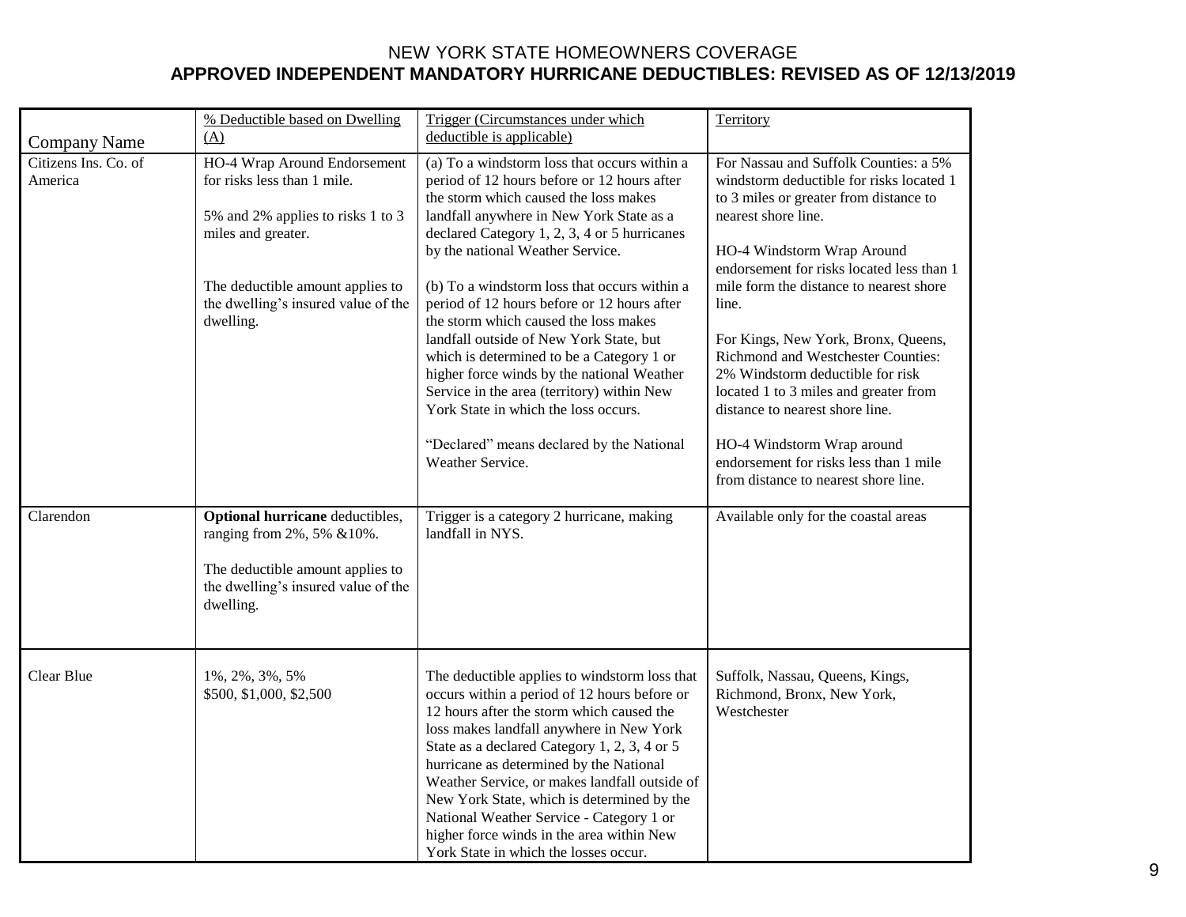# NEW YORK STATE HOMEOWNERS COVERAGE

## APPROVED INDEPENDENT MANDATORY HURRICANE DEDUCTIBLES: REVISED AS OF 12/13/2019

| Company Name | % Deductible based on Dwelling (A) | Trigger (Circumstances under which deductible is applicable) | Territory |
|---|---|---|---|
| Citizens Ins. Co. of America | HO-4 Wrap Around Endorsement for risks less than 1 mile.<br><br>5% and 2% applies to risks 1 to 3 miles and greater.<br><br>The deductible amount applies to the dwelling's insured value of the dwelling. | (a) To a windstorm loss that occurs within a period of 12 hours before or 12 hours after the storm which caused the loss makes landfall anywhere in New York State as a declared Category 1, 2, 3, 4 or 5 hurricanes by the national Weather Service.<br><br>(b) To a windstorm loss that occurs within a period of 12 hours before or 12 hours after the storm which caused the loss makes landfall outside of New York State, but which is determined to be a Category 1 or higher force winds by the national Weather Service in the area (territory) within New York State in which the loss occurs.<br><br>"Declared" means declared by the National Weather Service. | For Nassau and Suffolk Counties: a 5% windstorm deductible for risks located 1 to 3 miles or greater from distance to nearest shore line.<br><br>HO-4 Windstorm Wrap Around endorsement for risks located less than 1 mile form the distance to nearest shore line.<br><br>For Kings, New York, Bronx, Queens, Richmond and Westchester Counties: 2% Windstorm deductible for risk located 1 to 3 miles and greater from distance to nearest shore line.<br><br>HO-4 Windstorm Wrap around endorsement for risks less than 1 mile from distance to nearest shore line. |
| Clarendon | **Optional hurricane** deductibles, ranging from 2%, 5% &10%.<br><br>The deductible amount applies to the dwelling's insured value of the dwelling. | Trigger is a category 2 hurricane, making landfall in NYS. | Available only for the coastal areas |
| Clear Blue | 1%, 2%, 3%, 5%<br>$500, $1,000, $2,500 | The deductible applies to windstorm loss that occurs within a period of 12 hours before or 12 hours after the storm which caused the loss makes landfall anywhere in New York State as a declared Category 1, 2, 3, 4 or 5 hurricane as determined by the National Weather Service, or makes landfall outside of New York State, which is determined by the National Weather Service - Category 1 or higher force winds in the area within New York State in which the losses occur. | Suffolk, Nassau, Queens, Kings, Richmond, Bronx, New York, Westchester |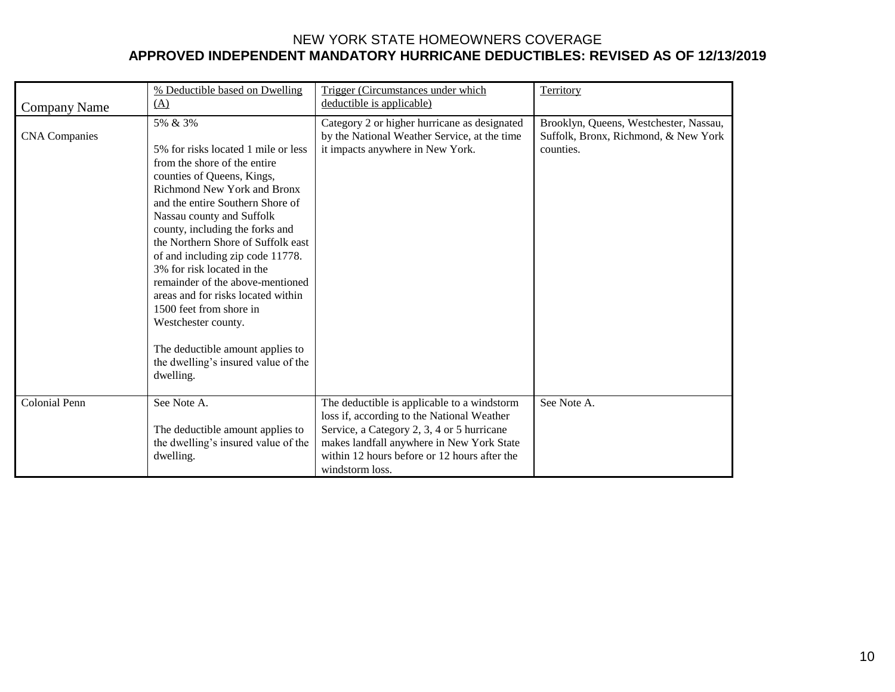NEW YORK STATE HOMEOWNERS COVERAGE

**APPROVED INDEPENDENT MANDATORY HURRICANE DEDUCTIBLES: REVISED AS OF 12/13/2019**

| Company Name | % Deductible based on Dwelling (A) | Trigger (Circumstances under which deductible is applicable) | Territory |
|---|---|---|---|
| CNA Companies | 5% & 3%<br><br>5% for risks located 1 mile or less from the shore of the entire counties of Queens, Kings, Richmond New York and Bronx and the entire Southern Shore of Nassau county and Suffolk county, including the forks and the Northern Shore of Suffolk east of and including zip code 11778. 3% for risk located in the remainder of the above-mentioned areas and for risks located within 1500 feet from shore in Westchester county.<br><br>The deductible amount applies to the dwelling's insured value of the dwelling. | Category 2 or higher hurricane as designated by the National Weather Service, at the time it impacts anywhere in New York. | Brooklyn, Queens, Westchester, Nassau, Suffolk, Bronx, Richmond, & New York counties. |
| Colonial Penn | See Note A.<br><br>The deductible amount applies to the dwelling's insured value of the dwelling. | The deductible is applicable to a windstorm loss if, according to the National Weather Service, a Category 2, 3, 4 or 5 hurricane makes landfall anywhere in New York State within 12 hours before or 12 hours after the windstorm loss. | See Note A. |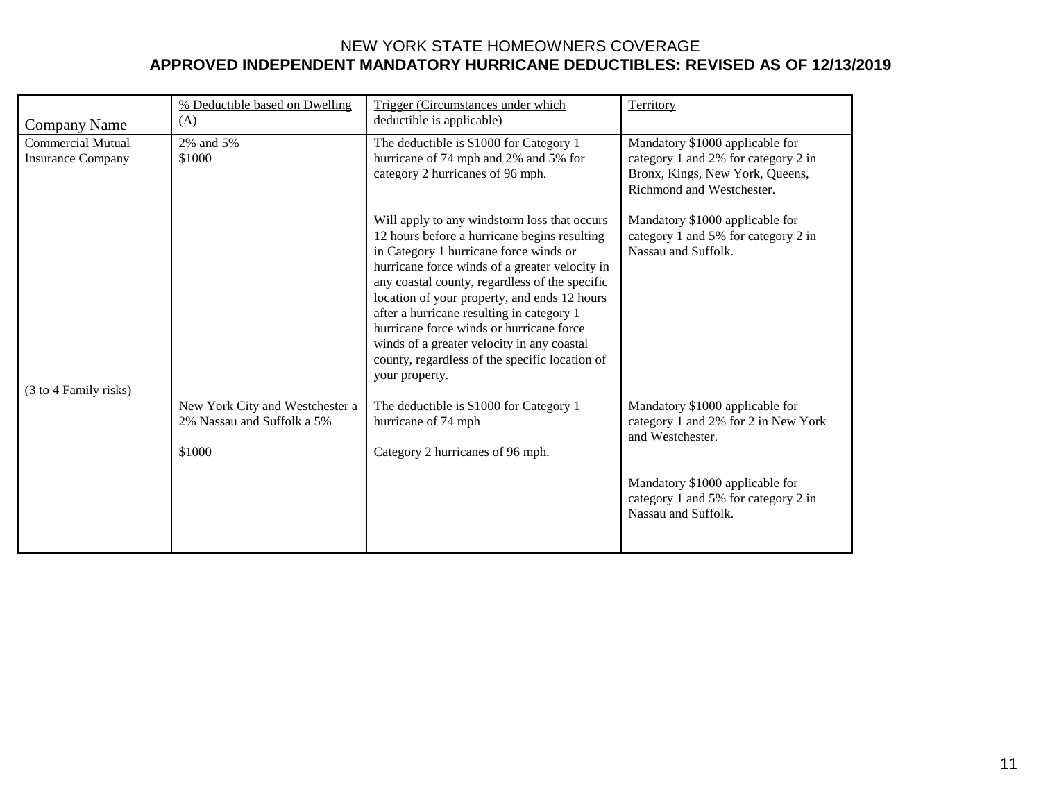NEW YORK STATE HOMEOWNERS COVERAGE

**APPROVED INDEPENDENT MANDATORY HURRICANE DEDUCTIBLES: REVISED AS OF 12/13/2019**

| Company Name | % Deductible based on Dwelling (A) | Trigger (Circumstances under which deductible is applicable) | Territory |
|---|---|---|---|
| Commercial Mutual Insurance Company | 2% and 5%<br>$1000 | The deductible is $1000 for Category 1 hurricane of 74 mph and 2% and 5% for category 2 hurricanes of 96 mph.<br><br>Will apply to any windstorm loss that occurs 12 hours before a hurricane begins resulting in Category 1 hurricane force winds or hurricane force winds of a greater velocity in any coastal county, regardless of the specific location of your property, and ends 12 hours after a hurricane resulting in category 1 hurricane force winds or hurricane force winds of a greater velocity in any coastal county, regardless of the specific location of your property. | Mandatory $1000 applicable for category 1 and 2% for category 2 in Bronx, Kings, New York, Queens, Richmond and Westchester.<br><br>Mandatory $1000 applicable for category 1 and 5% for category 2 in Nassau and Suffolk. |
| (3 to 4 Family risks) | New York City and Westchester a 2% Nassau and Suffolk a 5%<br><br>$1000 | The deductible is $1000 for Category 1 hurricane of 74 mph<br><br>Category 2 hurricanes of 96 mph. | Mandatory $1000 applicable for category 1 and 2% for 2 in New York and Westchester.<br><br>Mandatory $1000 applicable for category 1 and 5% for category 2 in Nassau and Suffolk. |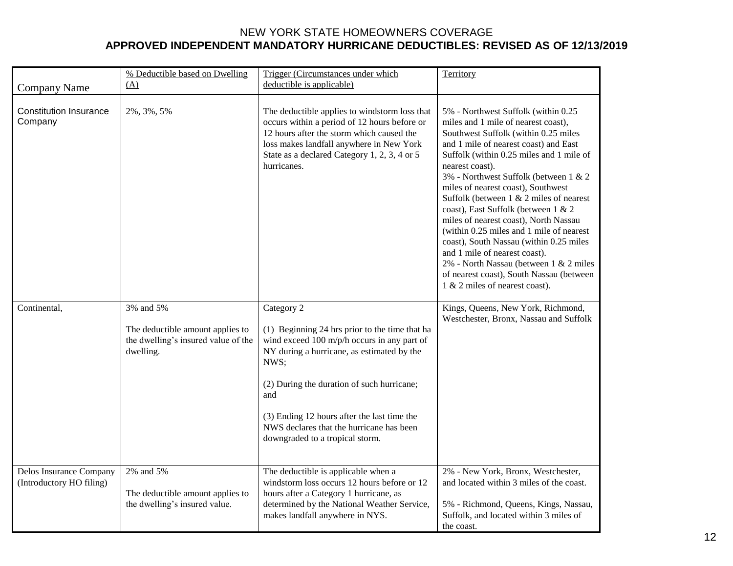NEW YORK STATE HOMEOWNERS COVERAGE

**APPROVED INDEPENDENT MANDATORY HURRICANE DEDUCTIBLES: REVISED AS OF 12/13/2019**

| Company Name | % Deductible based on Dwelling (A) | Trigger (Circumstances under which deductible is applicable) | Territory |
|---|---|---|---|
| Constitution Insurance Company | 2%, 3%, 5% | The deductible applies to windstorm loss that occurs within a period of 12 hours before or 12 hours after the storm which caused the loss makes landfall anywhere in New York State as a declared Category 1, 2, 3, 4 or 5 hurricanes. | 5% - Northwest Suffolk (within 0.25 miles and 1 mile of nearest coast), Southwest Suffolk (within 0.25 miles and 1 mile of nearest coast) and East Suffolk (within 0.25 miles and 1 mile of nearest coast).<br>3% - Northwest Suffolk (between 1 & 2 miles of nearest coast), Southwest Suffolk (between 1 & 2 miles of nearest coast), East Suffolk (between 1 & 2 miles of nearest coast), North Nassau (within 0.25 miles and 1 mile of nearest coast), South Nassau (within 0.25 miles and 1 mile of nearest coast).<br>2% - North Nassau (between 1 & 2 miles of nearest coast), South Nassau (between 1 & 2 miles of nearest coast). |
| Continental, | 3% and 5%<br><br>The deductible amount applies to the dwelling's insured value of the dwelling. | Category 2<br><br>(1) Beginning 24 hrs prior to the time that ha wind exceed 100 m/p/h occurs in any part of NY during a hurricane, as estimated by the NWS;<br><br>(2) During the duration of such hurricane; and<br><br>(3) Ending 12 hours after the last time the NWS declares that the hurricane has been downgraded to a tropical storm. | Kings, Queens, New York, Richmond, Westchester, Bronx, Nassau and Suffolk |
| Delos Insurance Company (Introductory HO filing) | 2% and 5%<br><br>The deductible amount applies to the dwelling's insured value. | The deductible is applicable when a windstorm loss occurs 12 hours before or 12 hours after a Category 1 hurricane, as determined by the National Weather Service, makes landfall anywhere in NYS. | 2% - New York, Bronx, Westchester, and located within 3 miles of the coast.<br><br>5% - Richmond, Queens, Kings, Nassau, Suffolk, and located within 3 miles of the coast. |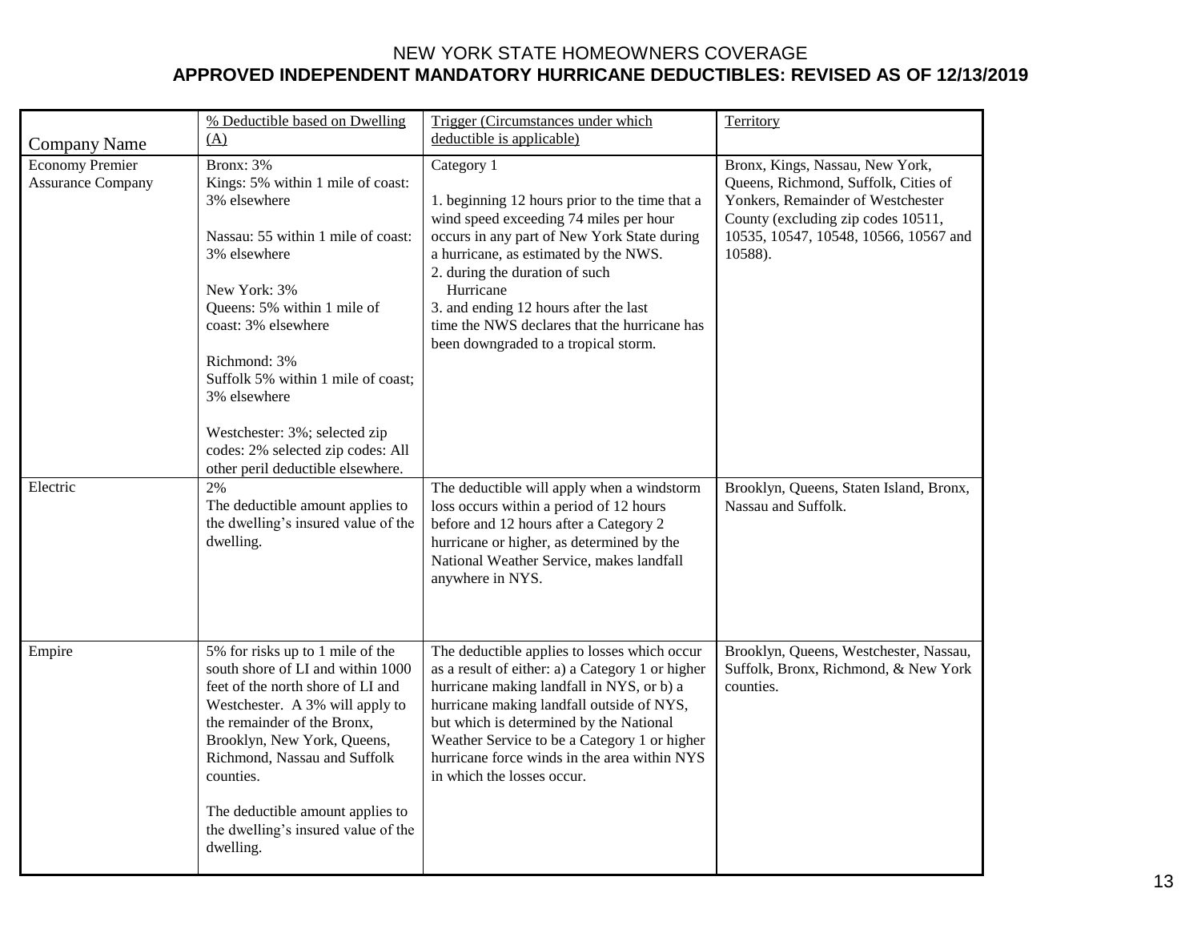NEW YORK STATE HOMEOWNERS COVERAGE

**APPROVED INDEPENDENT MANDATORY HURRICANE DEDUCTIBLES: REVISED AS OF 12/13/2019**

| Company Name | % Deductible based on Dwelling (A) | Trigger (Circumstances under which deductible is applicable) | Territory |
|---|---|---|---|
| Economy Premier Assurance Company | Bronx: 3%<br>Kings: 5% within 1 mile of coast: 3% elsewhere<br><br>Nassau: 55 within 1 mile of coast: 3% elsewhere<br><br>New York: 3%<br>Queens: 5% within 1 mile of coast: 3% elsewhere<br><br>Richmond: 3%<br>Suffolk 5% within 1 mile of coast; 3% elsewhere<br><br>Westchester: 3%; selected zip codes: 2% selected zip codes: All other peril deductible elsewhere. | Category 1<br><br>1. beginning 12 hours prior to the time that a wind speed exceeding 74 miles per hour occurs in any part of New York State during a hurricane, as estimated by the NWS.<br>2. during the duration of such Hurricane<br>3. and ending 12 hours after the last time the NWS declares that the hurricane has been downgraded to a tropical storm. | Bronx, Kings, Nassau, New York, Queens, Richmond, Suffolk, Cities of Yonkers, Remainder of Westchester County (excluding zip codes 10511, 10535, 10547, 10548, 10566, 10567 and 10588). |
| Electric | 2%<br>The deductible amount applies to the dwelling's insured value of the dwelling. | The deductible will apply when a windstorm loss occurs within a period of 12 hours before and 12 hours after a Category 2 hurricane or higher, as determined by the National Weather Service, makes landfall anywhere in NYS. | Brooklyn, Queens, Staten Island, Bronx, Nassau and Suffolk. |
| Empire | 5% for risks up to 1 mile of the south shore of LI and within 1000 feet of the north shore of LI and Westchester. A 3% will apply to the remainder of the Bronx, Brooklyn, New York, Queens, Richmond, Nassau and Suffolk counties.<br><br>The deductible amount applies to the dwelling's insured value of the dwelling. | The deductible applies to losses which occur as a result of either: a) a Category 1 or higher hurricane making landfall in NYS, or b) a hurricane making landfall outside of NYS, but which is determined by the National Weather Service to be a Category 1 or higher hurricane force winds in the area within NYS in which the losses occur. | Brooklyn, Queens, Westchester, Nassau, Suffolk, Bronx, Richmond, & New York counties. |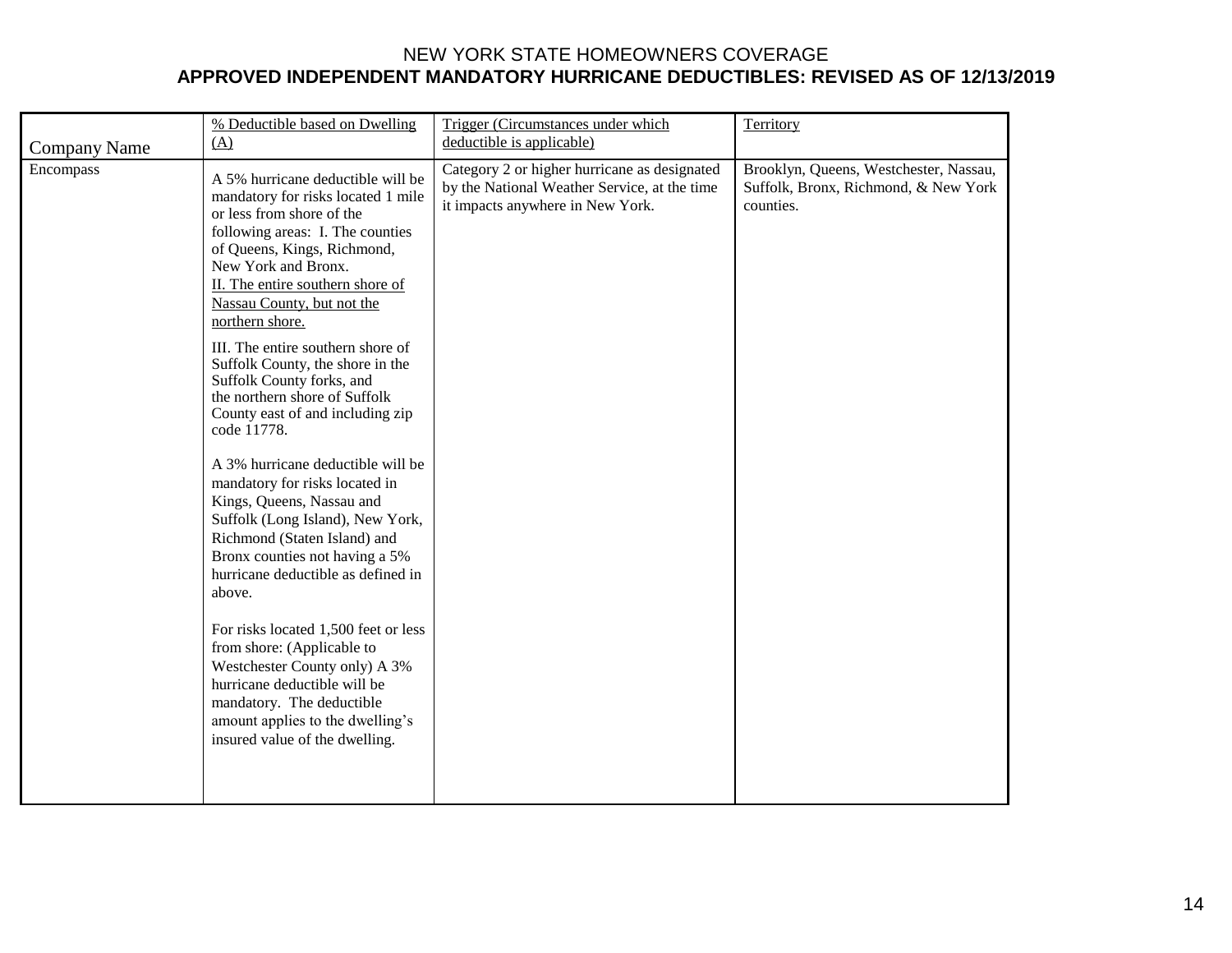NEW YORK STATE HOMEOWNERS COVERAGE

**APPROVED INDEPENDENT MANDATORY HURRICANE DEDUCTIBLES: REVISED AS OF 12/13/2019**

| Company Name | % Deductible based on Dwelling (A) | Trigger (Circumstances under which deductible is applicable) | Territory |
|---|---|---|---|
| Encompass | A 5% hurricane deductible will be mandatory for risks located 1 mile or less from shore of the following areas: I. The counties of Queens, Kings, Richmond, New York and Bronx. II. The entire southern shore of Nassau County, but not the northern shore. III. The entire southern shore of Suffolk County, the shore in the Suffolk County forks, and the northern shore of Suffolk County east of and including zip code 11778. A 3% hurricane deductible will be mandatory for risks located in Kings, Queens, Nassau and Suffolk (Long Island), New York, Richmond (Staten Island) and Bronx counties not having a 5% hurricane deductible as defined in above. For risks located 1,500 feet or less from shore: (Applicable to Westchester County only) A 3% hurricane deductible will be mandatory. The deductible amount applies to the dwelling's insured value of the dwelling. | Category 2 or higher hurricane as designated by the National Weather Service, at the time it impacts anywhere in New York. | Brooklyn, Queens, Westchester, Nassau, Suffolk, Bronx, Richmond, & New York counties. |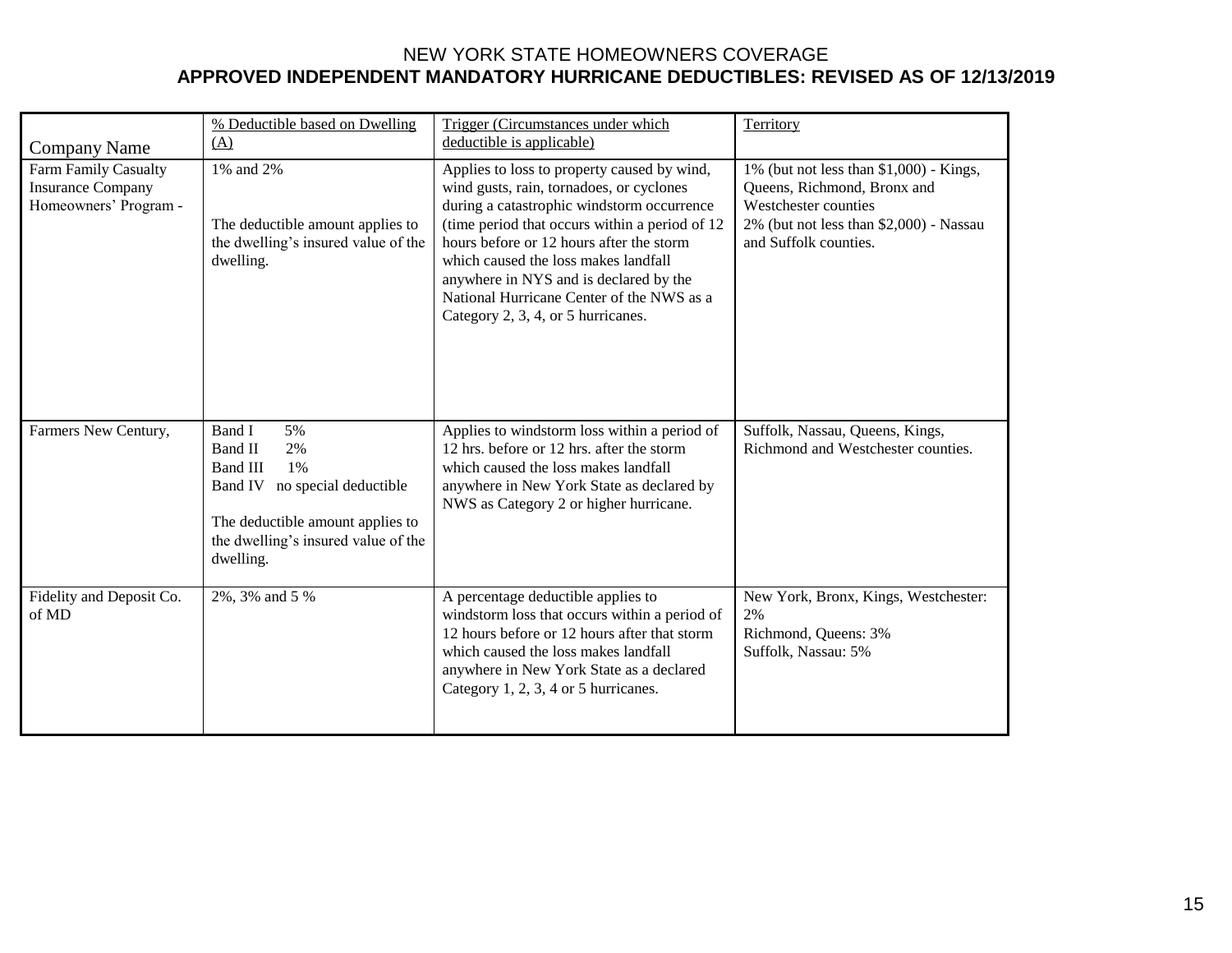NEW YORK STATE HOMEOWNERS COVERAGE

**APPROVED INDEPENDENT MANDATORY HURRICANE DEDUCTIBLES: REVISED AS OF 12/13/2019**

| Company Name | % Deductible based on Dwelling (A) | Trigger (Circumstances under which deductible is applicable) | Territory |
|---|---|---|---|
| Farm Family Casualty Insurance Company Homeowners' Program - | 1% and 2%<br><br>The deductible amount applies to the dwelling's insured value of the dwelling. | Applies to loss to property caused by wind, wind gusts, rain, tornadoes, or cyclones during a catastrophic windstorm occurrence (time period that occurs within a period of 12 hours before or 12 hours after the storm which caused the loss makes landfall anywhere in NYS and is declared by the National Hurricane Center of the NWS as a Category 2, 3, 4, or 5 hurricanes. | 1% (but not less than $1,000) - Kings, Queens, Richmond, Bronx and Westchester counties<br>2% (but not less than $2,000) - Nassau and Suffolk counties. |
| Farmers New Century, | Band I 5%<br>Band II 2%<br>Band III 1%<br>Band IV no special deductible<br><br>The deductible amount applies to the dwelling's insured value of the dwelling. | Applies to windstorm loss within a period of 12 hrs. before or 12 hrs. after the storm which caused the loss makes landfall anywhere in New York State as declared by NWS as Category 2 or higher hurricane. | Suffolk, Nassau, Queens, Kings, Richmond and Westchester counties. |
| Fidelity and Deposit Co. of MD | 2%, 3% and 5 % | A percentage deductible applies to windstorm loss that occurs within a period of 12 hours before or 12 hours after that storm which caused the loss makes landfall anywhere in New York State as a declared Category 1, 2, 3, 4 or 5 hurricanes. | New York, Bronx, Kings, Westchester: 2%<br>Richmond, Queens: 3%<br>Suffolk, Nassau: 5% |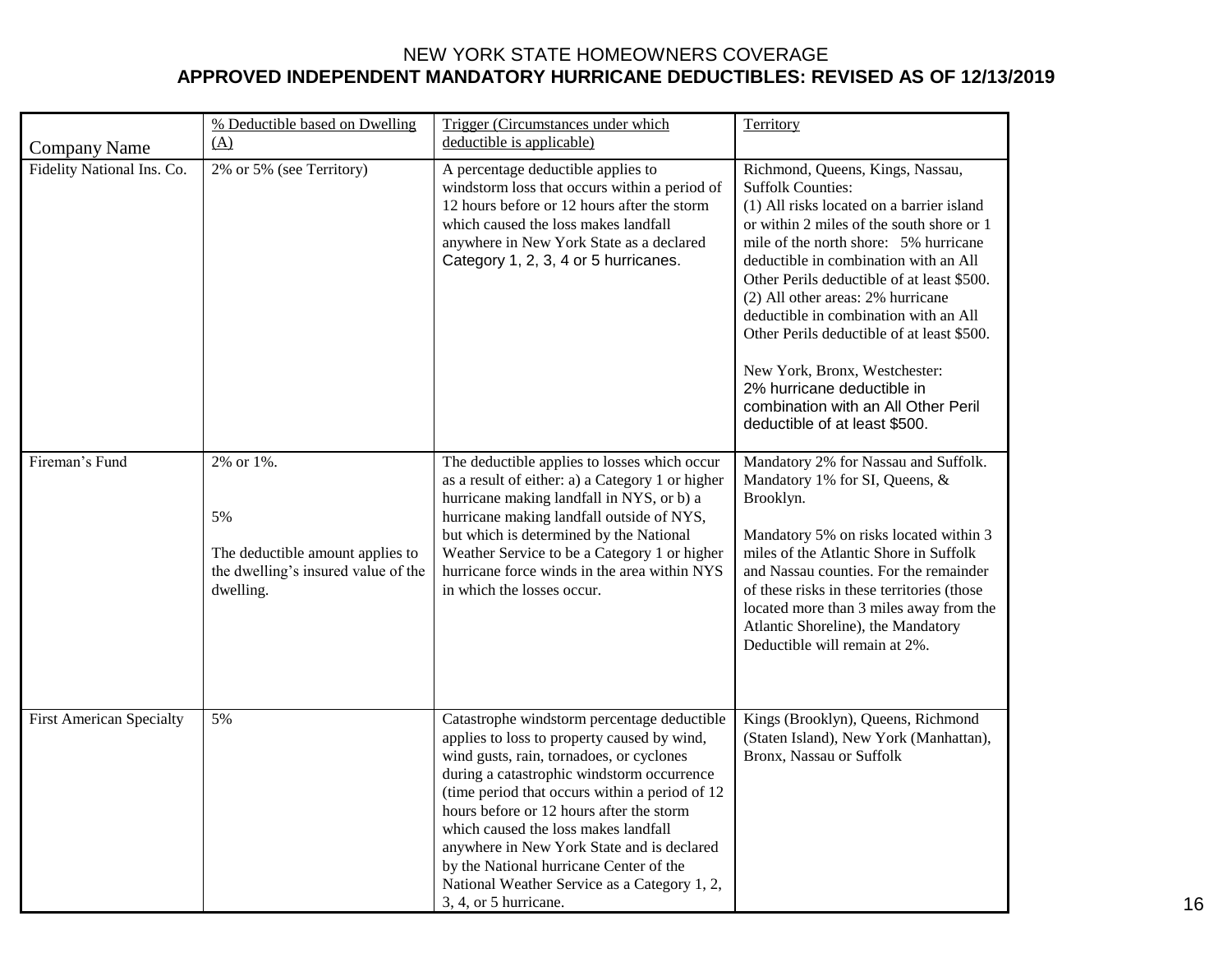NEW YORK STATE HOMEOWNERS COVERAGE

**APPROVED INDEPENDENT MANDATORY HURRICANE DEDUCTIBLES: REVISED AS OF 12/13/2019**

| Company Name | % Deductible based on Dwelling (A) | Trigger (Circumstances under which deductible is applicable) | Territory |
|---|---|---|---|
| Fidelity National Ins. Co. | 2% or 5% (see Territory) | A percentage deductible applies to windstorm loss that occurs within a period of 12 hours before or 12 hours after the storm which caused the loss makes landfall anywhere in New York State as a declared Category 1, 2, 3, 4 or 5 hurricanes. | Richmond, Queens, Kings, Nassau, Suffolk Counties:<br>(1) All risks located on a barrier island or within 2 miles of the south shore or 1 mile of the north shore: 5% hurricane deductible in combination with an All Other Perils deductible of at least $500.<br>(2) All other areas: 2% hurricane deductible in combination with an All Other Perils deductible of at least $500.<br><br>New York, Bronx, Westchester:<br>2% hurricane deductible in combination with an All Other Peril deductible of at least $500. |
| Fireman's Fund | 2% or 1%.<br><br>5%<br><br>The deductible amount applies to the dwelling's insured value of the dwelling. | The deductible applies to losses which occur as a result of either: a) a Category 1 or higher hurricane making landfall in NYS, or b) a hurricane making landfall outside of NYS, but which is determined by the National Weather Service to be a Category 1 or higher hurricane force winds in the area within NYS in which the losses occur. | Mandatory 2% for Nassau and Suffolk. Mandatory 1% for SI, Queens, & Brooklyn.<br><br>Mandatory 5% on risks located within 3 miles of the Atlantic Shore in Suffolk and Nassau counties. For the remainder of these risks in these territories (those located more than 3 miles away from the Atlantic Shoreline), the Mandatory Deductible will remain at 2%. |
| First American Specialty | 5% | Catastrophe windstorm percentage deductible applies to loss to property caused by wind, wind gusts, rain, tornadoes, or cyclones during a catastrophic windstorm occurrence (time period that occurs within a period of 12 hours before or 12 hours after the storm which caused the loss makes landfall anywhere in New York State and is declared by the National hurricane Center of the National Weather Service as a Category 1, 2, 3, 4, or 5 hurricane. | Kings (Brooklyn), Queens, Richmond (Staten Island), New York (Manhattan), Bronx, Nassau or Suffolk |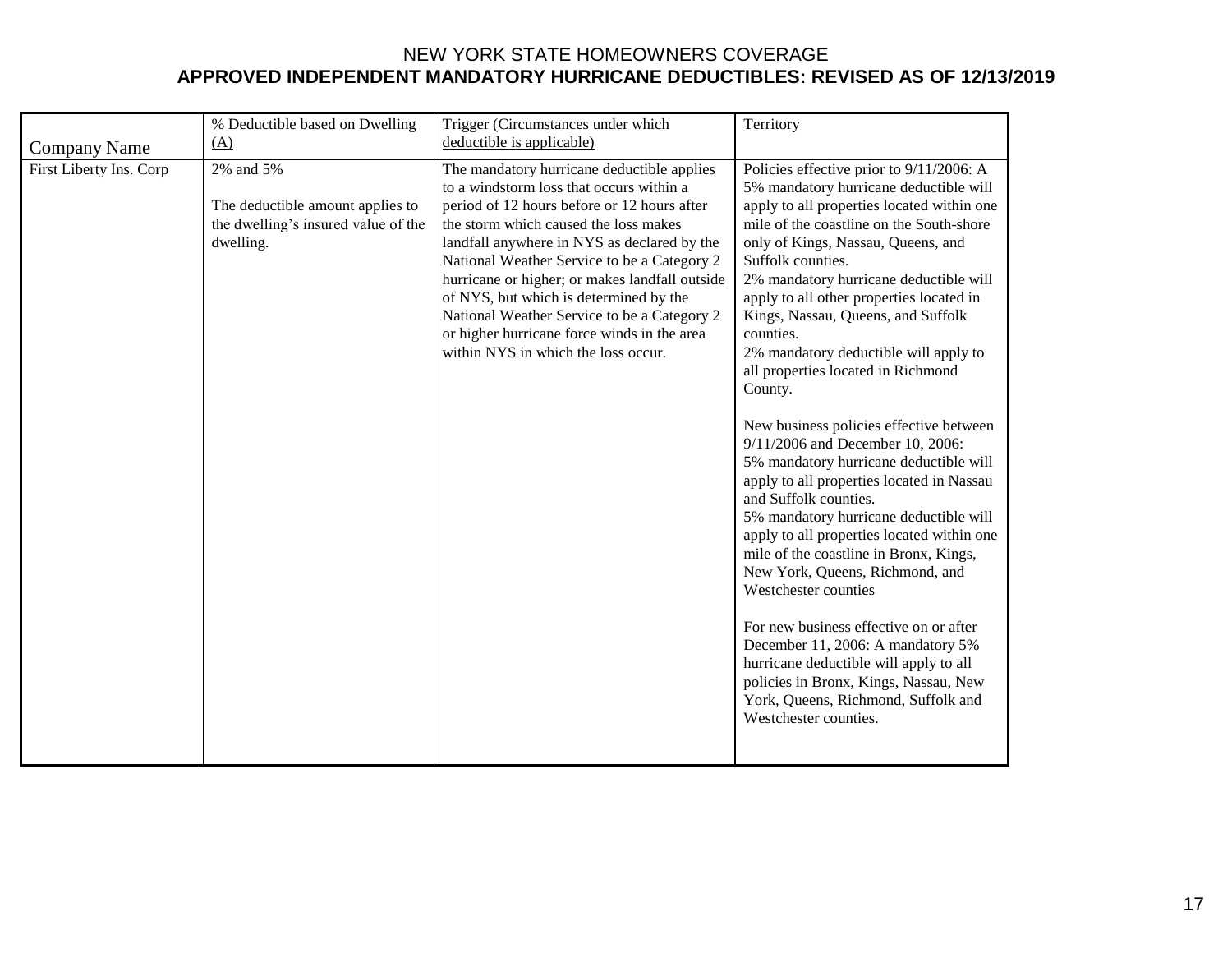NEW YORK STATE HOMEOWNERS COVERAGE

**APPROVED INDEPENDENT MANDATORY HURRICANE DEDUCTIBLES: REVISED AS OF 12/13/2019**

| Company Name | % Deductible based on Dwelling (A) | Trigger (Circumstances under which deductible is applicable) | Territory |
|---|---|---|---|
| First Liberty Ins. Corp | 2% and 5%<br><br>The deductible amount applies to the dwelling's insured value of the dwelling. | The mandatory hurricane deductible applies to a windstorm loss that occurs within a period of 12 hours before or 12 hours after the storm which caused the loss makes landfall anywhere in NYS as declared by the National Weather Service to be a Category 2 hurricane or higher; or makes landfall outside of NYS, but which is determined by the National Weather Service to be a Category 2 or higher hurricane force winds in the area within NYS in which the loss occur. | Policies effective prior to 9/11/2006: A 5% mandatory hurricane deductible will apply to all properties located within one mile of the coastline on the South-shore only of Kings, Nassau, Queens, and Suffolk counties.<br>2% mandatory hurricane deductible will apply to all other properties located in Kings, Nassau, Queens, and Suffolk counties.<br>2% mandatory deductible will apply to all properties located in Richmond County.<br><br>New business policies effective between 9/11/2006 and December 10, 2006:<br>5% mandatory hurricane deductible will apply to all properties located in Nassau and Suffolk counties.<br>5% mandatory hurricane deductible will apply to all properties located within one mile of the coastline in Bronx, Kings, New York, Queens, Richmond, and Westchester counties<br><br>For new business effective on or after December 11, 2006: A mandatory 5% hurricane deductible will apply to all policies in Bronx, Kings, Nassau, New York, Queens, Richmond, Suffolk and Westchester counties. |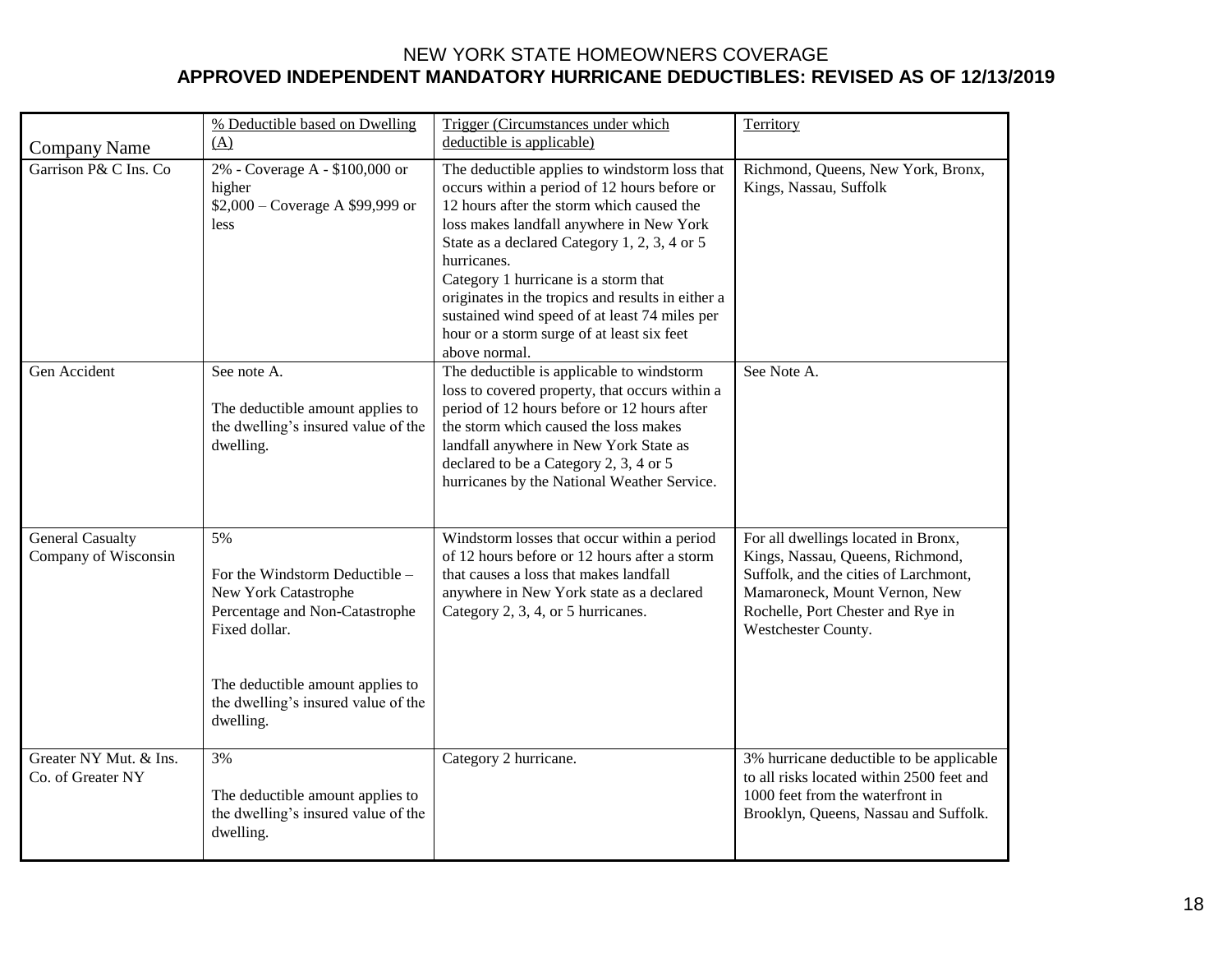# NEW YORK STATE HOMEOWNERS COVERAGE

## APPROVED INDEPENDENT MANDATORY HURRICANE DEDUCTIBLES: REVISED AS OF 12/13/2019

| Company Name | % Deductible based on Dwelling (A) | Trigger (Circumstances under which deductible is applicable) | Territory |
|---|---|---|---|
| Garrison P& C Ins. Co | 2% - Coverage A - $100,000 or higher<br>$2,000 – Coverage A $99,999 or less | The deductible applies to windstorm loss that occurs within a period of 12 hours before or 12 hours after the storm which caused the loss makes landfall anywhere in New York State as a declared Category 1, 2, 3, 4 or 5 hurricanes.<br>Category 1 hurricane is a storm that originates in the tropics and results in either a sustained wind speed of at least 74 miles per hour or a storm surge of at least six feet above normal. | Richmond, Queens, New York, Bronx, Kings, Nassau, Suffolk |
| Gen Accident | See note A.<br><br>The deductible amount applies to the dwelling's insured value of the dwelling. | The deductible is applicable to windstorm loss to covered property, that occurs within a period of 12 hours before or 12 hours after the storm which caused the loss makes landfall anywhere in New York State as declared to be a Category 2, 3, 4 or 5 hurricanes by the National Weather Service. | See Note A. |
| General Casualty Company of Wisconsin | 5%<br><br>For the Windstorm Deductible – New York Catastrophe Percentage and Non-Catastrophe Fixed dollar.<br><br>The deductible amount applies to the dwelling's insured value of the dwelling. | Windstorm losses that occur within a period of 12 hours before or 12 hours after a storm that causes a loss that makes landfall anywhere in New York state as a declared Category 2, 3, 4, or 5 hurricanes. | For all dwellings located in Bronx, Kings, Nassau, Queens, Richmond, Suffolk, and the cities of Larchmont, Mamaroneck, Mount Vernon, New Rochelle, Port Chester and Rye in Westchester County. |
| Greater NY Mut. & Ins. Co. of Greater NY | 3%<br><br>The deductible amount applies to the dwelling's insured value of the dwelling. | Category 2 hurricane. | 3% hurricane deductible to be applicable to all risks located within 2500 feet and 1000 feet from the waterfront in Brooklyn, Queens, Nassau and Suffolk. |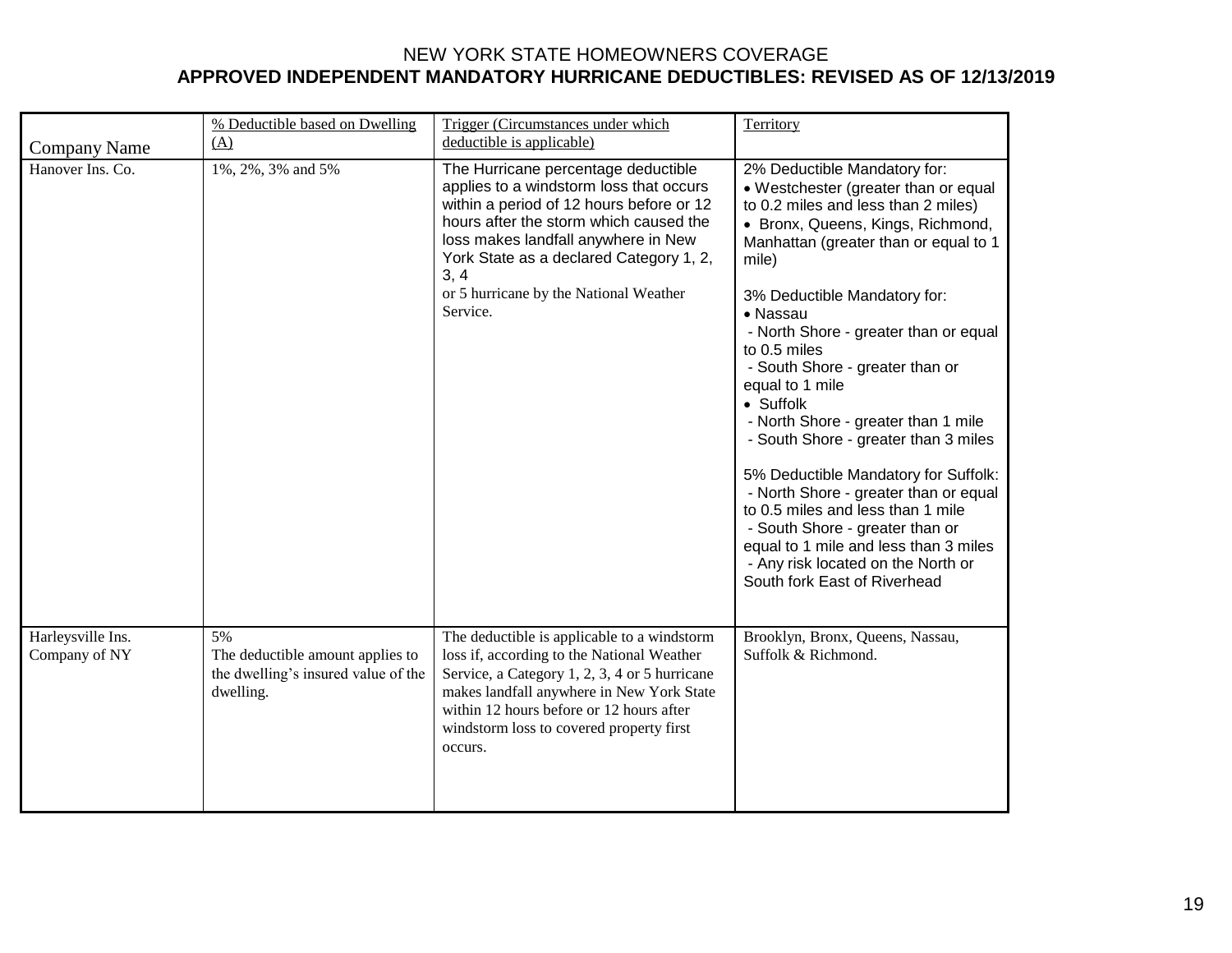NEW YORK STATE HOMEOWNERS COVERAGE

**APPROVED INDEPENDENT MANDATORY HURRICANE DEDUCTIBLES: REVISED AS OF 12/13/2019**

| Company Name | % Deductible based on Dwelling (A) | Trigger (Circumstances under which deductible is applicable) | Territory |
|---|---|---|---|
| Hanover Ins. Co. | 1%, 2%, 3% and 5% | The Hurricane percentage deductible applies to a windstorm loss that occurs within a period of 12 hours before or 12 hours after the storm which caused the loss makes landfall anywhere in New York State as a declared Category 1, 2, 3, 4 or 5 hurricane by the National Weather Service. | 2% Deductible Mandatory for: • Westchester (greater than or equal to 0.2 miles and less than 2 miles) • Bronx, Queens, Kings, Richmond, Manhattan (greater than or equal to 1 mile)<br><br>3% Deductible Mandatory for: • Nassau - North Shore - greater than or equal to 0.5 miles - South Shore - greater than or equal to 1 mile • Suffolk - North Shore - greater than 1 mile - South Shore - greater than 3 miles<br><br>5% Deductible Mandatory for Suffolk: - North Shore - greater than or equal to 0.5 miles and less than 1 mile - South Shore - greater than or equal to 1 mile and less than 3 miles - Any risk located on the North or South fork East of Riverhead |
| Harleysville Ins. Company of NY | 5% The deductible amount applies to the dwelling's insured value of the dwelling. | The deductible is applicable to a windstorm loss if, according to the National Weather Service, a Category 1, 2, 3, 4 or 5 hurricane makes landfall anywhere in New York State within 12 hours before or 12 hours after windstorm loss to covered property first occurs. | Brooklyn, Bronx, Queens, Nassau, Suffolk & Richmond. |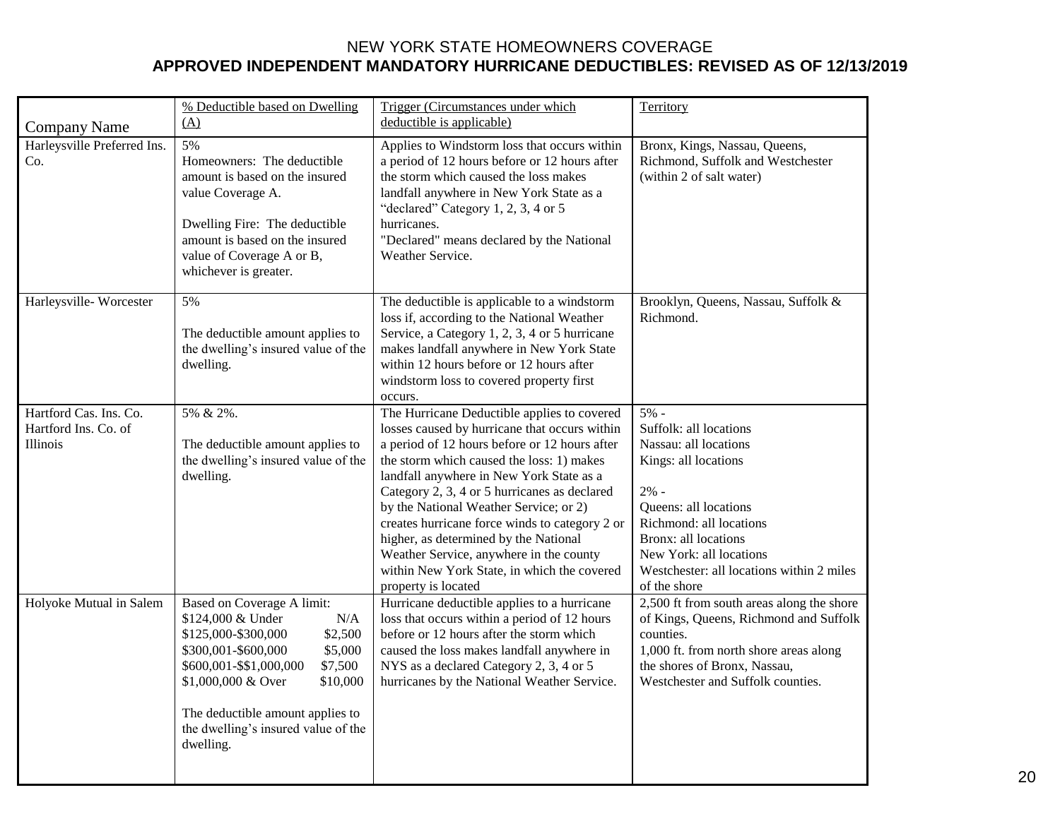NEW YORK STATE HOMEOWNERS COVERAGE

**APPROVED INDEPENDENT MANDATORY HURRICANE DEDUCTIBLES: REVISED AS OF 12/13/2019**

| Company Name | % Deductible based on Dwelling (A) | Trigger (Circumstances under which deductible is applicable) | Territory |
|---|---|---|---|
| Harleysville Preferred Ins. Co. | 5%<br>Homeowners: The deductible amount is based on the insured value Coverage A.<br><br>Dwelling Fire: The deductible amount is based on the insured value of Coverage A or B, whichever is greater. | Applies to Windstorm loss that occurs within a period of 12 hours before or 12 hours after the storm which caused the loss makes landfall anywhere in New York State as a "declared" Category 1, 2, 3, 4 or 5 hurricanes.<br>"Declared" means declared by the National Weather Service. | Bronx, Kings, Nassau, Queens, Richmond, Suffolk and Westchester (within 2 of salt water) |
| Harleysville- Worcester | 5%<br><br>The deductible amount applies to the dwelling's insured value of the dwelling. | The deductible is applicable to a windstorm loss if, according to the National Weather Service, a Category 1, 2, 3, 4 or 5 hurricane makes landfall anywhere in New York State within 12 hours before or 12 hours after windstorm loss to covered property first occurs. | Brooklyn, Queens, Nassau, Suffolk & Richmond. |
| Hartford Cas. Ins. Co.<br>Hartford Ins. Co. of Illinois | 5% & 2%.<br><br>The deductible amount applies to the dwelling's insured value of the dwelling. | The Hurricane Deductible applies to covered losses caused by hurricane that occurs within a period of 12 hours before or 12 hours after the storm which caused the loss: 1) makes landfall anywhere in New York State as a Category 2, 3, 4 or 5 hurricanes as declared by the National Weather Service; or 2) creates hurricane force winds to category 2 or higher, as determined by the National Weather Service, anywhere in the county within New York State, in which the covered property is located | 5% -<br>Suffolk: all locations<br>Nassau: all locations<br>Kings: all locations<br><br>2% -<br>Queens: all locations<br>Richmond: all locations<br>Bronx: all locations<br>New York: all locations<br>Westchester: all locations within 2 miles of the shore |
| Holyoke Mutual in Salem | Based on Coverage A limit:<br>$124,000 & Under N/A<br>$125,000-$300,000 $2,500<br>$300,001-$600,000 $5,000<br>$600,001-$$1,000,000 $7,500<br>$1,000,000 & Over $10,000<br><br>The deductible amount applies to the dwelling's insured value of the dwelling. | Hurricane deductible applies to a hurricane loss that occurs within a period of 12 hours before or 12 hours after the storm which caused the loss makes landfall anywhere in NYS as a declared Category 2, 3, 4 or 5 hurricanes by the National Weather Service. | 2,500 ft from south areas along the shore of Kings, Queens, Richmond and Suffolk counties.<br>1,000 ft. from north shore areas along the shores of Bronx, Nassau, Westchester and Suffolk counties. |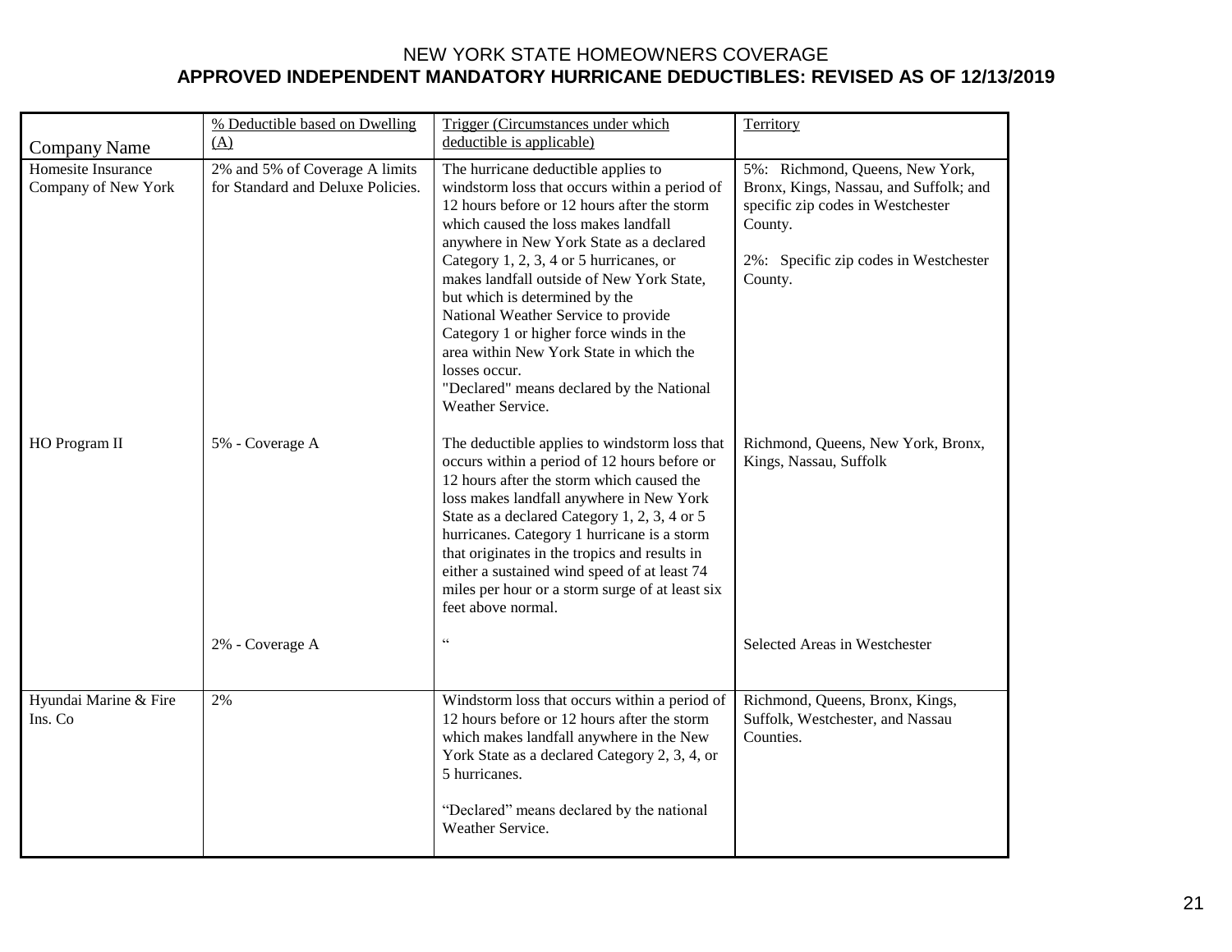# NEW YORK STATE HOMEOWNERS COVERAGE

## APPROVED INDEPENDENT MANDATORY HURRICANE DEDUCTIBLES: REVISED AS OF 12/13/2019

| Company Name | % Deductible based on Dwelling (A) | Trigger (Circumstances under which deductible is applicable) | Territory |
|---|---|---|---|
| Homesite Insurance Company of New York | 2% and 5% of Coverage A limits for Standard and Deluxe Policies. | The hurricane deductible applies to windstorm loss that occurs within a period of 12 hours before or 12 hours after the storm which caused the loss makes landfall anywhere in New York State as a declared Category 1, 2, 3, 4 or 5 hurricanes, or makes landfall outside of New York State, but which is determined by the National Weather Service to provide Category 1 or higher force winds in the area within New York State in which the losses occur. "Declared" means declared by the National Weather Service. | 5%: Richmond, Queens, New York, Bronx, Kings, Nassau, and Suffolk; and specific zip codes in Westchester County. 2%: Specific zip codes in Westchester County. |
| HO Program II | 5% - Coverage A | The deductible applies to windstorm loss that occurs within a period of 12 hours before or 12 hours after the storm which caused the loss makes landfall anywhere in New York State as a declared Category 1, 2, 3, 4 or 5 hurricanes. Category 1 hurricane is a storm that originates in the tropics and results in either a sustained wind speed of at least 74 miles per hour or a storm surge of at least six feet above normal. | Richmond, Queens, New York, Bronx, Kings, Nassau, Suffolk |
| | 2% - Coverage A | " | Selected Areas in Westchester |
| Hyundai Marine & Fire Ins. Co | 2% | Windstorm loss that occurs within a period of 12 hours before or 12 hours after the storm which makes landfall anywhere in the New York State as a declared Category 2, 3, 4, or 5 hurricanes. "Declared" means declared by the national Weather Service. | Richmond, Queens, Bronx, Kings, Suffolk, Westchester, and Nassau Counties. |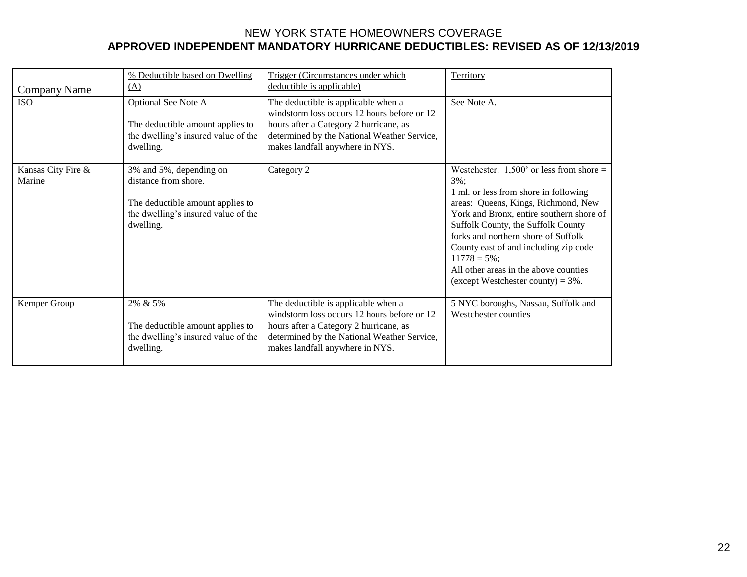NEW YORK STATE HOMEOWNERS COVERAGE

**APPROVED INDEPENDENT MANDATORY HURRICANE DEDUCTIBLES: REVISED AS OF 12/13/2019**

| Company Name | % Deductible based on Dwelling (A) | Trigger (Circumstances under which deductible is applicable) | Territory |
|---|---|---|---|
| ISO | Optional See Note A<br><br>The deductible amount applies to the dwelling's insured value of the dwelling. | The deductible is applicable when a windstorm loss occurs 12 hours before or 12 hours after a Category 2 hurricane, as determined by the National Weather Service, makes landfall anywhere in NYS. | See Note A. |
| Kansas City Fire & Marine | 3% and 5%, depending on distance from shore.<br><br>The deductible amount applies to the dwelling's insured value of the dwelling. | Category 2 | Westchester: 1,500' or less from shore = 3%;<br>1 ml. or less from shore in following areas: Queens, Kings, Richmond, New York and Bronx, entire southern shore of Suffolk County, the Suffolk County forks and northern shore of Suffolk County east of and including zip code 11778 = 5%;<br>All other areas in the above counties (except Westchester county) = 3%. |
| Kemper Group | 2% & 5%<br><br>The deductible amount applies to the dwelling's insured value of the dwelling. | The deductible is applicable when a windstorm loss occurs 12 hours before or 12 hours after a Category 2 hurricane, as determined by the National Weather Service, makes landfall anywhere in NYS. | 5 NYC boroughs, Nassau, Suffolk and Westchester counties |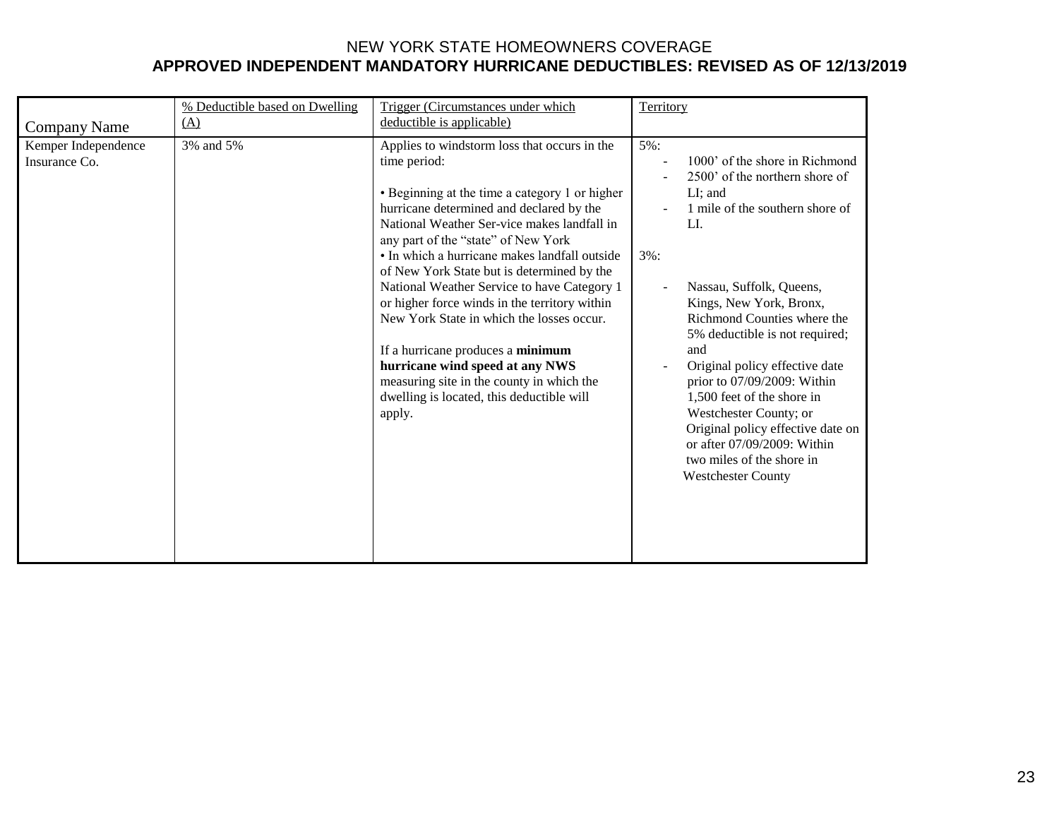NEW YORK STATE HOMEOWNERS COVERAGE

**APPROVED INDEPENDENT MANDATORY HURRICANE DEDUCTIBLES: REVISED AS OF 12/13/2019**

| Company Name | % Deductible based on Dwelling (A) | Trigger (Circumstances under which deductible is applicable) | Territory |
|---|---|---|---|
| Kemper Independence Insurance Co. | 3% and 5% | Applies to windstorm loss that occurs in the time period:<br><br>• Beginning at the time a category 1 or higher hurricane determined and declared by the National Weather Ser-vice makes landfall in any part of the "state" of New York<br>• In which a hurricane makes landfall outside of New York State but is determined by the National Weather Service to have Category 1 or higher force winds in the territory within New York State in which the losses occur.<br><br>If a hurricane produces a **minimum hurricane wind speed at any NWS** measuring site in the county in which the dwelling is located, this deductible will apply. | 5%:<br>- 1000' of the shore in Richmond<br>- 2500' of the northern shore of LI; and<br>- 1 mile of the southern shore of LI.<br><br>3%:<br>- Nassau, Suffolk, Queens, Kings, New York, Bronx, Richmond Counties where the 5% deductible is not required; and<br>- Original policy effective date prior to 07/09/2009: Within 1,500 feet of the shore in Westchester County; or Original policy effective date on or after 07/09/2009: Within two miles of the shore in Westchester County |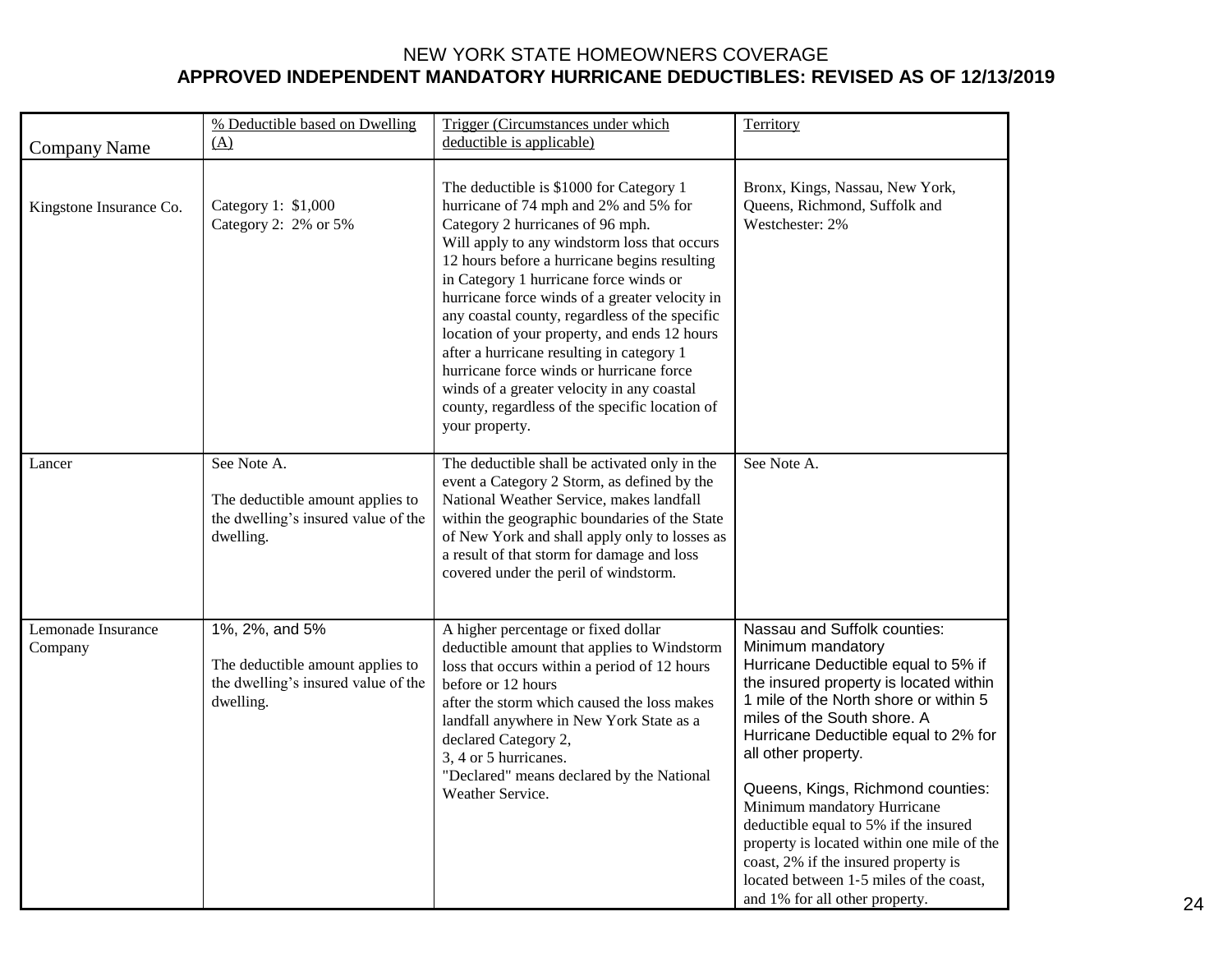NEW YORK STATE HOMEOWNERS COVERAGE

**APPROVED INDEPENDENT MANDATORY HURRICANE DEDUCTIBLES: REVISED AS OF 12/13/2019**

| Company Name | % Deductible based on Dwelling (A) | Trigger (Circumstances under which deductible is applicable) | Territory |
|---|---|---|---|
| Kingstone Insurance Co. | Category 1: $1,000<br>Category 2: 2% or 5% | The deductible is $1000 for Category 1 hurricane of 74 mph and 2% and 5% for Category 2 hurricanes of 96 mph.<br>Will apply to any windstorm loss that occurs 12 hours before a hurricane begins resulting in Category 1 hurricane force winds or hurricane force winds of a greater velocity in any coastal county, regardless of the specific location of your property, and ends 12 hours after a hurricane resulting in category 1 hurricane force winds or hurricane force winds of a greater velocity in any coastal county, regardless of the specific location of your property. | Bronx, Kings, Nassau, New York, Queens, Richmond, Suffolk and Westchester: 2% |
| Lancer | See Note A.<br><br>The deductible amount applies to the dwelling's insured value of the dwelling. | The deductible shall be activated only in the event a Category 2 Storm, as defined by the National Weather Service, makes landfall within the geographic boundaries of the State of New York and shall apply only to losses as a result of that storm for damage and loss covered under the peril of windstorm. | See Note A. |
| Lemonade Insurance Company | 1%, 2%, and 5%<br><br>The deductible amount applies to the dwelling's insured value of the dwelling. | A higher percentage or fixed dollar deductible amount that applies to Windstorm loss that occurs within a period of 12 hours before or 12 hours after the storm which caused the loss makes landfall anywhere in New York State as a declared Category 2, 3, 4 or 5 hurricanes.<br>"Declared" means declared by the National Weather Service. | Nassau and Suffolk counties: Minimum mandatory Hurricane Deductible equal to 5% if the insured property is located within 1 mile of the North shore or within 5 miles of the South shore. A Hurricane Deductible equal to 2% for all other property.<br><br>Queens, Kings, Richmond counties: Minimum mandatory Hurricane deductible equal to 5% if the insured property is located within one mile of the coast, 2% if the insured property is located between 1-5 miles of the coast, and 1% for all other property. |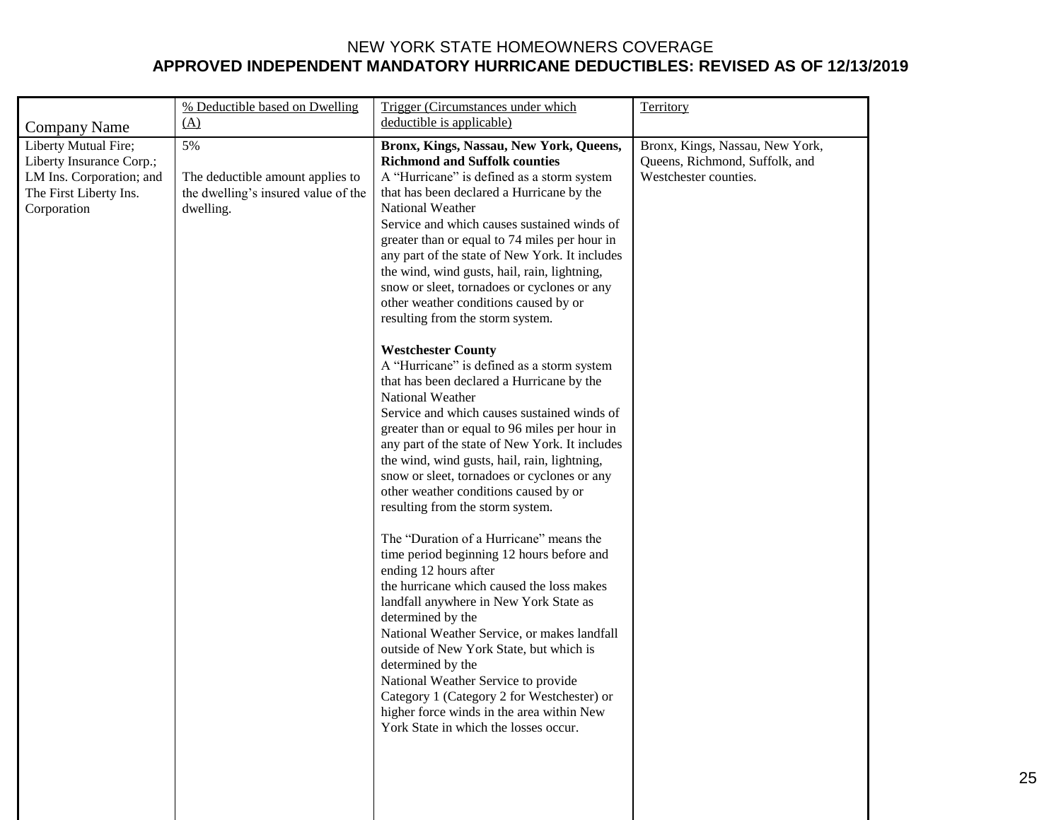NEW YORK STATE HOMEOWNERS COVERAGE

**APPROVED INDEPENDENT MANDATORY HURRICANE DEDUCTIBLES: REVISED AS OF 12/13/2019**

| Company Name | % Deductible based on Dwelling (A) | Trigger (Circumstances under which deductible is applicable) | Territory |
|---|---|---|---|
| Liberty Mutual Fire; Liberty Insurance Corp.; LM Ins. Corporation; and The First Liberty Ins. Corporation | 5%<br><br>The deductible amount applies to the dwelling's insured value of the dwelling. | **Bronx, Kings, Nassau, New York, Queens, Richmond and Suffolk counties**<br>A "Hurricane" is defined as a storm system that has been declared a Hurricane by the National Weather Service and which causes sustained winds of greater than or equal to 74 miles per hour in any part of the state of New York. It includes the wind, wind gusts, hail, rain, lightning, snow or sleet, tornadoes or cyclones or any other weather conditions caused by or resulting from the storm system.<br><br>**Westchester County**<br>A "Hurricane" is defined as a storm system that has been declared a Hurricane by the National Weather Service and which causes sustained winds of greater than or equal to 96 miles per hour in any part of the state of New York. It includes the wind, wind gusts, hail, rain, lightning, snow or sleet, tornadoes or cyclones or any other weather conditions caused by or resulting from the storm system.<br><br>The "Duration of a Hurricane" means the time period beginning 12 hours before and ending 12 hours after the hurricane which caused the loss makes landfall anywhere in New York State as determined by the National Weather Service, or makes landfall outside of New York State, but which is determined by the National Weather Service to provide Category 1 (Category 2 for Westchester) or higher force winds in the area within New York State in which the losses occur. | Bronx, Kings, Nassau, New York, Queens, Richmond, Suffolk, and Westchester counties. |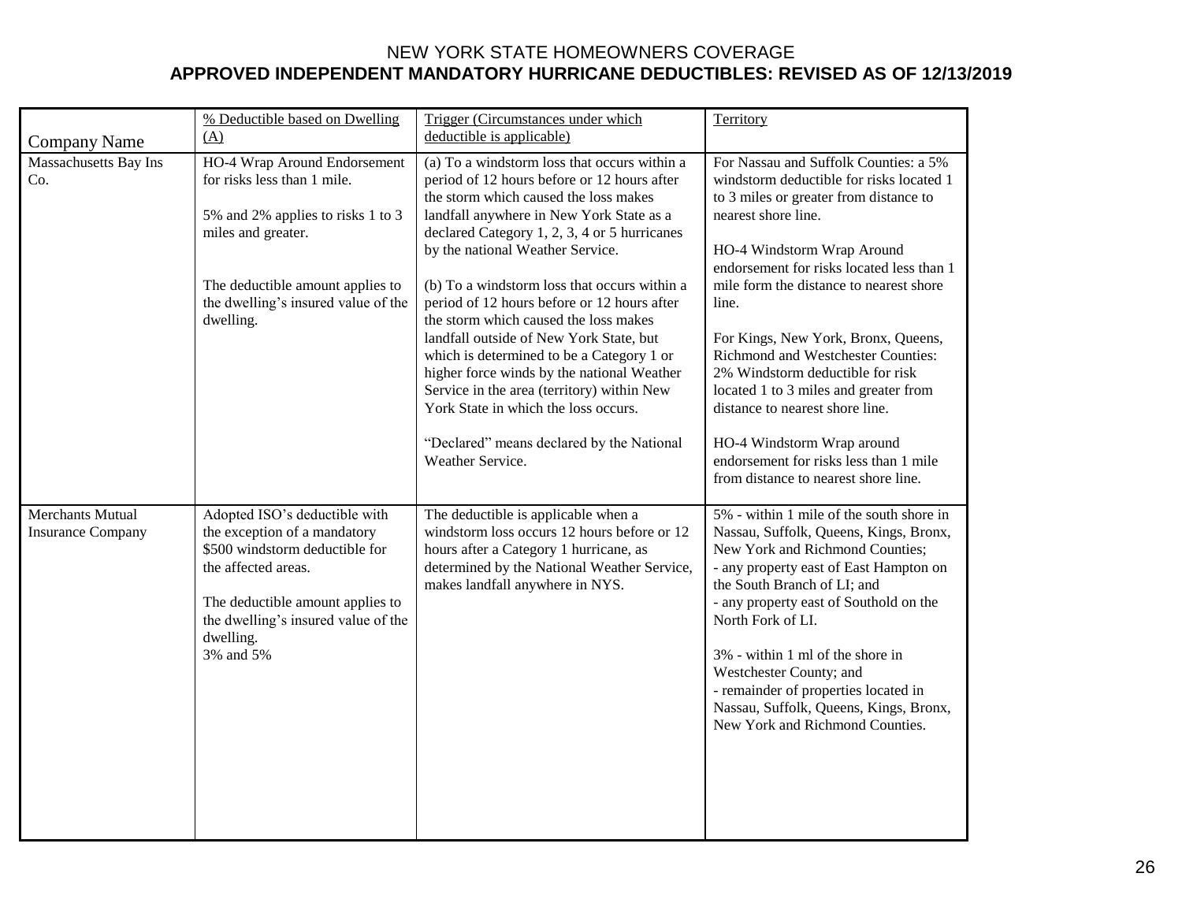# NEW YORK STATE HOMEOWNERS COVERAGE

## APPROVED INDEPENDENT MANDATORY HURRICANE DEDUCTIBLES: REVISED AS OF 12/13/2019

| Company Name | % Deductible based on Dwelling (A) | Trigger (Circumstances under which deductible is applicable) | Territory |
|---|---|---|---|
| Massachusetts Bay Ins Co. | HO-4 Wrap Around Endorsement for risks less than 1 mile.<br><br>5% and 2% applies to risks 1 to 3 miles and greater.<br><br>The deductible amount applies to the dwelling's insured value of the dwelling. | (a) To a windstorm loss that occurs within a period of 12 hours before or 12 hours after the storm which caused the loss makes landfall anywhere in New York State as a declared Category 1, 2, 3, 4 or 5 hurricanes by the national Weather Service.<br><br>(b) To a windstorm loss that occurs within a period of 12 hours before or 12 hours after the storm which caused the loss makes landfall outside of New York State, but which is determined to be a Category 1 or higher force winds by the national Weather Service in the area (territory) within New York State in which the loss occurs.<br><br>"Declared" means declared by the National Weather Service. | For Nassau and Suffolk Counties: a 5% windstorm deductible for risks located 1 to 3 miles or greater from distance to nearest shore line.<br><br>HO-4 Windstorm Wrap Around endorsement for risks located less than 1 mile form the distance to nearest shore line.<br><br>For Kings, New York, Bronx, Queens, Richmond and Westchester Counties: 2% Windstorm deductible for risk located 1 to 3 miles and greater from distance to nearest shore line.<br><br>HO-4 Windstorm Wrap around endorsement for risks less than 1 mile from distance to nearest shore line. |
| Merchants Mutual Insurance Company | Adopted ISO's deductible with the exception of a mandatory $500 windstorm deductible for the affected areas.<br><br>The deductible amount applies to the dwelling's insured value of the dwelling.<br>3% and 5% | The deductible is applicable when a windstorm loss occurs 12 hours before or 12 hours after a Category 1 hurricane, as determined by the National Weather Service, makes landfall anywhere in NYS. | 5% - within 1 mile of the south shore in Nassau, Suffolk, Queens, Kings, Bronx, New York and Richmond Counties;<br>- any property east of East Hampton on the South Branch of LI; and<br>- any property east of Southold on the North Fork of LI.<br><br>3% - within 1 ml of the shore in Westchester County; and<br>- remainder of properties located in Nassau, Suffolk, Queens, Kings, Bronx, New York and Richmond Counties. |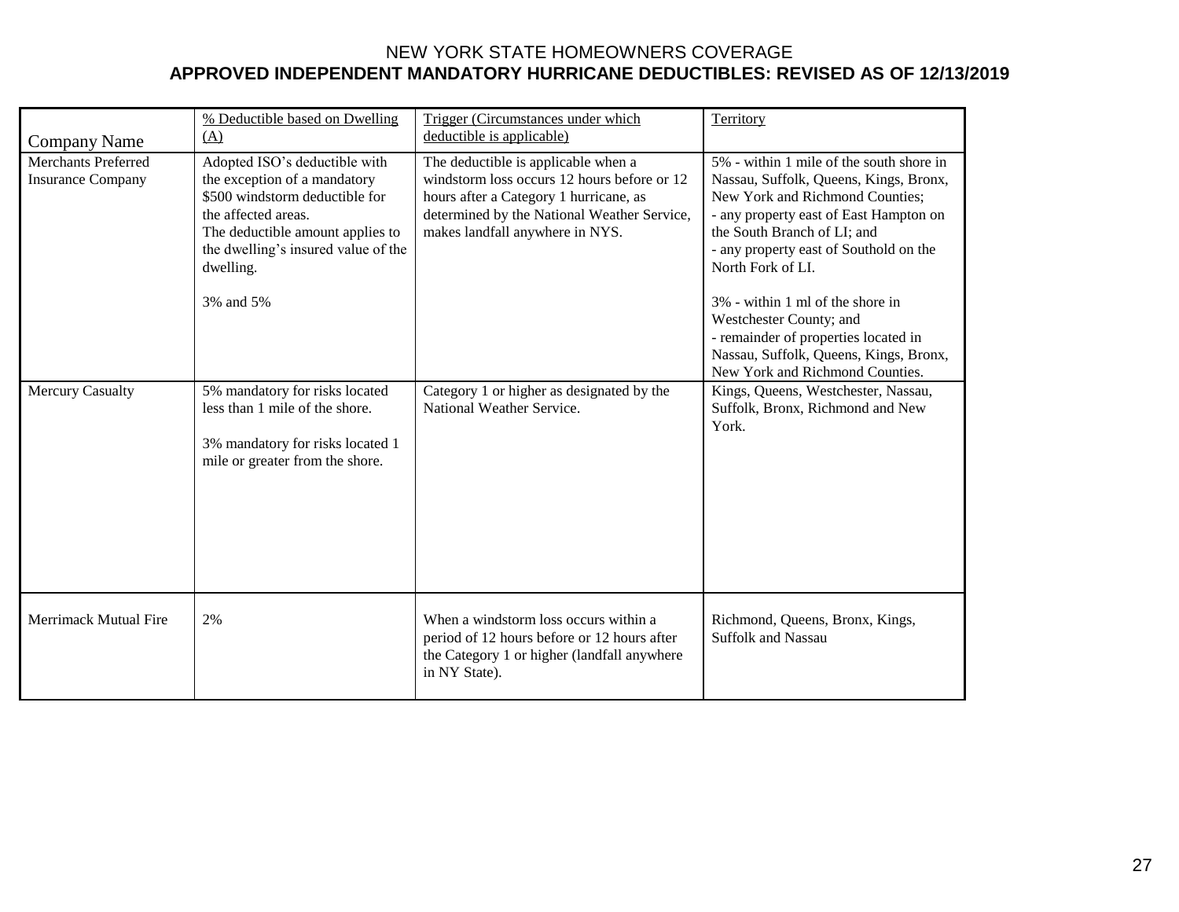# NEW YORK STATE HOMEOWNERS COVERAGE

## APPROVED INDEPENDENT MANDATORY HURRICANE DEDUCTIBLES: REVISED AS OF 12/13/2019

| Company Name | % Deductible based on Dwelling (A) | Trigger (Circumstances under which deductible is applicable) | Territory |
|---|---|---|---|
| Merchants Preferred Insurance Company | Adopted ISO's deductible with the exception of a mandatory $500 windstorm deductible for the affected areas.<br>The deductible amount applies to the dwelling's insured value of the dwelling.<br><br>3% and 5% | The deductible is applicable when a windstorm loss occurs 12 hours before or 12 hours after a Category 1 hurricane, as determined by the National Weather Service, makes landfall anywhere in NYS. | 5% - within 1 mile of the south shore in Nassau, Suffolk, Queens, Kings, Bronx, New York and Richmond Counties;<br>- any property east of East Hampton on the South Branch of LI; and<br>- any property east of Southold on the North Fork of LI.<br><br>3% - within 1 ml of the shore in Westchester County; and<br>- remainder of properties located in Nassau, Suffolk, Queens, Kings, Bronx, New York and Richmond Counties. |
| Mercury Casualty | 5% mandatory for risks located less than 1 mile of the shore.<br><br>3% mandatory for risks located 1 mile or greater from the shore. | Category 1 or higher as designated by the National Weather Service. | Kings, Queens, Westchester, Nassau, Suffolk, Bronx, Richmond and New York. |
| Merrimack Mutual Fire | 2% | When a windstorm loss occurs within a period of 12 hours before or 12 hours after the Category 1 or higher (landfall anywhere in NY State). | Richmond, Queens, Bronx, Kings, Suffolk and Nassau |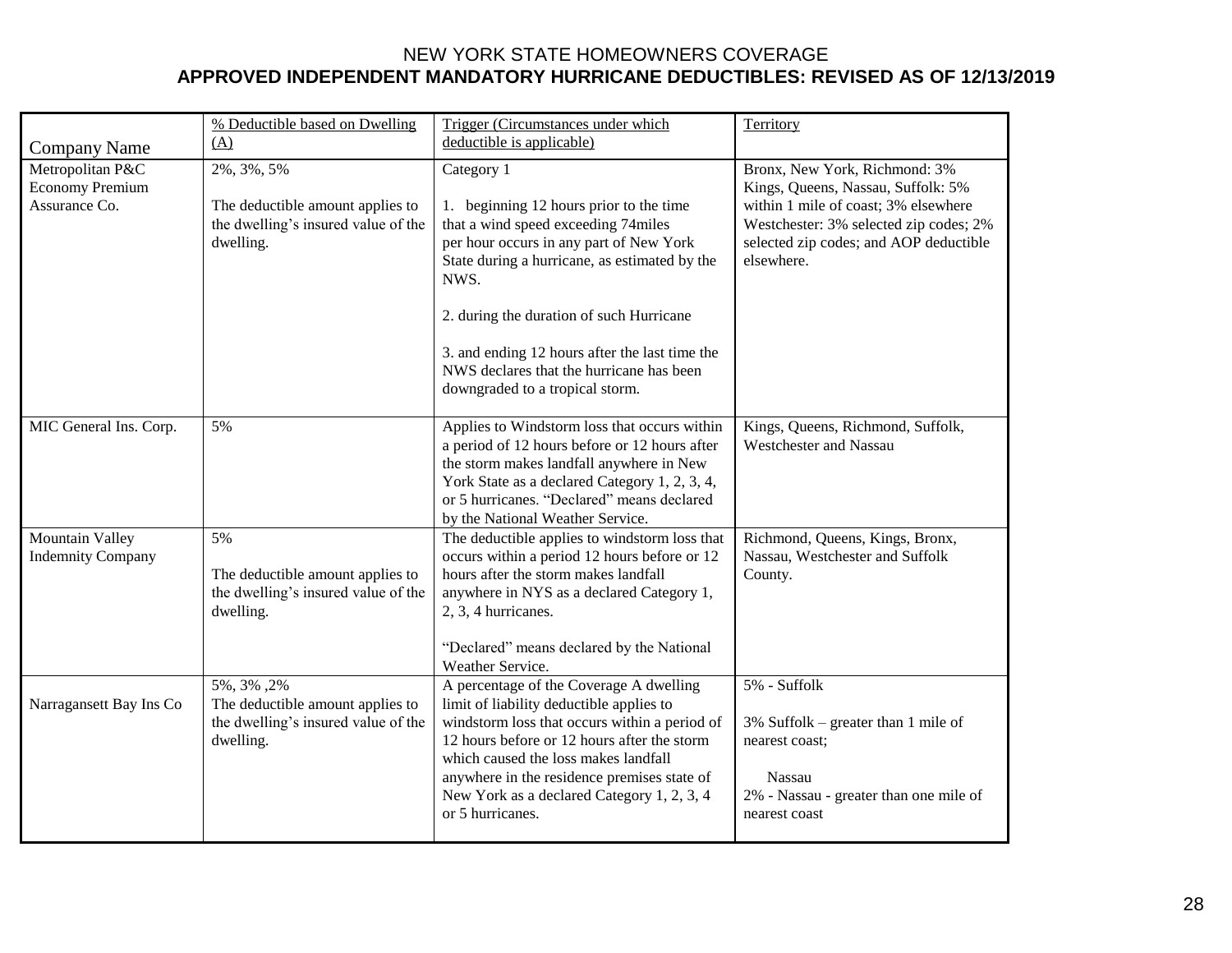NEW YORK STATE HOMEOWNERS COVERAGE

**APPROVED INDEPENDENT MANDATORY HURRICANE DEDUCTIBLES: REVISED AS OF 12/13/2019**

| Company Name | % Deductible based on Dwelling (A) | Trigger (Circumstances under which deductible is applicable) | Territory |
|---|---|---|---|
| Metropolitan P&C Economy Premium Assurance Co. | 2%, 3%, 5%<br><br>The deductible amount applies to the dwelling's insured value of the dwelling. | Category 1<br><br>1. beginning 12 hours prior to the time that a wind speed exceeding 74miles per hour occurs in any part of New York State during a hurricane, as estimated by the NWS.<br><br>2. during the duration of such Hurricane<br><br>3. and ending 12 hours after the last time the NWS declares that the hurricane has been downgraded to a tropical storm. | Bronx, New York, Richmond: 3%<br>Kings, Queens, Nassau, Suffolk: 5% within 1 mile of coast; 3% elsewhere<br>Westchester: 3% selected zip codes; 2% selected zip codes; and AOP deductible elsewhere. |
| MIC General Ins. Corp. | 5% | Applies to Windstorm loss that occurs within a period of 12 hours before or 12 hours after the storm makes landfall anywhere in New York State as a declared Category 1, 2, 3, 4, or 5 hurricanes. "Declared" means declared by the National Weather Service. | Kings, Queens, Richmond, Suffolk, Westchester and Nassau |
| Mountain Valley Indemnity Company | 5%<br><br>The deductible amount applies to the dwelling's insured value of the dwelling. | The deductible applies to windstorm loss that occurs within a period 12 hours before or 12 hours after the storm makes landfall anywhere in NYS as a declared Category 1, 2, 3, 4 hurricanes.<br><br>"Declared" means declared by the National Weather Service. | Richmond, Queens, Kings, Bronx, Nassau, Westchester and Suffolk County. |
| Narragansett Bay Ins Co | 5%, 3% ,2%<br>The deductible amount applies to the dwelling's insured value of the dwelling. | A percentage of the Coverage A dwelling limit of liability deductible applies to windstorm loss that occurs within a period of 12 hours before or 12 hours after the storm which caused the loss makes landfall anywhere in the residence premises state of New York as a declared Category 1, 2, 3, 4 or 5 hurricanes. | 5% - Suffolk<br><br>3% Suffolk – greater than 1 mile of nearest coast;<br><br>Nassau<br>2% - Nassau - greater than one mile of nearest coast |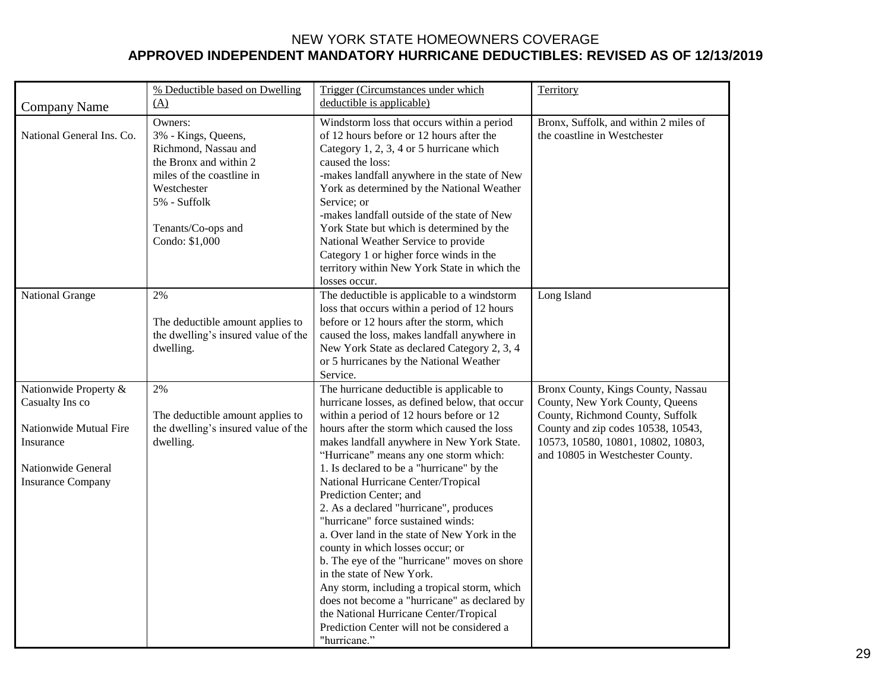# NEW YORK STATE HOMEOWNERS COVERAGE

## APPROVED INDEPENDENT MANDATORY HURRICANE DEDUCTIBLES: REVISED AS OF 12/13/2019

| Company Name | % Deductible based on Dwelling (A) | Trigger (Circumstances under which deductible is applicable) | Territory |
|---|---|---|---|
| National General Ins. Co. | Owners:<br>3% - Kings, Queens, Richmond, Nassau and the Bronx and within 2 miles of the coastline in Westchester<br>5% - Suffolk<br><br>Tenants/Co-ops and Condo: $1,000 | Windstorm loss that occurs within a period of 12 hours before or 12 hours after the Category 1, 2, 3, 4 or 5 hurricane which caused the loss:<br>-makes landfall anywhere in the state of New York as determined by the National Weather Service; or<br>-makes landfall outside of the state of New York State but which is determined by the National Weather Service to provide Category 1 or higher force winds in the territory within New York State in which the losses occur. | Bronx, Suffolk, and within 2 miles of the coastline in Westchester |
| National Grange | 2%<br><br>The deductible amount applies to the dwelling's insured value of the dwelling. | The deductible is applicable to a windstorm loss that occurs within a period of 12 hours before or 12 hours after the storm, which caused the loss, makes landfall anywhere in New York State as declared Category 2, 3, 4 or 5 hurricanes by the National Weather Service. | Long Island |
| Nationwide Property & Casualty Ins co<br><br>Nationwide Mutual Fire Insurance<br><br>Nationwide General Insurance Company | 2%<br><br>The deductible amount applies to the dwelling's insured value of the dwelling. | The hurricane deductible is applicable to hurricane losses, as defined below, that occur within a period of 12 hours before or 12 hours after the storm which caused the loss makes landfall anywhere in New York State.<br>"Hurricane" means any one storm which:<br>1. Is declared to be a "hurricane" by the National Hurricane Center/Tropical Prediction Center; and<br>2. As a declared "hurricane", produces "hurricane" force sustained winds:<br>a. Over land in the state of New York in the county in which losses occur; or<br>b. The eye of the "hurricane" moves on shore in the state of New York.<br>Any storm, including a tropical storm, which does not become a "hurricane" as declared by the National Hurricane Center/Tropical Prediction Center will not be considered a "hurricane." | Bronx County, Kings County, Nassau County, New York County, Queens County, Richmond County, Suffolk County and zip codes 10538, 10543, 10573, 10580, 10801, 10802, 10803, and 10805 in Westchester County. |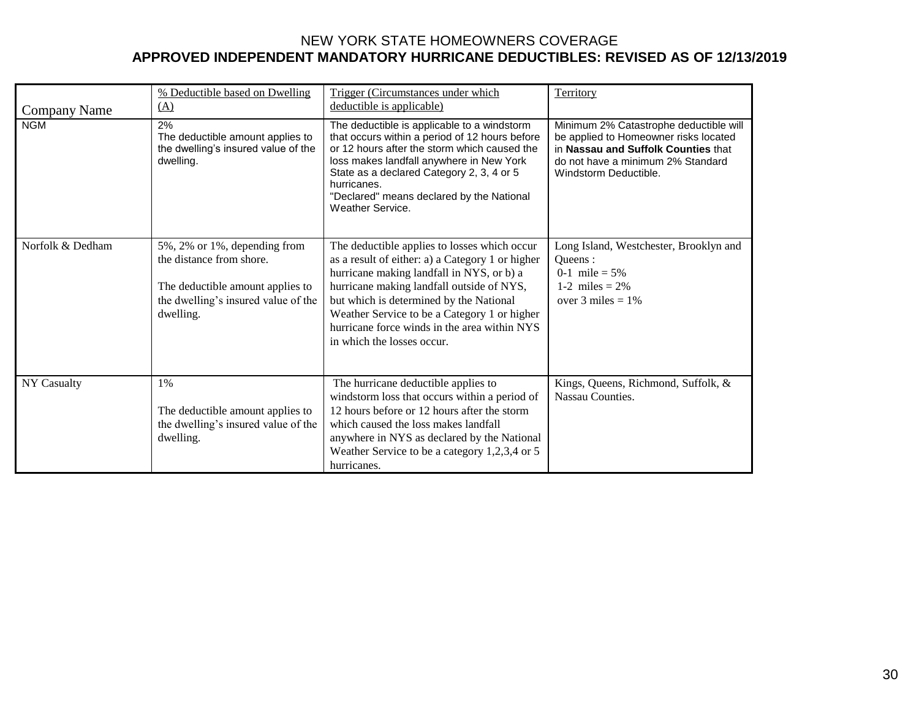# NEW YORK STATE HOMEOWNERS COVERAGE

## APPROVED INDEPENDENT MANDATORY HURRICANE DEDUCTIBLES: REVISED AS OF 12/13/2019

| Company Name | % Deductible based on Dwelling (A) | Trigger (Circumstances under which deductible is applicable) | Territory |
|---|---|---|---|
| NGM | 2%<br>The deductible amount applies to the dwelling's insured value of the dwelling. | The deductible is applicable to a windstorm that occurs within a period of 12 hours before or 12 hours after the storm which caused the loss makes landfall anywhere in New York State as a declared Category 2, 3, 4 or 5 hurricanes.<br>"Declared" means declared by the National Weather Service. | Minimum 2% Catastrophe deductible will be applied to Homeowner risks located in **Nassau and Suffolk Counties** that do not have a minimum 2% Standard Windstorm Deductible. |
| Norfolk & Dedham | 5%, 2% or 1%, depending from the distance from shore.<br><br>The deductible amount applies to the dwelling's insured value of the dwelling. | The deductible applies to losses which occur as a result of either: a) a Category 1 or higher hurricane making landfall in NYS, or b) a hurricane making landfall outside of NYS, but which is determined by the National Weather Service to be a Category 1 or higher hurricane force winds in the area within NYS in which the losses occur. | Long Island, Westchester, Brooklyn and Queens :<br>0-1 mile = 5%<br>1-2 miles = 2%<br>over 3 miles = 1% |
| NY Casualty | 1%<br><br>The deductible amount applies to the dwelling's insured value of the dwelling. | The hurricane deductible applies to windstorm loss that occurs within a period of 12 hours before or 12 hours after the storm which caused the loss makes landfall anywhere in NYS as declared by the National Weather Service to be a category 1,2,3,4 or 5 hurricanes. | Kings, Queens, Richmond, Suffolk, & Nassau Counties. |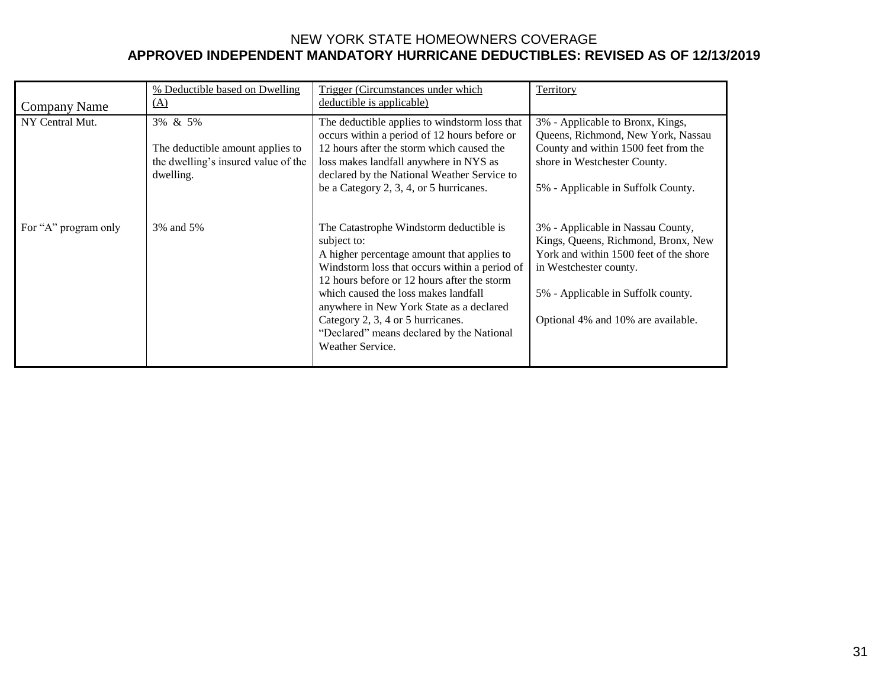NEW YORK STATE HOMEOWNERS COVERAGE

**APPROVED INDEPENDENT MANDATORY HURRICANE DEDUCTIBLES: REVISED AS OF 12/13/2019**

| Company Name | % Deductible based on Dwelling (A) | Trigger (Circumstances under which deductible is applicable) | Territory |
|---|---|---|---|
| NY Central Mut. | 3% & 5%<br><br>The deductible amount applies to the dwelling's insured value of the dwelling. | The deductible applies to windstorm loss that occurs within a period of 12 hours before or 12 hours after the storm which caused the loss makes landfall anywhere in NYS as declared by the National Weather Service to be a Category 2, 3, 4, or 5 hurricanes. | 3% - Applicable to Bronx, Kings, Queens, Richmond, New York, Nassau County and within 1500 feet from the shore in Westchester County.<br><br>5% - Applicable in Suffolk County. |
| For "A" program only | 3% and 5% | The Catastrophe Windstorm deductible is subject to:<br>A higher percentage amount that applies to Windstorm loss that occurs within a period of 12 hours before or 12 hours after the storm which caused the loss makes landfall anywhere in New York State as a declared Category 2, 3, 4 or 5 hurricanes.<br>"Declared" means declared by the National Weather Service. | 3% - Applicable in Nassau County, Kings, Queens, Richmond, Bronx, New York and within 1500 feet of the shore in Westchester county.<br><br>5% - Applicable in Suffolk county.<br><br>Optional 4% and 10% are available. |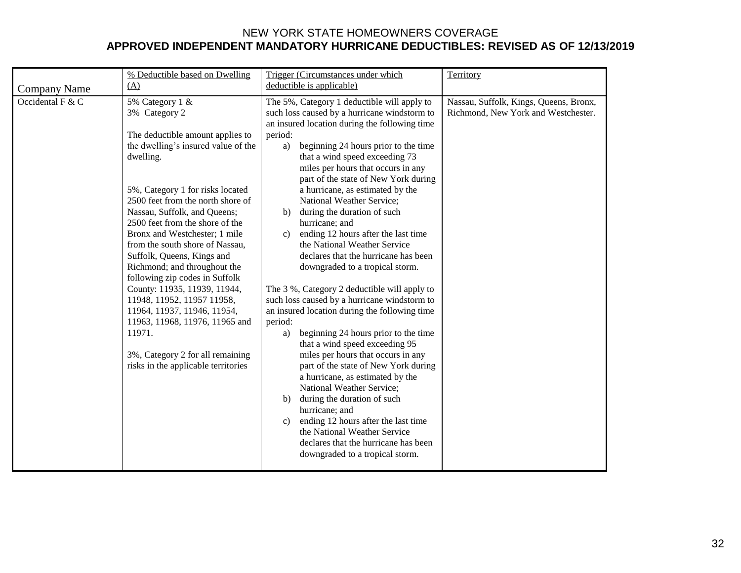NEW YORK STATE HOMEOWNERS COVERAGE

**APPROVED INDEPENDENT MANDATORY HURRICANE DEDUCTIBLES: REVISED AS OF 12/13/2019**

| Company Name | % Deductible based on Dwelling (A) | Trigger (Circumstances under which deductible is applicable) | Territory |
|---|---|---|---|
| Occidental F & C | 5% Category 1 & 3% Category 2<br><br>The deductible amount applies to the dwelling's insured value of the dwelling.<br><br>5%, Category 1 for risks located 2500 feet from the north shore of Nassau, Suffolk, and Queens; 2500 feet from the shore of the Bronx and Westchester; 1 mile from the south shore of Nassau, Suffolk, Queens, Kings and Richmond; and throughout the following zip codes in Suffolk County: 11935, 11939, 11944, 11948, 11952, 11957 11958, 11964, 11937, 11946, 11954, 11963, 11968, 11976, 11965 and 11971.<br><br>3%, Category 2 for all remaining risks in the applicable territories | The 5%, Category 1 deductible will apply to such loss caused by a hurricane windstorm to an insured location during the following time period:<br>a) beginning 24 hours prior to the time that a wind speed exceeding 73 miles per hours that occurs in any part of the state of New York during a hurricane, as estimated by the National Weather Service;<br>b) during the duration of such hurricane; and<br>c) ending 12 hours after the last time the National Weather Service declares that the hurricane has been downgraded to a tropical storm.<br><br>The 3 %, Category 2 deductible will apply to such loss caused by a hurricane windstorm to an insured location during the following time period:<br>a) beginning 24 hours prior to the time that a wind speed exceeding 95 miles per hours that occurs in any part of the state of New York during a hurricane, as estimated by the National Weather Service;<br>b) during the duration of such hurricane; and<br>c) ending 12 hours after the last time the National Weather Service declares that the hurricane has been downgraded to a tropical storm. | Nassau, Suffolk, Kings, Queens, Bronx, Richmond, New York and Westchester. |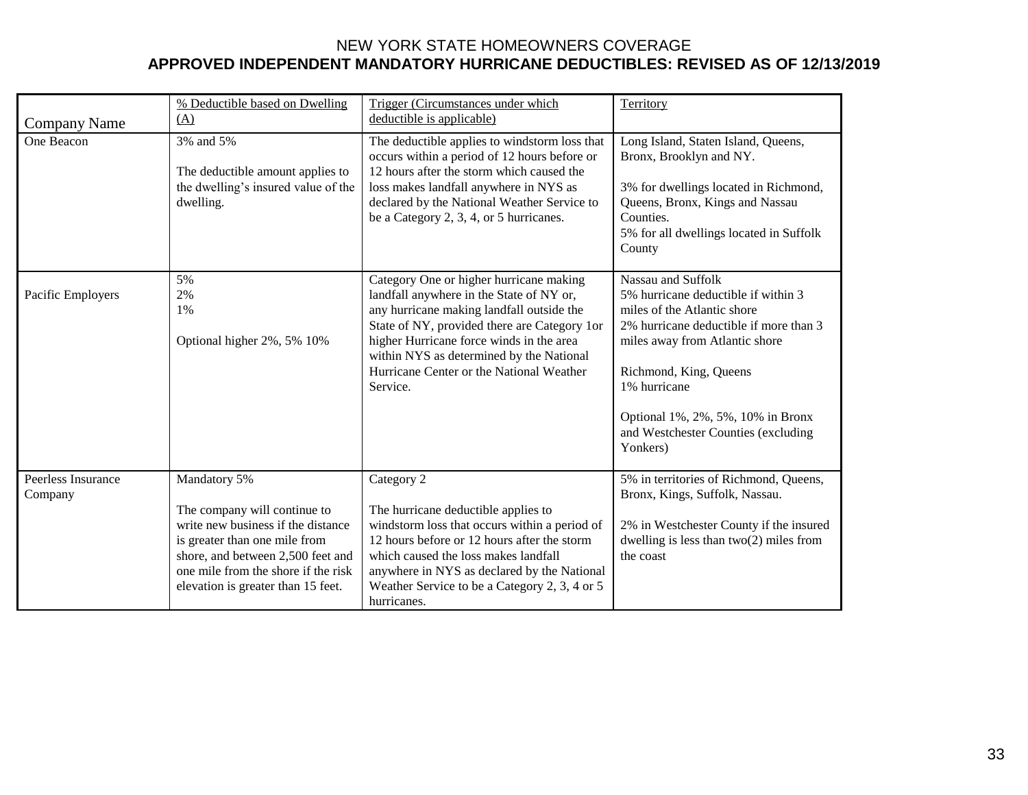# NEW YORK STATE HOMEOWNERS COVERAGE

## APPROVED INDEPENDENT MANDATORY HURRICANE DEDUCTIBLES: REVISED AS OF 12/13/2019

| Company Name | % Deductible based on Dwelling (A) | Trigger (Circumstances under which deductible is applicable) | Territory |
|---|---|---|---|
| One Beacon | 3% and 5%<br><br>The deductible amount applies to the dwelling's insured value of the dwelling. | The deductible applies to windstorm loss that occurs within a period of 12 hours before or 12 hours after the storm which caused the loss makes landfall anywhere in NYS as declared by the National Weather Service to be a Category 2, 3, 4, or 5 hurricanes. | Long Island, Staten Island, Queens, Bronx, Brooklyn and NY.<br><br>3% for dwellings located in Richmond, Queens, Bronx, Kings and Nassau Counties.<br>5% for all dwellings located in Suffolk County |
| Pacific Employers | 5%<br>2%<br>1%<br><br>Optional higher 2%, 5% 10% | Category One or higher hurricane making landfall anywhere in the State of NY or, any hurricane making landfall outside the State of NY, provided there are Category 1or higher Hurricane force winds in the area within NYS as determined by the National Hurricane Center or the National Weather Service. | Nassau and Suffolk<br>5% hurricane deductible if within 3 miles of the Atlantic shore<br>2% hurricane deductible if more than 3 miles away from Atlantic shore<br><br>Richmond, King, Queens<br>1% hurricane<br><br>Optional 1%, 2%, 5%, 10% in Bronx and Westchester Counties (excluding Yonkers) |
| Peerless Insurance Company | Mandatory 5%<br><br>The company will continue to write new business if the distance is greater than one mile from shore, and between 2,500 feet and one mile from the shore if the risk elevation is greater than 15 feet. | Category 2<br><br>The hurricane deductible applies to windstorm loss that occurs within a period of 12 hours before or 12 hours after the storm which caused the loss makes landfall anywhere in NYS as declared by the National Weather Service to be a Category 2, 3, 4 or 5 hurricanes. | 5% in territories of Richmond, Queens, Bronx, Kings, Suffolk, Nassau.<br><br>2% in Westchester County if the insured dwelling is less than two(2) miles from the coast |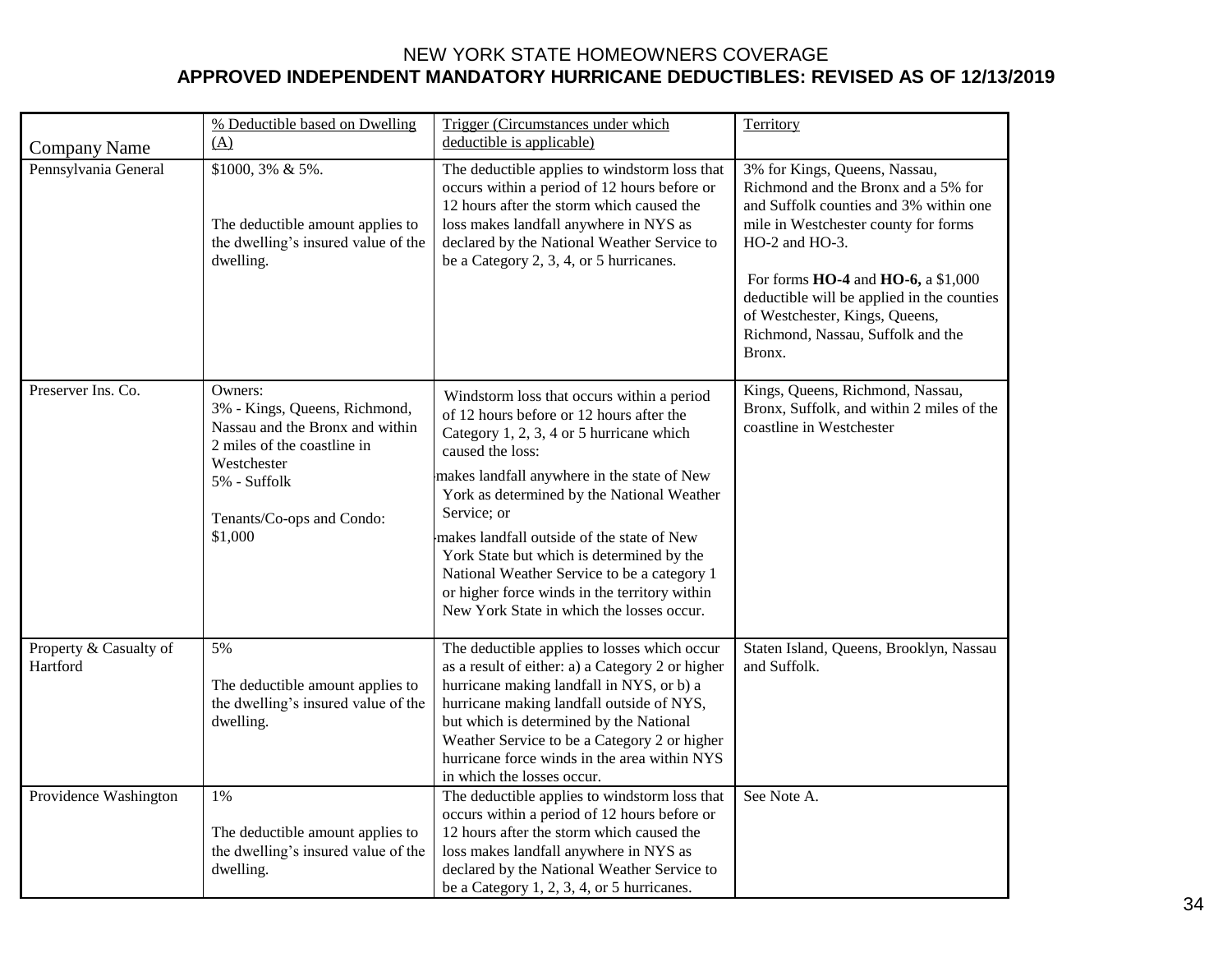NEW YORK STATE HOMEOWNERS COVERAGE

**APPROVED INDEPENDENT MANDATORY HURRICANE DEDUCTIBLES: REVISED AS OF 12/13/2019**

| Company Name | % Deductible based on Dwelling (A) | Trigger (Circumstances under which deductible is applicable) | Territory |
|---|---|---|---|
| Pennsylvania General | $1000, 3% & 5%.<br><br>The deductible amount applies to the dwelling's insured value of the dwelling. | The deductible applies to windstorm loss that occurs within a period of 12 hours before or 12 hours after the storm which caused the loss makes landfall anywhere in NYS as declared by the National Weather Service to be a Category 2, 3, 4, or 5 hurricanes. | 3% for Kings, Queens, Nassau, Richmond and the Bronx and a 5% for and Suffolk counties and 3% within one mile in Westchester county for forms HO-2 and HO-3.<br><br>For forms **HO-4** and **HO-6,** a $1,000 deductible will be applied in the counties of Westchester, Kings, Queens, Richmond, Nassau, Suffolk and the Bronx. |
| Preserver Ins. Co. | Owners:<br>3% - Kings, Queens, Richmond, Nassau and the Bronx and within 2 miles of the coastline in Westchester<br>5% - Suffolk<br><br>Tenants/Co-ops and Condo:<br>$1,000 | Windstorm loss that occurs within a period of 12 hours before or 12 hours after the Category 1, 2, 3, 4 or 5 hurricane which caused the loss:<br>-makes landfall anywhere in the state of New York as determined by the National Weather Service; or<br>-makes landfall outside of the state of New York State but which is determined by the National Weather Service to be a category 1 or higher force winds in the territory within New York State in which the losses occur. | Kings, Queens, Richmond, Nassau, Bronx, Suffolk, and within 2 miles of the coastline in Westchester |
| Property & Casualty of Hartford | 5%<br><br>The deductible amount applies to the dwelling's insured value of the dwelling. | The deductible applies to losses which occur as a result of either: a) a Category 2 or higher hurricane making landfall in NYS, or b) a hurricane making landfall outside of NYS, but which is determined by the National Weather Service to be a Category 2 or higher hurricane force winds in the area within NYS in which the losses occur. | Staten Island, Queens, Brooklyn, Nassau and Suffolk. |
| Providence Washington | 1%<br><br>The deductible amount applies to the dwelling's insured value of the dwelling. | The deductible applies to windstorm loss that occurs within a period of 12 hours before or 12 hours after the storm which caused the loss makes landfall anywhere in NYS as declared by the National Weather Service to be a Category 1, 2, 3, 4, or 5 hurricanes. | See Note A. |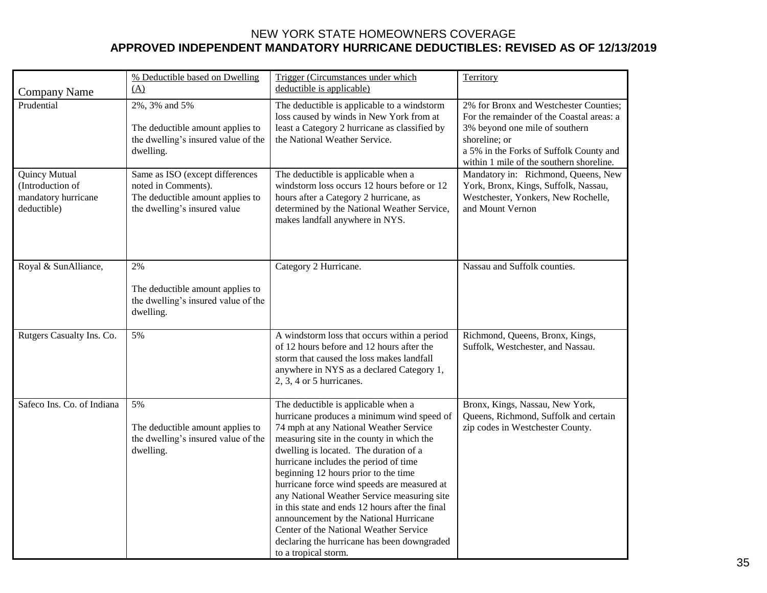NEW YORK STATE HOMEOWNERS COVERAGE

**APPROVED INDEPENDENT MANDATORY HURRICANE DEDUCTIBLES: REVISED AS OF 12/13/2019**

| Company Name | % Deductible based on Dwelling (A) | Trigger (Circumstances under which deductible is applicable) | Territory |
|---|---|---|---|
| Prudential | 2%, 3% and 5%<br><br>The deductible amount applies to the dwelling's insured value of the dwelling. | The deductible is applicable to a windstorm loss caused by winds in New York from at least a Category 2 hurricane as classified by the National Weather Service. | 2% for Bronx and Westchester Counties; For the remainder of the Coastal areas: a 3% beyond one mile of southern shoreline; or<br>a 5% in the Forks of Suffolk County and within 1 mile of the southern shoreline. |
| Quincy Mutual (Introduction of mandatory hurricane deductible) | Same as ISO (except differences noted in Comments).<br>The deductible amount applies to the dwelling's insured value | The deductible is applicable when a windstorm loss occurs 12 hours before or 12 hours after a Category 2 hurricane, as determined by the National Weather Service, makes landfall anywhere in NYS. | Mandatory in: Richmond, Queens, New York, Bronx, Kings, Suffolk, Nassau, Westchester, Yonkers, New Rochelle, and Mount Vernon |
| Royal & SunAlliance, | 2%<br><br>The deductible amount applies to the dwelling's insured value of the dwelling. | Category 2 Hurricane. | Nassau and Suffolk counties. |
| Rutgers Casualty Ins. Co. | 5% | A windstorm loss that occurs within a period of 12 hours before and 12 hours after the storm that caused the loss makes landfall anywhere in NYS as a declared Category 1, 2, 3, 4 or 5 hurricanes. | Richmond, Queens, Bronx, Kings, Suffolk, Westchester, and Nassau. |
| Safeco Ins. Co. of Indiana | 5%<br><br>The deductible amount applies to the dwelling's insured value of the dwelling. | The deductible is applicable when a hurricane produces a minimum wind speed of 74 mph at any National Weather Service measuring site in the county in which the dwelling is located. The duration of a hurricane includes the period of time beginning 12 hours prior to the time hurricane force wind speeds are measured at any National Weather Service measuring site in this state and ends 12 hours after the final announcement by the National Hurricane Center of the National Weather Service declaring the hurricane has been downgraded to a tropical storm. | Bronx, Kings, Nassau, New York, Queens, Richmond, Suffolk and certain zip codes in Westchester County. |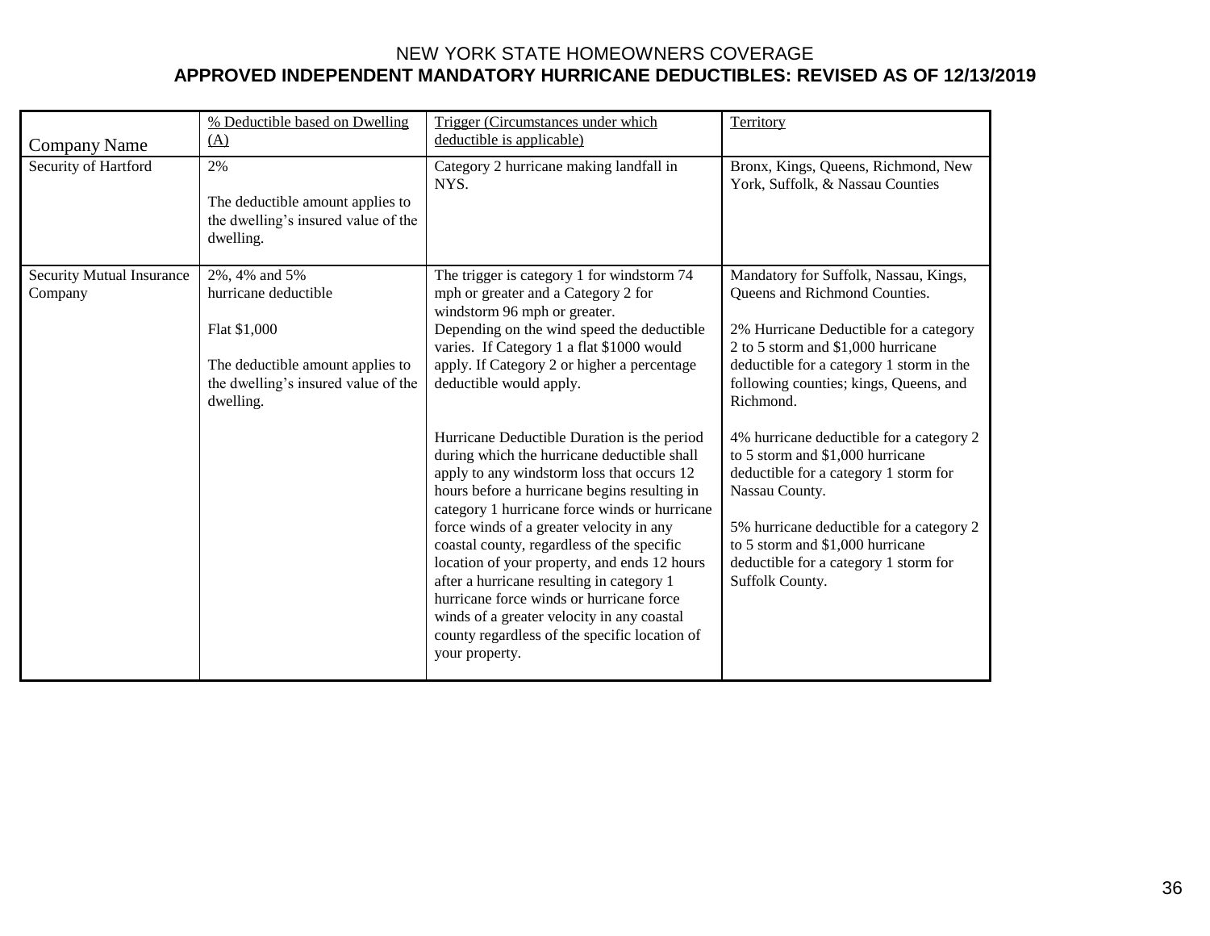# NEW YORK STATE HOMEOWNERS COVERAGE

## APPROVED INDEPENDENT MANDATORY HURRICANE DEDUCTIBLES: REVISED AS OF 12/13/2019

| Company Name | % Deductible based on Dwelling (A) | Trigger (Circumstances under which deductible is applicable) | Territory |
|---|---|---|---|
| Security of Hartford | 2%<br><br>The deductible amount applies to the dwelling's insured value of the dwelling. | Category 2 hurricane making landfall in NYS. | Bronx, Kings, Queens, Richmond, New York, Suffolk, & Nassau Counties |
| Security Mutual Insurance Company | 2%, 4% and 5% hurricane deductible<br><br>Flat $1,000<br><br>The deductible amount applies to the dwelling's insured value of the dwelling. | The trigger is category 1 for windstorm 74 mph or greater and a Category 2 for windstorm 96 mph or greater.<br>Depending on the wind speed the deductible varies. If Category 1 a flat $1000 would apply. If Category 2 or higher a percentage deductible would apply.<br><br>Hurricane Deductible Duration is the period during which the hurricane deductible shall apply to any windstorm loss that occurs 12 hours before a hurricane begins resulting in category 1 hurricane force winds or hurricane force winds of a greater velocity in any coastal county, regardless of the specific location of your property, and ends 12 hours after a hurricane resulting in category 1 hurricane force winds or hurricane force winds of a greater velocity in any coastal county regardless of the specific location of your property. | Mandatory for Suffolk, Nassau, Kings, Queens and Richmond Counties.<br><br>2% Hurricane Deductible for a category 2 to 5 storm and $1,000 hurricane deductible for a category 1 storm in the following counties; kings, Queens, and Richmond.<br><br>4% hurricane deductible for a category 2 to 5 storm and $1,000 hurricane deductible for a category 1 storm for Nassau County.<br><br>5% hurricane deductible for a category 2 to 5 storm and $1,000 hurricane deductible for a category 1 storm for Suffolk County. |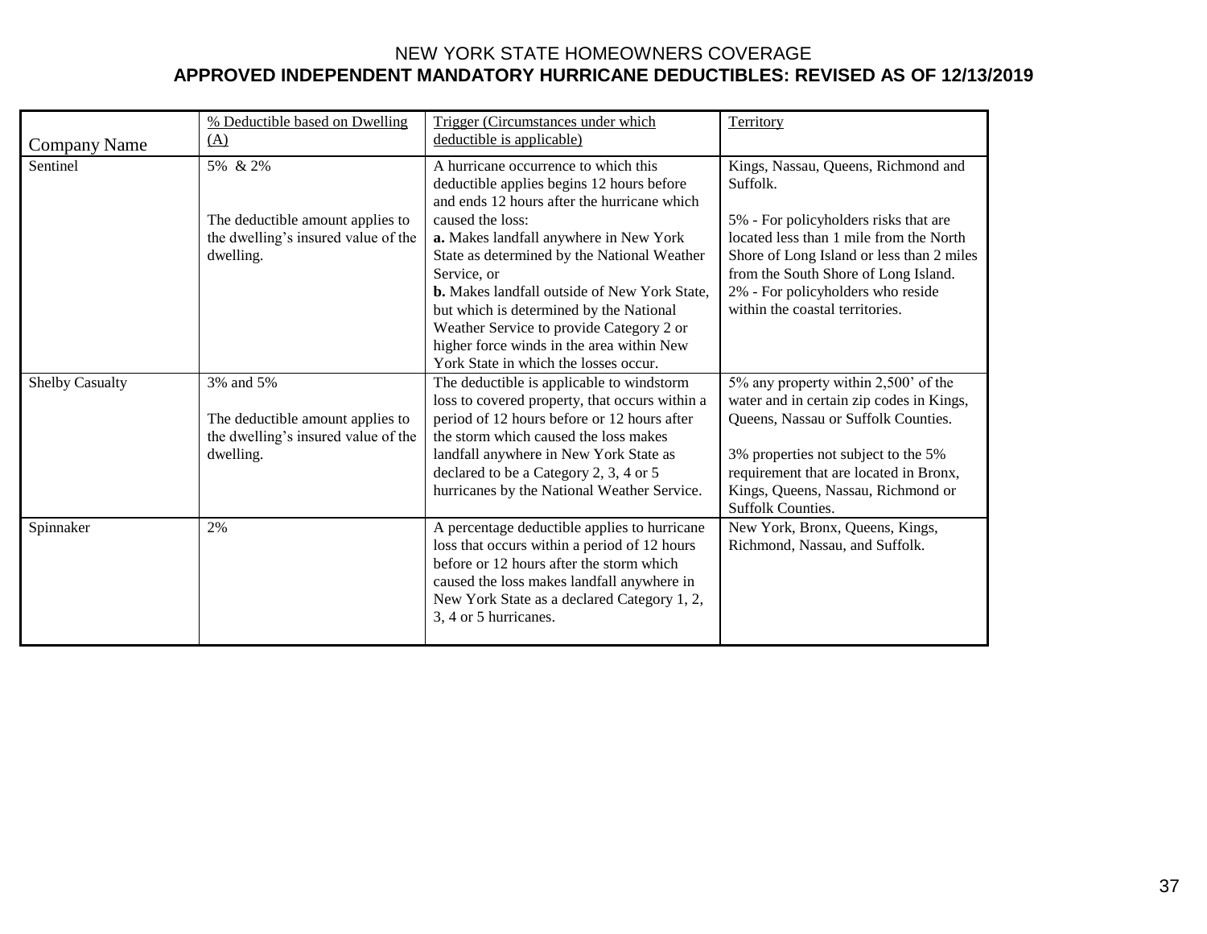# NEW YORK STATE HOMEOWNERS COVERAGE

## APPROVED INDEPENDENT MANDATORY HURRICANE DEDUCTIBLES: REVISED AS OF 12/13/2019

| Company Name | % Deductible based on Dwelling (A) | Trigger (Circumstances under which deductible is applicable) | Territory |
|---|---|---|---|
| Sentinel | 5% & 2%<br><br>The deductible amount applies to the dwelling's insured value of the dwelling. | A hurricane occurrence to which this deductible applies begins 12 hours before and ends 12 hours after the hurricane which caused the loss:<br>**a.** Makes landfall anywhere in New York State as determined by the National Weather Service, or<br>**b.** Makes landfall outside of New York State, but which is determined by the National Weather Service to provide Category 2 or higher force winds in the area within New York State in which the losses occur. | Kings, Nassau, Queens, Richmond and Suffolk.<br><br>5% - For policyholders risks that are located less than 1 mile from the North Shore of Long Island or less than 2 miles from the South Shore of Long Island.<br>2% - For policyholders who reside within the coastal territories. |
| Shelby Casualty | 3% and 5%<br><br>The deductible amount applies to the dwelling's insured value of the dwelling. | The deductible is applicable to windstorm loss to covered property, that occurs within a period of 12 hours before or 12 hours after the storm which caused the loss makes landfall anywhere in New York State as declared to be a Category 2, 3, 4 or 5 hurricanes by the National Weather Service. | 5% any property within 2,500' of the water and in certain zip codes in Kings, Queens, Nassau or Suffolk Counties.<br><br>3% properties not subject to the 5% requirement that are located in Bronx, Kings, Queens, Nassau, Richmond or Suffolk Counties. |
| Spinnaker | 2% | A percentage deductible applies to hurricane loss that occurs within a period of 12 hours before or 12 hours after the storm which caused the loss makes landfall anywhere in New York State as a declared Category 1, 2, 3, 4 or 5 hurricanes. | New York, Bronx, Queens, Kings, Richmond, Nassau, and Suffolk. |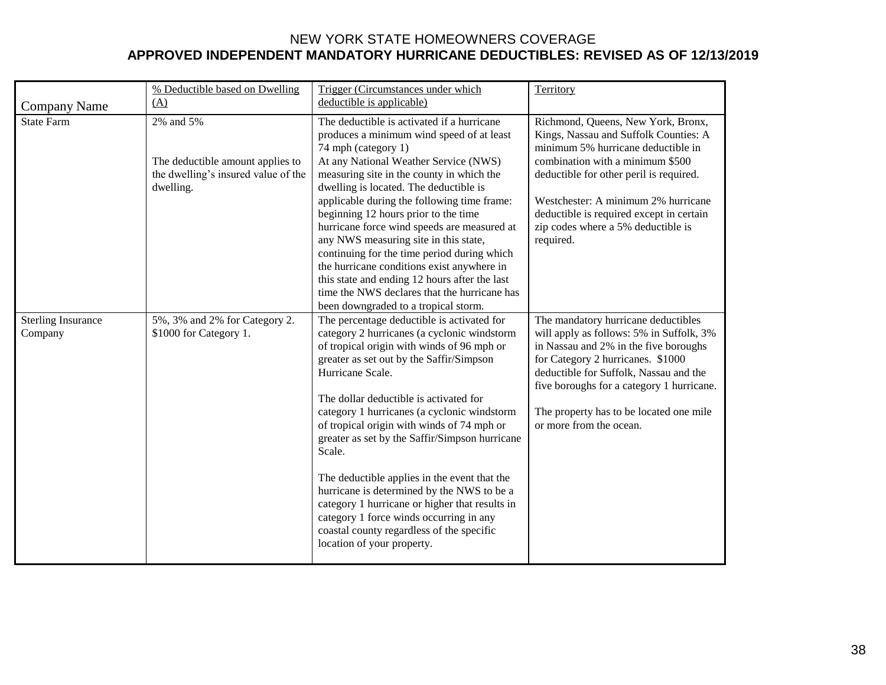NEW YORK STATE HOMEOWNERS COVERAGE

**APPROVED INDEPENDENT MANDATORY HURRICANE DEDUCTIBLES: REVISED AS OF 12/13/2019**

| Company Name | % Deductible based on Dwelling (A) | Trigger (Circumstances under which deductible is applicable) | Territory |
|---|---|---|---|
| State Farm | 2% and 5%<br><br>The deductible amount applies to the dwelling's insured value of the dwelling. | The deductible is activated if a hurricane produces a minimum wind speed of at least 74 mph (category 1)<br>At any National Weather Service (NWS) measuring site in the county in which the dwelling is located. The deductible is applicable during the following time frame: beginning 12 hours prior to the time hurricane force wind speeds are measured at any NWS measuring site in this state, continuing for the time period during which the hurricane conditions exist anywhere in this state and ending 12 hours after the last time the NWS declares that the hurricane has been downgraded to a tropical storm. | Richmond, Queens, New York, Bronx, Kings, Nassau and Suffolk Counties: A minimum 5% hurricane deductible in combination with a minimum $500 deductible for other peril is required.<br><br>Westchester: A minimum 2% hurricane deductible is required except in certain zip codes where a 5% deductible is required. |
| Sterling Insurance Company | 5%, 3% and 2% for Category 2. $1000 for Category 1. | The percentage deductible is activated for category 2 hurricanes (a cyclonic windstorm of tropical origin with winds of 96 mph or greater as set out by the Saffir/Simpson Hurricane Scale.<br><br>The dollar deductible is activated for category 1 hurricanes (a cyclonic windstorm of tropical origin with winds of 74 mph or greater as set by the Saffir/Simpson hurricane Scale.<br><br>The deductible applies in the event that the hurricane is determined by the NWS to be a category 1 hurricane or higher that results in category 1 force winds occurring in any coastal county regardless of the specific location of your property. | The mandatory hurricane deductibles will apply as follows: 5% in Suffolk, 3% in Nassau and 2% in the five boroughs for Category 2 hurricanes. $1000 deductible for Suffolk, Nassau and the five boroughs for a category 1 hurricane.<br><br>The property has to be located one mile or more from the ocean. |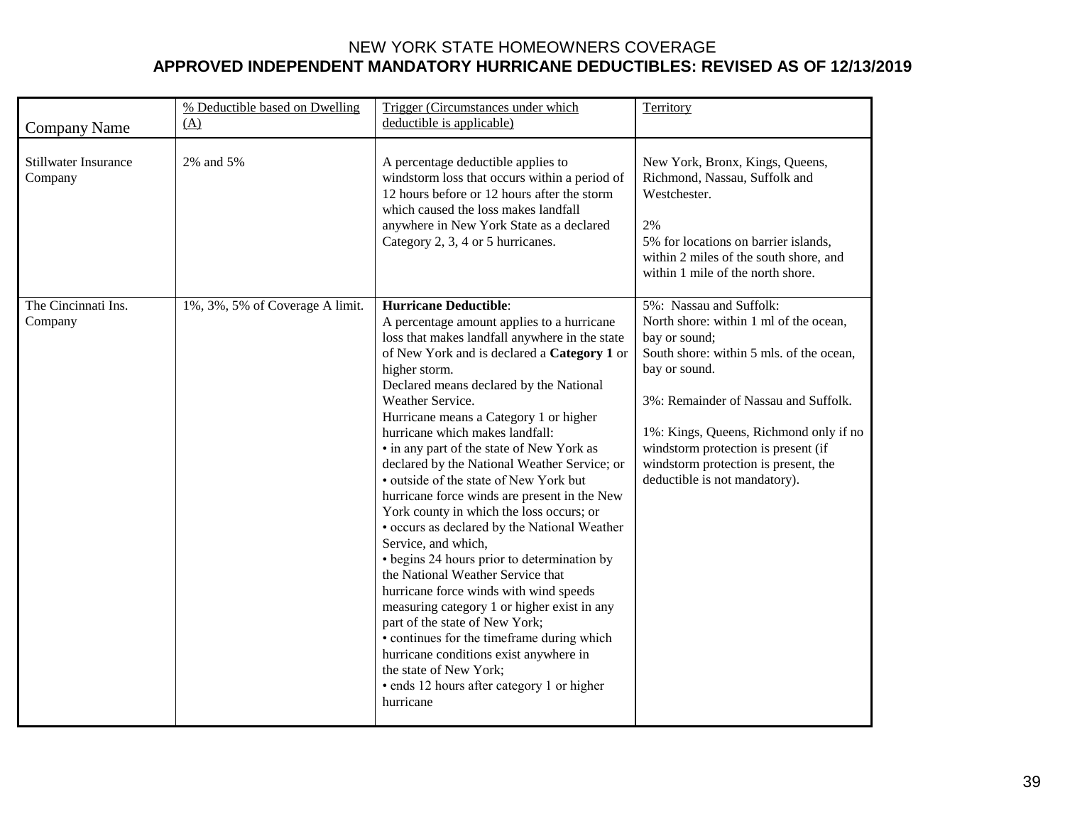NEW YORK STATE HOMEOWNERS COVERAGE

**APPROVED INDEPENDENT MANDATORY HURRICANE DEDUCTIBLES: REVISED AS OF 12/13/2019**

| Company Name | % Deductible based on Dwelling (A) | Trigger (Circumstances under which deductible is applicable) | Territory |
|---|---|---|---|
| Stillwater Insurance Company | 2% and 5% | A percentage deductible applies to windstorm loss that occurs within a period of 12 hours before or 12 hours after the storm which caused the loss makes landfall anywhere in New York State as a declared Category 2, 3, 4 or 5 hurricanes. | New York, Bronx, Kings, Queens, Richmond, Nassau, Suffolk and Westchester.<br><br>2%<br>5% for locations on barrier islands, within 2 miles of the south shore, and within 1 mile of the north shore. |
| The Cincinnati Ins. Company | 1%, 3%, 5% of Coverage A limit. | **Hurricane Deductible**:<br>A percentage amount applies to a hurricane loss that makes landfall anywhere in the state of New York and is declared a **Category 1** or higher storm.<br>Declared means declared by the National Weather Service.<br>Hurricane means a Category 1 or higher hurricane which makes landfall:<br>• in any part of the state of New York as declared by the National Weather Service; or<br>• outside of the state of New York but hurricane force winds are present in the New York county in which the loss occurs; or<br>• occurs as declared by the National Weather Service, and which,<br>• begins 24 hours prior to determination by the National Weather Service that hurricane force winds with wind speeds measuring category 1 or higher exist in any part of the state of New York;<br>• continues for the timeframe during which hurricane conditions exist anywhere in the state of New York;<br>• ends 12 hours after category 1 or higher hurricane | 5%: Nassau and Suffolk:<br>North shore: within 1 ml of the ocean, bay or sound;<br>South shore: within 5 mls. of the ocean, bay or sound.<br><br>3%: Remainder of Nassau and Suffolk.<br><br>1%: Kings, Queens, Richmond only if no windstorm protection is present (if windstorm protection is present, the deductible is not mandatory). |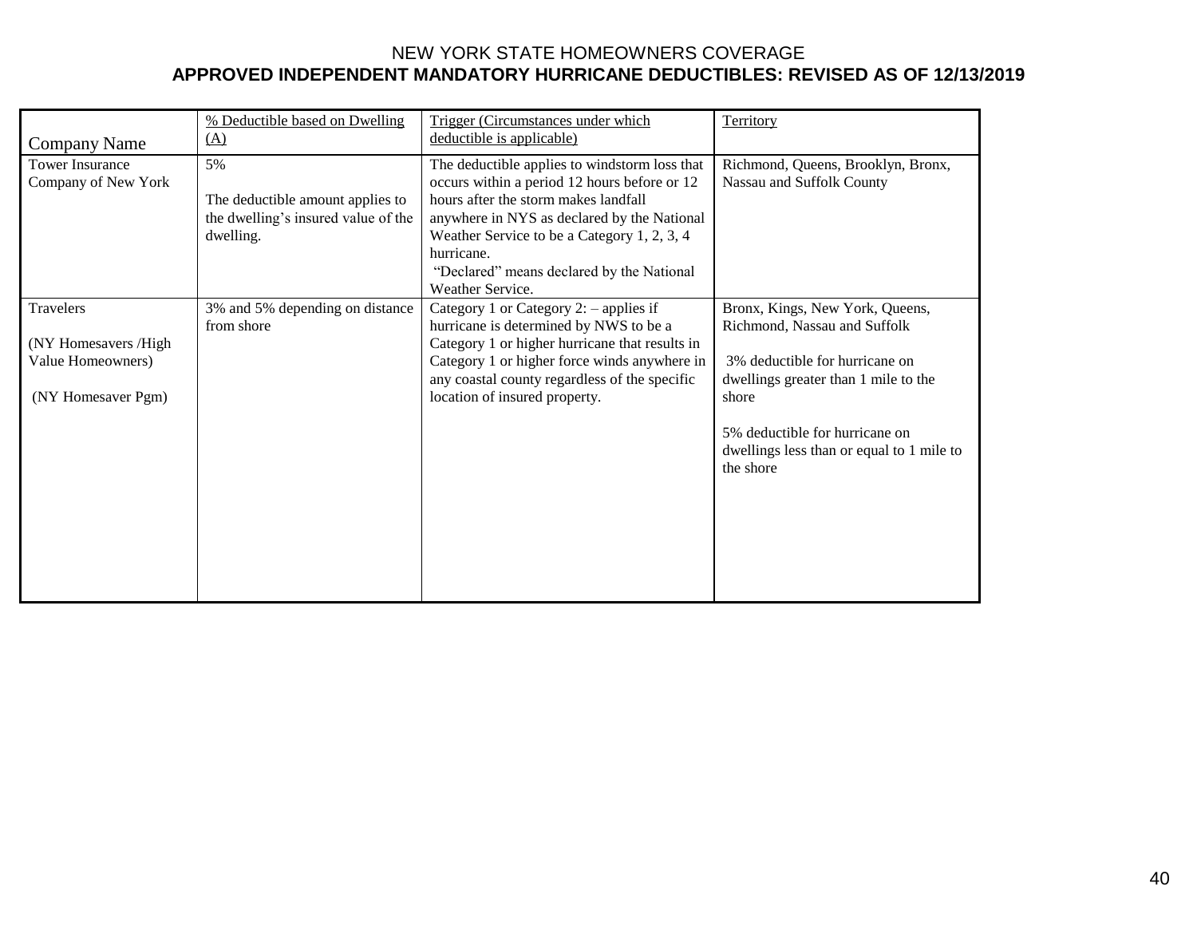NEW YORK STATE HOMEOWNERS COVERAGE

**APPROVED INDEPENDENT MANDATORY HURRICANE DEDUCTIBLES: REVISED AS OF 12/13/2019**

| Company Name | % Deductible based on Dwelling (A) | Trigger (Circumstances under which deductible is applicable) | Territory |
|---|---|---|---|
| Tower Insurance Company of New York | 5%<br><br>The deductible amount applies to the dwelling's insured value of the dwelling. | The deductible applies to windstorm loss that occurs within a period 12 hours before or 12 hours after the storm makes landfall anywhere in NYS as declared by the National Weather Service to be a Category 1, 2, 3, 4 hurricane.<br>"Declared" means declared by the National Weather Service. | Richmond, Queens, Brooklyn, Bronx, Nassau and Suffolk County |
| Travelers<br><br>(NY Homesavers /High Value Homeowners)<br><br>(NY Homesaver Pgm) | 3% and 5% depending on distance from shore | Category 1 or Category 2: – applies if hurricane is determined by NWS to be a Category 1 or higher hurricane that results in Category 1 or higher force winds anywhere in any coastal county regardless of the specific location of insured property. | Bronx, Kings, New York, Queens, Richmond, Nassau and Suffolk<br><br>3% deductible for hurricane on dwellings greater than 1 mile to the shore<br><br>5% deductible for hurricane on dwellings less than or equal to 1 mile to the shore |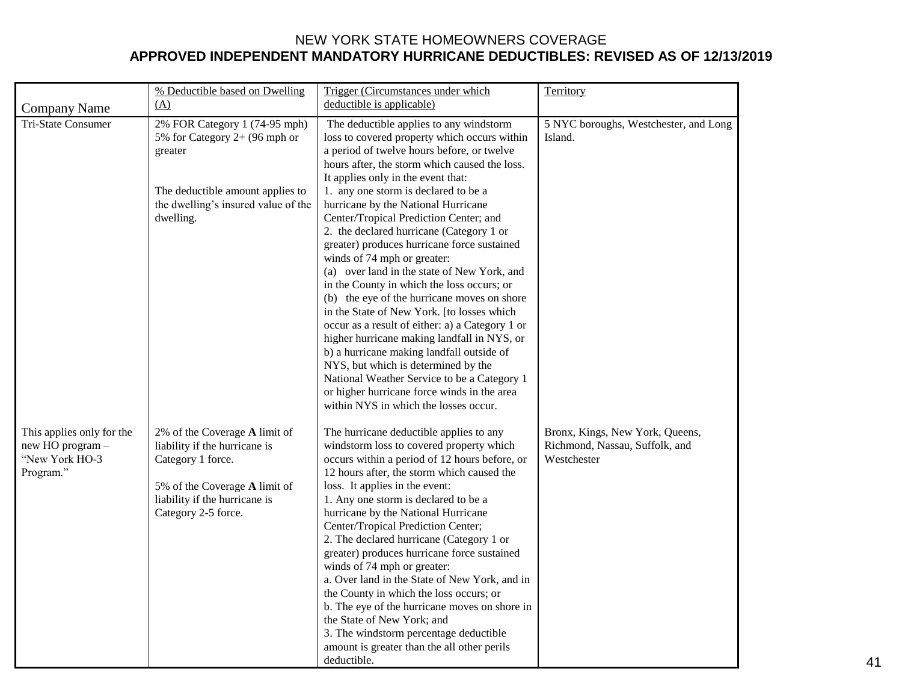# NEW YORK STATE HOMEOWNERS COVERAGE

## APPROVED INDEPENDENT MANDATORY HURRICANE DEDUCTIBLES: REVISED AS OF 12/13/2019

| Company Name | % Deductible based on Dwelling (A) | Trigger (Circumstances under which deductible is applicable) | Territory |
|---|---|---|---|
| Tri-State Consumer | 2% FOR Category 1 (74-95 mph) 5% for Category 2+ (96 mph or greater<br><br>The deductible amount applies to the dwelling's insured value of the dwelling. | The deductible applies to any windstorm loss to covered property which occurs within a period of twelve hours before, or twelve hours after, the storm which caused the loss. It applies only in the event that:<br>1. any one storm is declared to be a hurricane by the National Hurricane Center/Tropical Prediction Center; and<br>2. the declared hurricane (Category 1 or greater) produces hurricane force sustained winds of 74 mph or greater:<br>(a) over land in the state of New York, and in the County in which the loss occurs; or<br>(b) the eye of the hurricane moves on shore in the State of New York. [to losses which occur as a result of either: a) a Category 1 or higher hurricane making landfall in NYS, or b) a hurricane making landfall outside of NYS, but which is determined by the National Weather Service to be a Category 1 or higher hurricane force winds in the area within NYS in which the losses occur. | 5 NYC boroughs, Westchester, and Long Island. |
| This applies only for the new HO program – "New York HO-3 Program." | 2% of the Coverage **A** limit of liability if the hurricane is Category 1 force.<br><br>5% of the Coverage **A** limit of liability if the hurricane is Category 2-5 force. | The hurricane deductible applies to any windstorm loss to covered property which occurs within a period of 12 hours before, or 12 hours after, the storm which caused the loss. It applies in the event:<br>1. Any one storm is declared to be a hurricane by the National Hurricane Center/Tropical Prediction Center;<br>2. The declared hurricane (Category 1 or greater) produces hurricane force sustained winds of 74 mph or greater:<br>a. Over land in the State of New York, and in the County in which the loss occurs; or<br>b. The eye of the hurricane moves on shore in the State of New York; and<br>3. The windstorm percentage deductible amount is greater than the all other perils deductible. | Bronx, Kings, New York, Queens, Richmond, Nassau, Suffolk, and Westchester |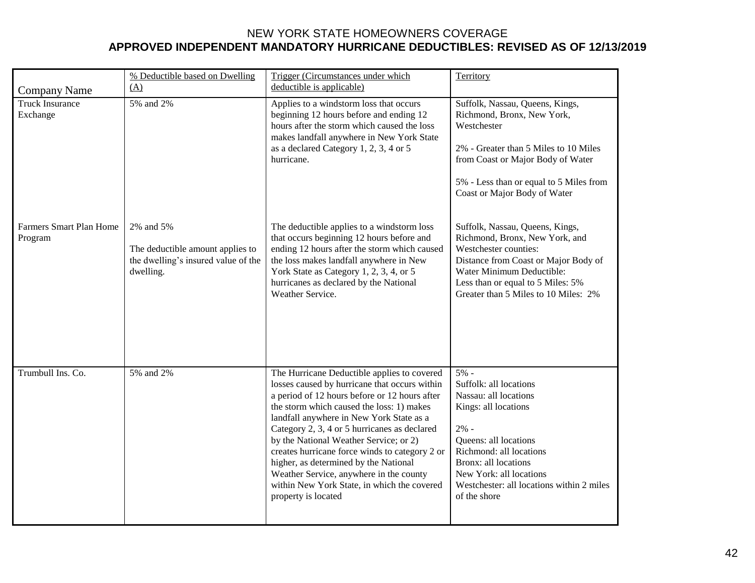NEW YORK STATE HOMEOWNERS COVERAGE

**APPROVED INDEPENDENT MANDATORY HURRICANE DEDUCTIBLES: REVISED AS OF 12/13/2019**

| Company Name | % Deductible based on Dwelling (A) | Trigger (Circumstances under which deductible is applicable) | Territory |
|---|---|---|---|
| Truck Insurance Exchange | 5% and 2% | Applies to a windstorm loss that occurs beginning 12 hours before and ending 12 hours after the storm which caused the loss makes landfall anywhere in New York State as a declared Category 1, 2, 3, 4 or 5 hurricane. | Suffolk, Nassau, Queens, Kings, Richmond, Bronx, New York, Westchester<br><br>2% - Greater than 5 Miles to 10 Miles from Coast or Major Body of Water<br><br>5% - Less than or equal to 5 Miles from Coast or Major Body of Water |
| Farmers Smart Plan Home Program | 2% and 5%<br><br>The deductible amount applies to the dwelling's insured value of the dwelling. | The deductible applies to a windstorm loss that occurs beginning 12 hours before and ending 12 hours after the storm which caused the loss makes landfall anywhere in New York State as Category 1, 2, 3, 4, or 5 hurricanes as declared by the National Weather Service. | Suffolk, Nassau, Queens, Kings, Richmond, Bronx, New York, and Westchester counties:<br>Distance from Coast or Major Body of Water Minimum Deductible:<br>Less than or equal to 5 Miles: 5%<br>Greater than 5 Miles to 10 Miles: 2% |
| Trumbull Ins. Co. | 5% and 2% | The Hurricane Deductible applies to covered losses caused by hurricane that occurs within a period of 12 hours before or 12 hours after the storm which caused the loss: 1) makes landfall anywhere in New York State as a Category 2, 3, 4 or 5 hurricanes as declared by the National Weather Service; or 2) creates hurricane force winds to category 2 or higher, as determined by the National Weather Service, anywhere in the county within New York State, in which the covered property is located | 5% -<br>Suffolk: all locations<br>Nassau: all locations<br>Kings: all locations<br><br>2% -<br>Queens: all locations<br>Richmond: all locations<br>Bronx: all locations<br>New York: all locations<br>Westchester: all locations within 2 miles of the shore |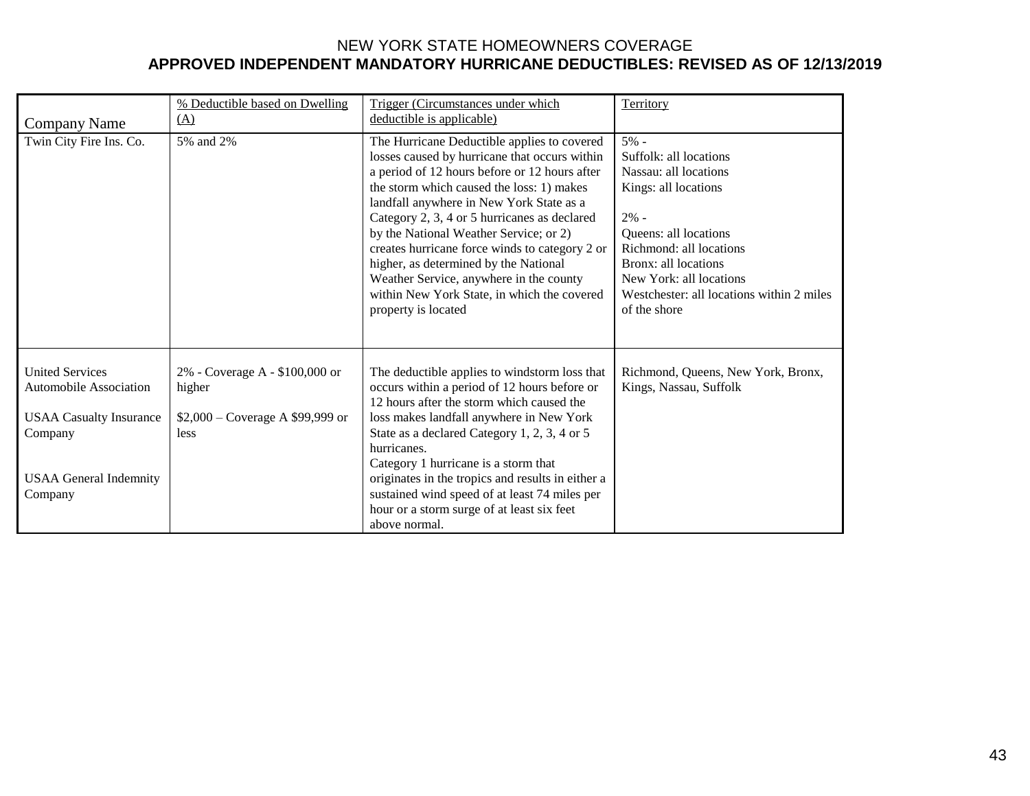NEW YORK STATE HOMEOWNERS COVERAGE

**APPROVED INDEPENDENT MANDATORY HURRICANE DEDUCTIBLES: REVISED AS OF 12/13/2019**

| Company Name | % Deductible based on Dwelling (A) | Trigger (Circumstances under which deductible is applicable) | Territory |
|---|---|---|---|
| Twin City Fire Ins. Co. | 5% and 2% | The Hurricane Deductible applies to covered losses caused by hurricane that occurs within a period of 12 hours before or 12 hours after the storm which caused the loss: 1) makes landfall anywhere in New York State as a Category 2, 3, 4 or 5 hurricanes as declared by the National Weather Service; or 2) creates hurricane force winds to category 2 or higher, as determined by the National Weather Service, anywhere in the county within New York State, in which the covered property is located | 5% -<br>Suffolk: all locations<br>Nassau: all locations<br>Kings: all locations<br><br>2% -<br>Queens: all locations<br>Richmond: all locations<br>Bronx: all locations<br>New York: all locations<br>Westchester: all locations within 2 miles of the shore |
| United Services Automobile Association<br><br>USAA Casualty Insurance Company<br><br>USAA General Indemnity Company | 2% - Coverage A - $100,000 or higher<br><br>$2,000 – Coverage A $99,999 or less | The deductible applies to windstorm loss that occurs within a period of 12 hours before or 12 hours after the storm which caused the loss makes landfall anywhere in New York State as a declared Category 1, 2, 3, 4 or 5 hurricanes.<br>Category 1 hurricane is a storm that originates in the tropics and results in either a sustained wind speed of at least 74 miles per hour or a storm surge of at least six feet above normal. | Richmond, Queens, New York, Bronx, Kings, Nassau, Suffolk |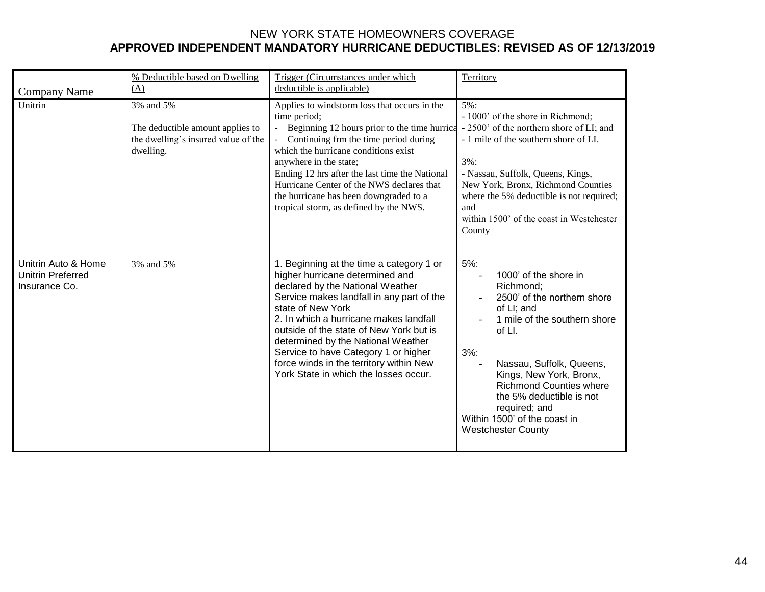# NEW YORK STATE HOMEOWNERS COVERAGE

## APPROVED INDEPENDENT MANDATORY HURRICANE DEDUCTIBLES: REVISED AS OF 12/13/2019

| Company Name | % Deductible based on Dwelling (A) | Trigger (Circumstances under which deductible is applicable) | Territory |
|---|---|---|---|
| Unitrin | 3% and 5%<br><br>The deductible amount applies to the dwelling's insured value of the dwelling. | Applies to windstorm loss that occurs in the time period;<br>- Beginning 12 hours prior to the time hurrica<br>- Continuing frm the time period during which the hurricane conditions exist anywhere in the state;<br>Ending 12 hrs after the last time the National Hurricane Center of the NWS declares that the hurricane has been downgraded to a tropical storm, as defined by the NWS. | 5%:<br>- 1000' of the shore in Richmond;<br>- 2500' of the northern shore of LI; and<br>- 1 mile of the southern shore of LI.<br><br>3%:<br>- Nassau, Suffolk, Queens, Kings, New York, Bronx, Richmond Counties where the 5% deductible is not required; and<br>within 1500' of the coast in Westchester County |
| Unitrin Auto & Home Unitrin Preferred Insurance Co. | 3% and 5% | 1. Beginning at the time a category 1 or higher hurricane determined and declared by the National Weather Service makes landfall in any part of the state of New York<br>2. In which a hurricane makes landfall outside of the state of New York but is determined by the National Weather Service to have Category 1 or higher force winds in the territory within New York State in which the losses occur. | 5%:<br>- 1000' of the shore in Richmond;<br>- 2500' of the northern shore of LI; and<br>- 1 mile of the southern shore of LI.<br><br>3%:<br>- Nassau, Suffolk, Queens, Kings, New York, Bronx, Richmond Counties where the 5% deductible is not required; and<br>Within 1500' of the coast in Westchester County |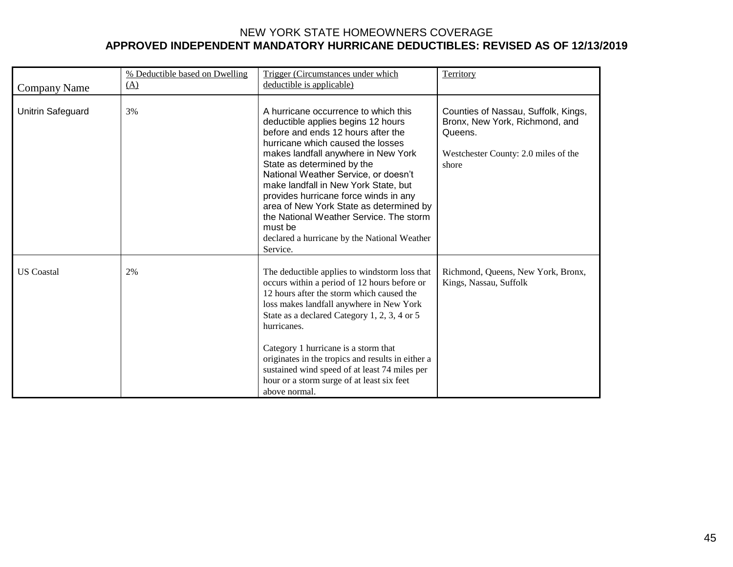# NEW YORK STATE HOMEOWNERS COVERAGE

## APPROVED INDEPENDENT MANDATORY HURRICANE DEDUCTIBLES: REVISED AS OF 12/13/2019

| Company Name | % Deductible based on Dwelling (A) | Trigger (Circumstances under which deductible is applicable) | Territory |
|---|---|---|---|
| Unitrin Safeguard | 3% | A hurricane occurrence to which this deductible applies begins 12 hours before and ends 12 hours after the hurricane which caused the losses makes landfall anywhere in New York State as determined by the National Weather Service, or doesn't make landfall in New York State, but provides hurricane force winds in any area of New York State as determined by the National Weather Service. The storm must be declared a hurricane by the National Weather Service. | Counties of Nassau, Suffolk, Kings, Bronx, New York, Richmond, and Queens.<br><br>Westchester County: 2.0 miles of the shore |
| US Coastal | 2% | The deductible applies to windstorm loss that occurs within a period of 12 hours before or 12 hours after the storm which caused the loss makes landfall anywhere in New York State as a declared Category 1, 2, 3, 4 or 5 hurricanes.<br><br>Category 1 hurricane is a storm that originates in the tropics and results in either a sustained wind speed of at least 74 miles per hour or a storm surge of at least six feet above normal. | Richmond, Queens, New York, Bronx, Kings, Nassau, Suffolk |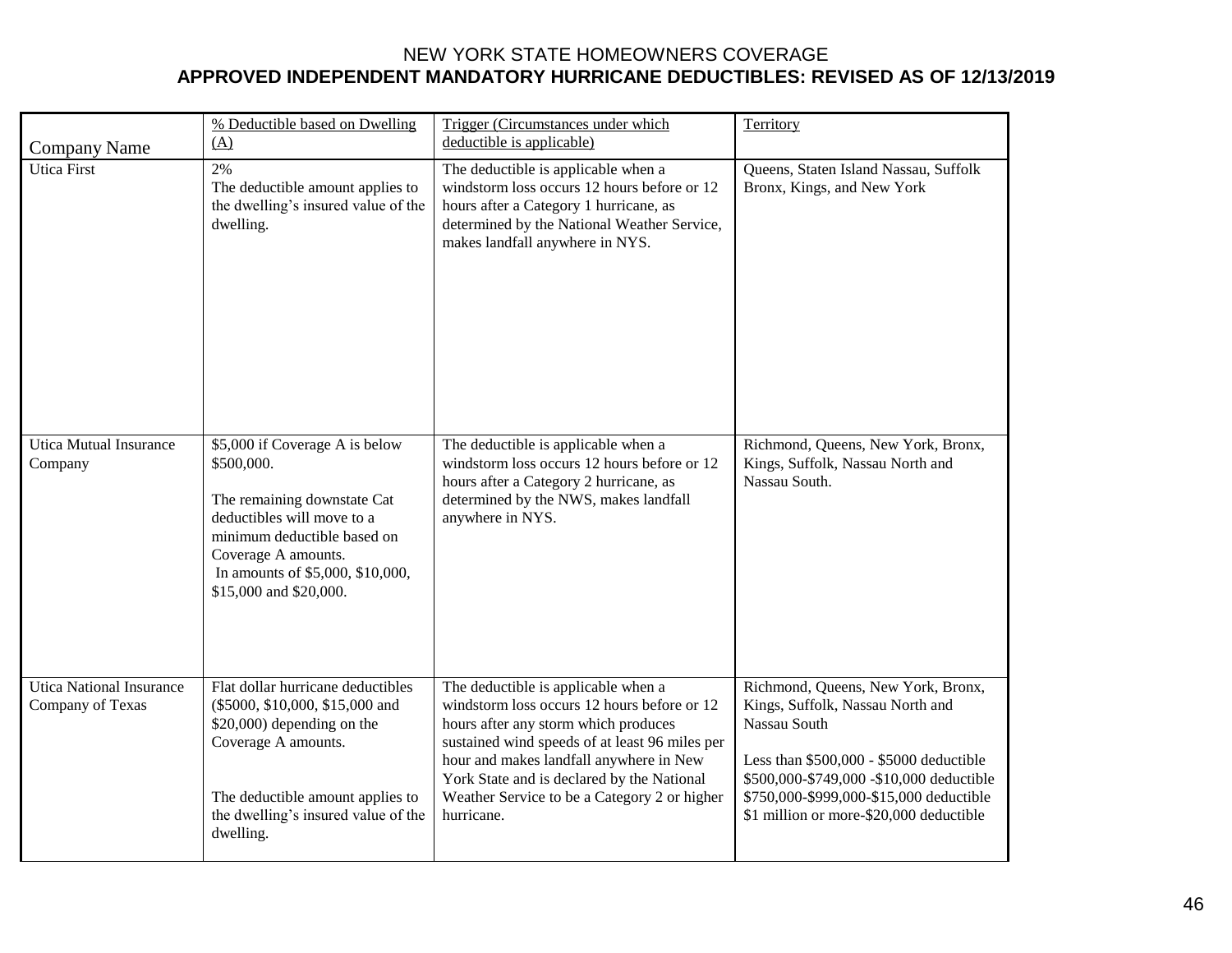NEW YORK STATE HOMEOWNERS COVERAGE

**APPROVED INDEPENDENT MANDATORY HURRICANE DEDUCTIBLES: REVISED AS OF 12/13/2019**

| Company Name | % Deductible based on Dwelling (A) | Trigger (Circumstances under which deductible is applicable) | Territory |
|---|---|---|---|
| Utica First | 2%<br>The deductible amount applies to the dwelling's insured value of the dwelling. | The deductible is applicable when a windstorm loss occurs 12 hours before or 12 hours after a Category 1 hurricane, as determined by the National Weather Service, makes landfall anywhere in NYS. | Queens, Staten Island Nassau, Suffolk Bronx, Kings, and New York |
| Utica Mutual Insurance Company | $5,000 if Coverage A is below $500,000.<br><br>The remaining downstate Cat deductibles will move to a minimum deductible based on Coverage A amounts.<br>In amounts of $5,000, $10,000, $15,000 and $20,000. | The deductible is applicable when a windstorm loss occurs 12 hours before or 12 hours after a Category 2 hurricane, as determined by the NWS, makes landfall anywhere in NYS. | Richmond, Queens, New York, Bronx, Kings, Suffolk, Nassau North and Nassau South. |
| Utica National Insurance Company of Texas | Flat dollar hurricane deductibles ($5000, $10,000, $15,000 and $20,000) depending on the Coverage A amounts.<br><br>The deductible amount applies to the dwelling's insured value of the dwelling. | The deductible is applicable when a windstorm loss occurs 12 hours before or 12 hours after any storm which produces sustained wind speeds of at least 96 miles per hour and makes landfall anywhere in New York State and is declared by the National Weather Service to be a Category 2 or higher hurricane. | Richmond, Queens, New York, Bronx, Kings, Suffolk, Nassau North and Nassau South<br><br>Less than $500,000 - $5000 deductible<br>$500,000-$749,000 -$10,000 deductible<br>$750,000-$999,000-$15,000 deductible<br>$1 million or more-$20,000 deductible |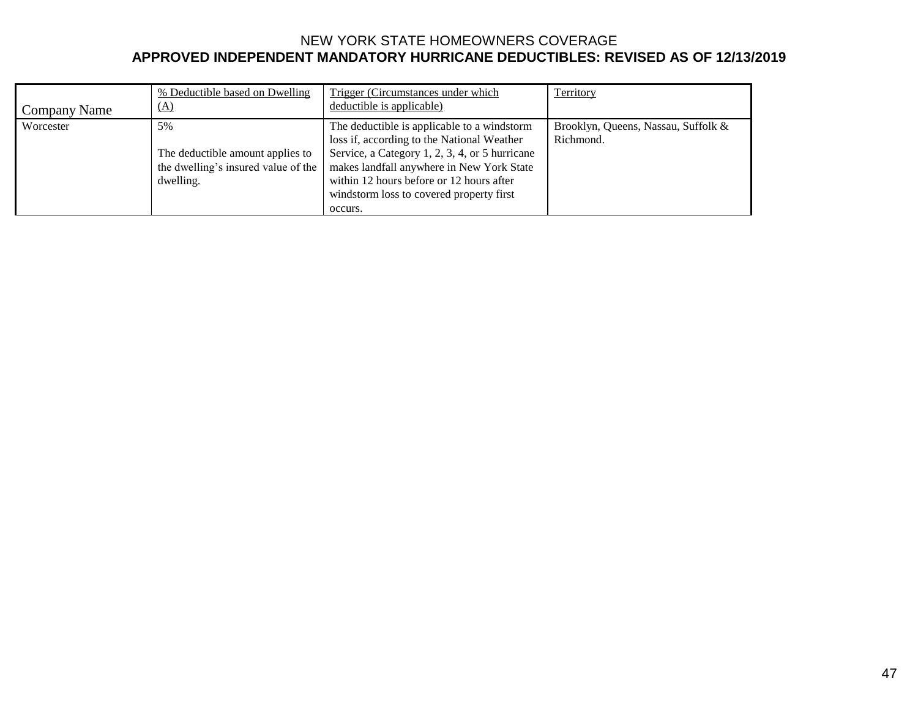NEW YORK STATE HOMEOWNERS COVERAGE

**APPROVED INDEPENDENT MANDATORY HURRICANE DEDUCTIBLES: REVISED AS OF 12/13/2019**

| Company Name | % Deductible based on Dwelling (A) | Trigger (Circumstances under which deductible is applicable) | Territory |
|---|---|---|---|
| Worcester | 5%<br><br>The deductible amount applies to the dwelling's insured value of the dwelling. | The deductible is applicable to a windstorm loss if, according to the National Weather Service, a Category 1, 2, 3, 4, or 5 hurricane makes landfall anywhere in New York State within 12 hours before or 12 hours after windstorm loss to covered property first occurs. | Brooklyn, Queens, Nassau, Suffolk & Richmond. |